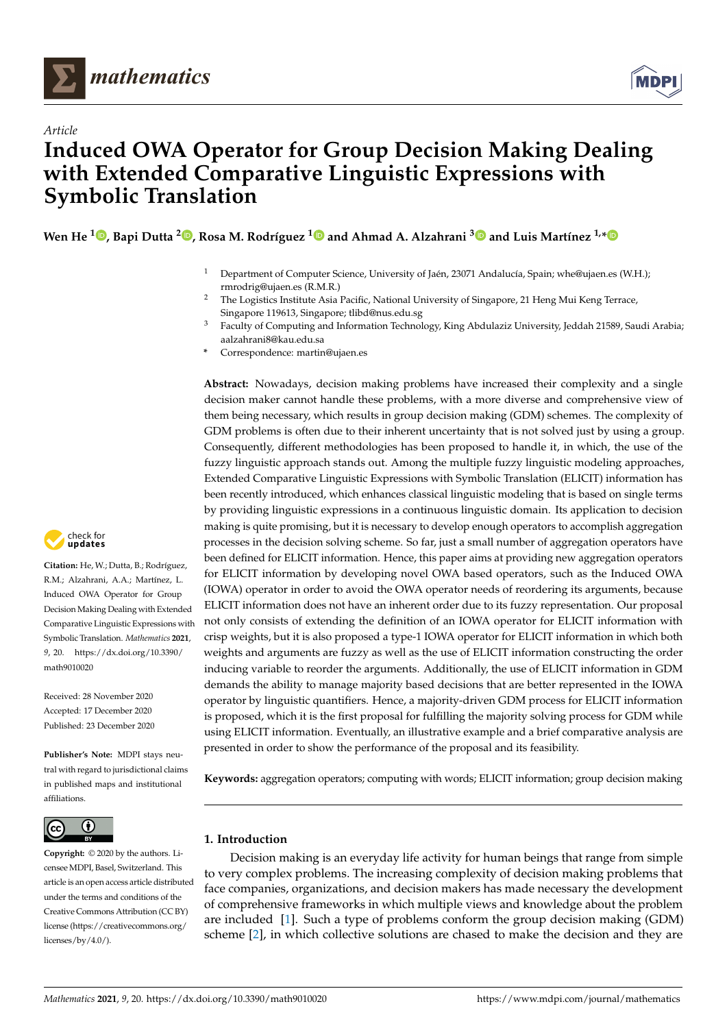*Article*

# Induced OWA Operator for Group Decision Making Dealing with Extended Comparative Linguistic Expressions with Symbolic Translation

**Wen He [1], Bapi Dutta [2], Rosa M. Rodríguez [1] and Ahmad A. Alzahrani [3] and Luis Martínez [1,*]**

[1] Department of Computer Science, University of Jaén, 23071 Andalucía, Spain; whe@ujaen.es (W.H.); rmrodrig@ujaen.es (R.M.R.)

[2] The Logistics Institute Asia Pacific, National University of Singapore, 21 Heng Mui Keng Terrace, Singapore 119613, Singapore; tlibd@nus.edu.sg

[3] Faculty of Computing and Information Technology, King Abdulaziz University, Jeddah 21589, Saudi Arabia; aalzahrani8@kau.edu.sa

\* Correspondence: martin@ujaen.es

**Abstract:** Nowadays, decision making problems have increased their complexity and a single decision maker cannot handle these problems, with a more diverse and comprehensive view of them being necessary, which results in group decision making (GDM) schemes. The complexity of GDM problems is often due to their inherent uncertainty that is not solved just by using a group. Consequently, different methodologies has been proposed to handle it, in which, the use of the fuzzy linguistic approach stands out. Among the multiple fuzzy linguistic modeling approaches, Extended Comparative Linguistic Expressions with Symbolic Translation (ELICIT) information has been recently introduced, which enhances classical linguistic modeling that is based on single terms by providing linguistic expressions in a continuous linguistic domain. Its application to decision making is quite promising, but it is necessary to develop enough operators to accomplish aggregation processes in the decision solving scheme. So far, just a small number of aggregation operators have been defined for ELICIT information. Hence, this paper aims at providing new aggregation operators for ELICIT information by developing novel OWA based operators, such as the Induced OWA (IOWA) operator in order to avoid the OWA operator needs of reordering its arguments, because ELICIT information does not have an inherent order due to its fuzzy representation. Our proposal not only consists of extending the definition of an IOWA operator for ELICIT information with crisp weights, but it is also proposed a type-1 IOWA operator for ELICIT information in which both weights and arguments are fuzzy as well as the use of ELICIT information constructing the order inducing variable to reorder the arguments. Additionally, the use of ELICIT information in GDM demands the ability to manage majority based decisions that are better represented in the IOWA operator by linguistic quantifiers. Hence, a majority-driven GDM process for ELICIT information is proposed, which is the first proposal for fulfilling the majority solving process for GDM while using ELICIT information. Eventually, an illustrative example and a brief comparative analysis are presented in order to show the performance of the proposal and its feasibility.

**Keywords:** aggregation operators; computing with words; ELICIT information; group decision making

**Citation:** He, W.; Dutta, B.; Rodríguez, R.M.; Alzahrani, A.A.; Martínez, L. Induced OWA Operator for Group Decision Making Dealing with Extended Comparative Linguistic Expressions with Symbolic Translation. *Mathematics* **2021**, *9*, 20. https://dx.doi.org/10.3390/math9010020

Received: 28 November 2020
Accepted: 17 December 2020
Published: 23 December 2020

**Publisher's Note:** MDPI stays neutral with regard to jurisdictional claims in published maps and institutional affiliations.

**Copyright:** © 2020 by the authors. Licensee MDPI, Basel, Switzerland. This article is an open access article distributed under the terms and conditions of the Creative Commons Attribution (CC BY) license (https://creativecommons.org/licenses/by/4.0/).

## 1. Introduction

Decision making is an everyday life activity for human beings that range from simple to very complex problems. The increasing complexity of decision making problems that face companies, organizations, and decision makers has made necessary the development of comprehensive frameworks in which multiple views and knowledge about the problem are included [1]. Such a type of problems conform the group decision making (GDM) scheme [2], in which collective solutions are chased to make the decision and they are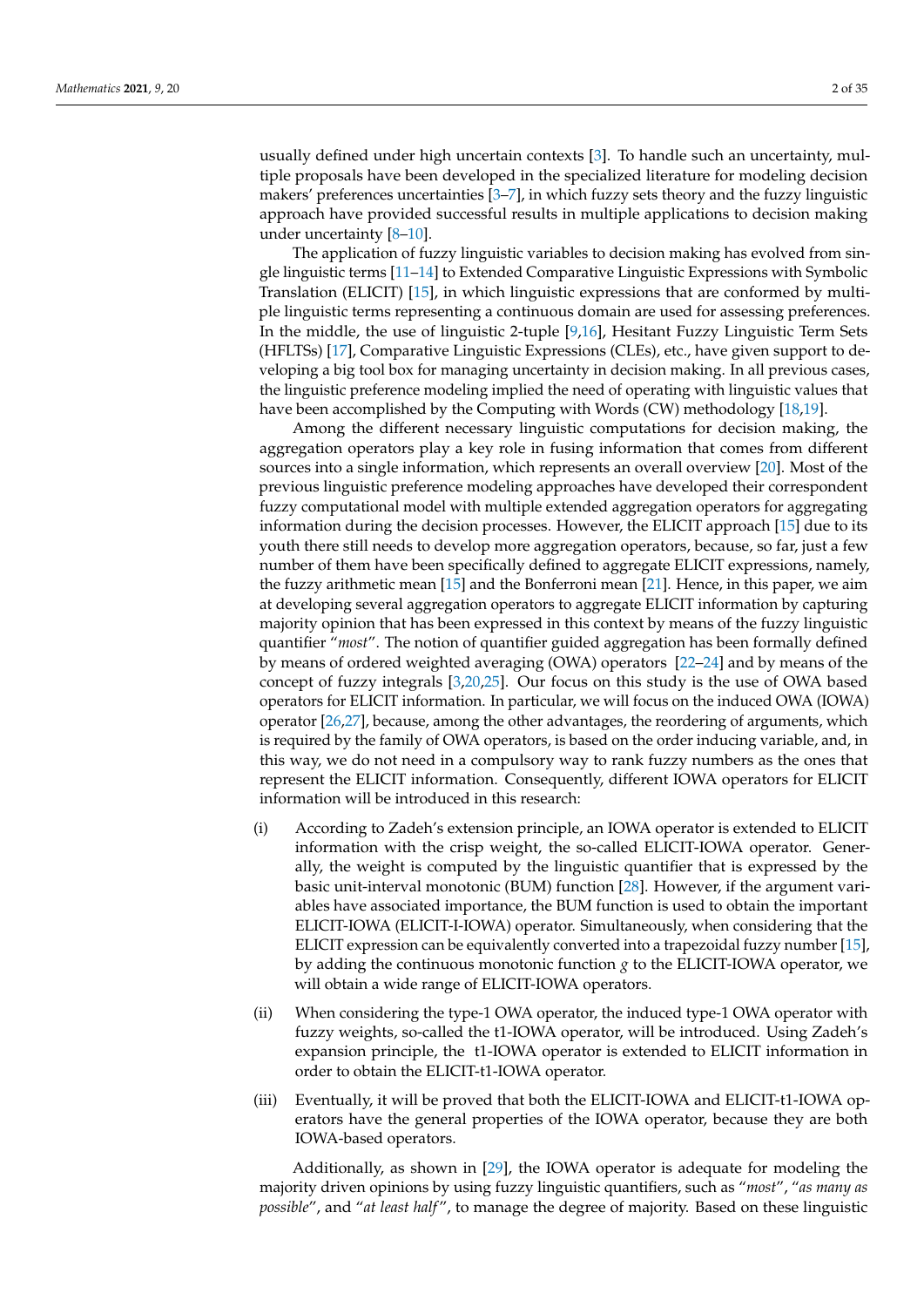usually defined under high uncertain contexts [3]. To handle such an uncertainty, multiple proposals have been developed in the specialized literature for modeling decision makers' preferences uncertainties [3–7], in which fuzzy sets theory and the fuzzy linguistic approach have provided successful results in multiple applications to decision making under uncertainty [8–10].

The application of fuzzy linguistic variables to decision making has evolved from single linguistic terms [11–14] to Extended Comparative Linguistic Expressions with Symbolic Translation (ELICIT) [15], in which linguistic expressions that are conformed by multiple linguistic terms representing a continuous domain are used for assessing preferences. In the middle, the use of linguistic 2-tuple [9,16], Hesitant Fuzzy Linguistic Term Sets (HFLTSs) [17], Comparative Linguistic Expressions (CLEs), etc., have given support to developing a big tool box for managing uncertainty in decision making. In all previous cases, the linguistic preference modeling implied the need of operating with linguistic values that have been accomplished by the Computing with Words (CW) methodology [18,19].

Among the different necessary linguistic computations for decision making, the aggregation operators play a key role in fusing information that comes from different sources into a single information, which represents an overall overview [20]. Most of the previous linguistic preference modeling approaches have developed their correspondent fuzzy computational model with multiple extended aggregation operators for aggregating information during the decision processes. However, the ELICIT approach [15] due to its youth there still needs to develop more aggregation operators, because, so far, just a few number of them have been specifically defined to aggregate ELICIT expressions, namely, the fuzzy arithmetic mean [15] and the Bonferroni mean [21]. Hence, in this paper, we aim at developing several aggregation operators to aggregate ELICIT information by capturing majority opinion that has been expressed in this context by means of the fuzzy linguistic quantifier "*most*". The notion of quantifier guided aggregation has been formally defined by means of ordered weighted averaging (OWA) operators [22–24] and by means of the concept of fuzzy integrals [3,20,25]. Our focus on this study is the use of OWA based operators for ELICIT information. In particular, we will focus on the induced OWA (IOWA) operator [26,27], because, among the other advantages, the reordering of arguments, which is required by the family of OWA operators, is based on the order inducing variable, and, in this way, we do not need in a compulsory way to rank fuzzy numbers as the ones that represent the ELICIT information. Consequently, different IOWA operators for ELICIT information will be introduced in this research:

(i) According to Zadeh's extension principle, an IOWA operator is extended to ELICIT information with the crisp weight, the so-called ELICIT-IOWA operator. Generally, the weight is computed by the linguistic quantifier that is expressed by the basic unit-interval monotonic (BUM) function [28]. However, if the argument variables have associated importance, the BUM function is used to obtain the important ELICIT-IOWA (ELICIT-I-IOWA) operator. Simultaneously, when considering that the ELICIT expression can be equivalently converted into a trapezoidal fuzzy number [15], by adding the continuous monotonic function $g$ to the ELICIT-IOWA operator, we will obtain a wide range of ELICIT-IOWA operators.

(ii) When considering the type-1 OWA operator, the induced type-1 OWA operator with fuzzy weights, so-called the t1-IOWA operator, will be introduced. Using Zadeh's expansion principle, the t1-IOWA operator is extended to ELICIT information in order to obtain the ELICIT-t1-IOWA operator.

(iii) Eventually, it will be proved that both the ELICIT-IOWA and ELICIT-t1-IOWA operators have the general properties of the IOWA operator, because they are both IOWA-based operators.

Additionally, as shown in [29], the IOWA operator is adequate for modeling the majority driven opinions by using fuzzy linguistic quantifiers, such as "*most*", "*as many as possible*", and "*at least half*", to manage the degree of majority. Based on these linguistic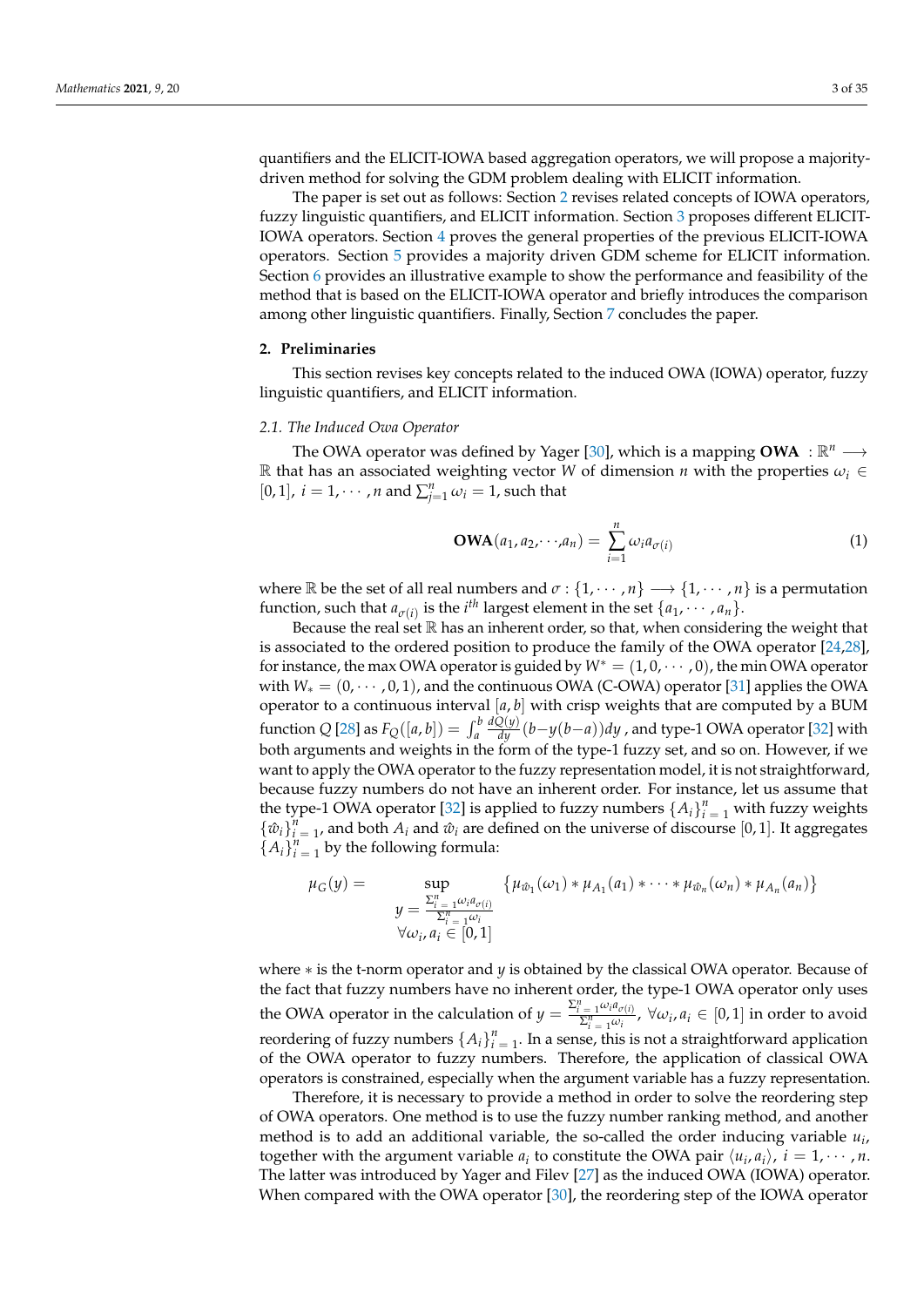quantifiers and the ELICIT-IOWA based aggregation operators, we will propose a majority-driven method for solving the GDM problem dealing with ELICIT information.

The paper is set out as follows: Section 2 revises related concepts of IOWA operators, fuzzy linguistic quantifiers, and ELICIT information. Section 3 proposes different ELICIT-IOWA operators. Section 4 proves the general properties of the previous ELICIT-IOWA operators. Section 5 provides a majority driven GDM scheme for ELICIT information. Section 6 provides an illustrative example to show the performance and feasibility of the method that is based on the ELICIT-IOWA operator and briefly introduces the comparison among other linguistic quantifiers. Finally, Section 7 concludes the paper.

## 2. Preliminaries

This section revises key concepts related to the induced OWA (IOWA) operator, fuzzy linguistic quantifiers, and ELICIT information.

### *2.1. The Induced Owa Operator*

The OWA operator was defined by Yager [30], which is a mapping **OWA** $: \mathbb{R}^n \longrightarrow \mathbb{R}$ that has an associated weighting vector $W$ of dimension $n$ with the properties $\omega_i \in [0,1],\ i = 1, \cdots, n$ and $\sum_{j=1}^{n} \omega_i = 1$, such that

$$\mathbf{OWA}(a_1, a_2, \cdots, a_n) = \sum_{i=1}^{n} \omega_i a_{\sigma(i)} \tag{1}$$

where $\mathbb{R}$ be the set of all real numbers and $\sigma : \{1, \cdots, n\} \longrightarrow \{1, \cdots, n\}$ is a permutation function, such that $a_{\sigma(i)}$ is the $i^{th}$ largest element in the set $\{a_1, \cdots, a_n\}$.

Because the real set $\mathbb{R}$ has an inherent order, so that, when considering the weight that is associated to the ordered position to produce the family of the OWA operator [24,28], for instance, the max OWA operator is guided by $W^* = (1, 0, \cdots, 0)$, the min OWA operator with $W_* = (0, \cdots, 0, 1)$, and the continuous OWA (C-OWA) operator [31] applies the OWA operator to a continuous interval $[a, b]$ with crisp weights that are computed by a BUM function $Q$ [28] as $F_Q([a,b]) = \int_a^b \frac{dQ(y)}{dy}(b - y(b-a))dy$ , and type-1 OWA operator [32] with both arguments and weights in the form of the type-1 fuzzy set, and so on. However, if we want to apply the OWA operator to the fuzzy representation model, it is not straightforward, because fuzzy numbers do not have an inherent order. For instance, let us assume that the type-1 OWA operator [32] is applied to fuzzy numbers $\{A_i\}_{i=1}^{n}$ with fuzzy weights $\{\hat{\omega}_i\}_{i=1}^{n}$, and both $A_i$ and $\hat{\omega}_i$ are defined on the universe of discourse $[0,1]$. It aggregates $\{A_i\}_{i=1}^{n}$ by the following formula:

$$\mu_G(y) = \sup_{\substack{y = \frac{\sum_{i=1}^{n} \omega_i a_{\sigma(i)}}{\sum_{i=1}^{n} \omega_i} \\ \forall \omega_i, a_i \in [0,1]}} \left\{ \mu_{\hat{\omega}_1}(\omega_1) * \mu_{A_1}(a_1) * \cdots * \mu_{\hat{\omega}_n}(\omega_n) * \mu_{A_n}(a_n) \right\}$$

where $*$ is the t-norm operator and $y$ is obtained by the classical OWA operator. Because of the fact that fuzzy numbers have no inherent order, the type-1 OWA operator only uses the OWA operator in the calculation of $y = \frac{\sum_{i=1}^{n} \omega_i a_{\sigma(i)}}{\sum_{i=1}^{n} \omega_i}$, $\forall \omega_i, a_i \in [0,1]$ in order to avoid reordering of fuzzy numbers $\{A_i\}_{i=1}^{n}$. In a sense, this is not a straightforward application of the OWA operator to fuzzy numbers. Therefore, the application of classical OWA operators is constrained, especially when the argument variable has a fuzzy representation.

Therefore, it is necessary to provide a method in order to solve the reordering step of OWA operators. One method is to use the fuzzy number ranking method, and another method is to add an additional variable, the so-called the order inducing variable $u_i$, together with the argument variable $a_i$ to constitute the OWA pair $\langle u_i, a_i \rangle$, $i = 1, \cdots, n$. The latter was introduced by Yager and Filev [27] as the induced OWA (IOWA) operator. When compared with the OWA operator [30], the reordering step of the IOWA operator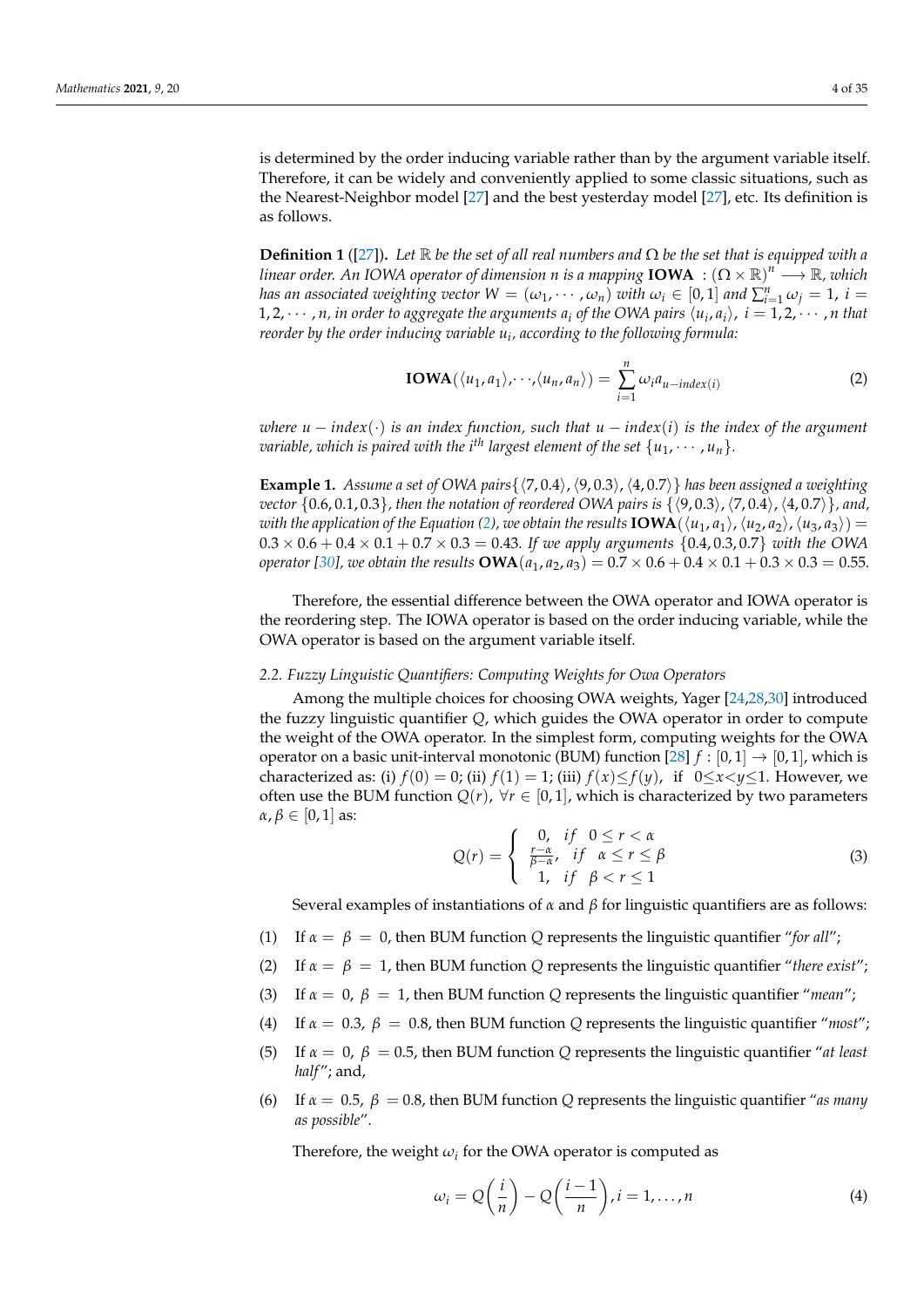is determined by the order inducing variable rather than by the argument variable itself. Therefore, it can be widely and conveniently applied to some classic situations, such as the Nearest-Neighbor model [27] and the best yesterday model [27], etc. Its definition is as follows.

**Definition 1** ([27]). *Let $\mathbb{R}$ be the set of all real numbers and $\Omega$ be the set that is equipped with a linear order. An IOWA operator of dimension $n$ is a mapping $\mathbf{IOWA}: (\Omega \times \mathbb{R})^n \longrightarrow \mathbb{R}$, which has an associated weighting vector $W = (\omega_1, \cdots, \omega_n)$ with $\omega_i \in [0,1]$ and $\sum_{i=1}^{n} \omega_j = 1$, $i = 1, 2, \cdots, n$, in order to aggregate the arguments $a_i$ of the OWA pairs $\langle u_i, a_i \rangle$, $i = 1, 2, \cdots, n$ that reorder by the order inducing variable $u_i$, according to the following formula:*

$$\mathbf{IOWA}(\langle u_1, a_1 \rangle, \cdots, \langle u_n, a_n \rangle) = \sum_{i=1}^{n} \omega_i a_{u-index(i)} \tag{2}$$

*where $u - index(\cdot)$ is an index function, such that $u - index(i)$ is the index of the argument variable, which is paired with the $i^{th}$ largest element of the set $\{u_1, \cdots, u_n\}$.*

**Example 1.** *Assume a set of OWA pairs $\{\langle 7, 0.4 \rangle, \langle 9, 0.3 \rangle, \langle 4, 0.7 \rangle\}$ has been assigned a weighting vector $\{0.6, 0.1, 0.3\}$, then the notation of reordered OWA pairs is $\{\langle 9, 0.3 \rangle, \langle 7, 0.4 \rangle, \langle 4, 0.7 \rangle\}$, and, with the application of the Equation (2), we obtain the results $\mathbf{IOWA}(\langle u_1, a_1 \rangle, \langle u_2, a_2 \rangle, \langle u_3, a_3 \rangle) = 0.3 \times 0.6 + 0.4 \times 0.1 + 0.7 \times 0.3 = 0.43$. If we apply arguments $\{0.4, 0.3, 0.7\}$ with the OWA operator [30], we obtain the results $\mathbf{OWA}(a_1, a_2, a_3) = 0.7 \times 0.6 + 0.4 \times 0.1 + 0.3 \times 0.3 = 0.55$.*

Therefore, the essential difference between the OWA operator and IOWA operator is the reordering step. The IOWA operator is based on the order inducing variable, while the OWA operator is based on the argument variable itself.

### *2.2. Fuzzy Linguistic Quantifiers: Computing Weights for Owa Operators*

Among the multiple choices for choosing OWA weights, Yager [24,28,30] introduced the fuzzy linguistic quantifier $Q$, which guides the OWA operator in order to compute the weight of the OWA operator. In the simplest form, computing weights for the OWA operator on a basic unit-interval monotonic (BUM) function [28] $f : [0,1] \rightarrow [0,1]$, which is characterized as: (i) $f(0) = 0$; (ii) $f(1) = 1$; (iii) $f(x) \le f(y)$, if $0 \le x < y \le 1$. However, we often use the BUM function $Q(r)$, $\forall r \in [0,1]$, which is characterized by two parameters $\alpha, \beta \in [0,1]$ as:

$$Q(r) = \begin{cases} 0, & if \quad 0 \le r < \alpha \\ \frac{r-\alpha}{\beta-\alpha}, & if \quad \alpha \le r \le \beta \\ 1, & if \quad \beta < r \le 1 \end{cases} \tag{3}$$

Several examples of instantiations of $\alpha$ and $\beta$ for linguistic quantifiers are as follows:

(1) If $\alpha = \beta = 0$, then BUM function $Q$ represents the linguistic quantifier "*for all*";

(2) If $\alpha = \beta = 1$, then BUM function $Q$ represents the linguistic quantifier "*there exist*";

(3) If $\alpha = 0$, $\beta = 1$, then BUM function $Q$ represents the linguistic quantifier "*mean*";

(4) If $\alpha = 0.3$, $\beta = 0.8$, then BUM function $Q$ represents the linguistic quantifier "*most*";

(5) If $\alpha = 0$, $\beta = 0.5$, then BUM function $Q$ represents the linguistic quantifier "*at least half*"; and,

(6) If $\alpha = 0.5$, $\beta = 0.8$, then BUM function $Q$ represents the linguistic quantifier "*as many as possible*".

Therefore, the weight $\omega_i$ for the OWA operator is computed as

$$\omega_i = Q\left(\frac{i}{n}\right) - Q\left(\frac{i-1}{n}\right), i = 1, \ldots, n \tag{4}$$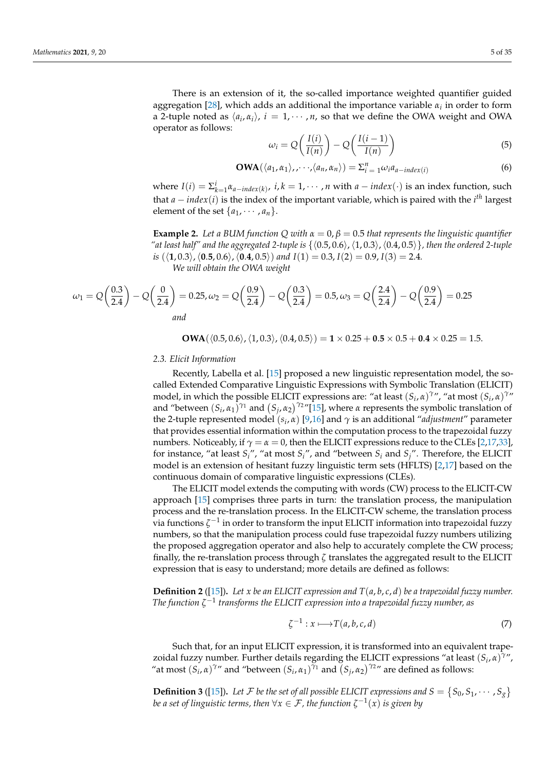There is an extension of it, the so-called importance weighted quantifier guided aggregation [28], which adds an additional the importance variable $\alpha_i$ in order to form a 2-tuple noted as $\langle a_i, \alpha_i \rangle$, $i = 1, \cdots, n$, so that we define the OWA weight and OWA operator as follows:

$$\omega_i = Q\left(\frac{I(i)}{I(n)}\right) - Q\left(\frac{I(i-1)}{I(n)}\right) \tag{5}$$

$$\mathbf{OWA}(\langle a_1, \alpha_1 \rangle, , \cdots, \langle a_n, \alpha_n \rangle) = \Sigma_{i=1}^{n} \omega_i a_{a-index(i)} \tag{6}$$

where $I(i) = \Sigma_{k=1}^{i} \alpha_{a-index(k)}$, $i, k = 1, \cdots, n$ with $a - index(\cdot)$ is an index function, such that $a - index(i)$ is the index of the important variable, which is paired with the $i^{th}$ largest element of the set $\{a_1, \cdots, a_n\}$.

**Example 2.** *Let a BUM function $Q$ with $\alpha = 0, \beta = 0.5$ that represents the linguistic quantifier "at least half" and the aggregated 2-tuple is $\{\langle 0.5, 0.6 \rangle, \langle 1, 0.3 \rangle, \langle 0.4, 0.5 \rangle\}$, then the ordered 2-tuple is $(\langle \mathbf{1}, 0.3 \rangle, \langle \mathbf{0.5}, 0.6 \rangle, \langle \mathbf{0.4}, 0.5 \rangle)$ and $I(1) = 0.3, I(2) = 0.9, I(3) = 2.4$.*

*We will obtain the OWA weight*

$$\omega_1 = Q\left(\frac{0.3}{2.4}\right) - Q\left(\frac{0}{2.4}\right) = 0.25, \omega_2 = Q\left(\frac{0.9}{2.4}\right) - Q\left(\frac{0.3}{2.4}\right) = 0.5, \omega_3 = Q\left(\frac{2.4}{2.4}\right) - Q\left(\frac{0.9}{2.4}\right) = 0.25$$

*and*

$$\mathbf{OWA}(\langle 0.5, 0.6 \rangle, \langle 1, 0.3 \rangle, \langle 0.4, 0.5 \rangle) = \mathbf{1} \times 0.25 + \mathbf{0.5} \times 0.5 + \mathbf{0.4} \times 0.25 = 1.5.$$

### 2.3. Elicit Information

Recently, Labella et al. [15] proposed a new linguistic representation model, the so-called Extended Comparative Linguistic Expressions with Symbolic Translation (ELICIT) model, in which the possible ELICIT expressions are: "at least $(S_i, \alpha)^{\gamma}$", "at most $(S_i, \alpha)^{\gamma}$" and "between $(S_i, \alpha_1)^{\gamma_1}$ and $(S_j, \alpha_2)^{\gamma_2}$"[15], where $\alpha$ represents the symbolic translation of the 2-tuple represented model $(s_i, \alpha)$ [9,16] and $\gamma$ is an additional "*adjustment*" parameter that provides essential information within the computation process to the trapezoidal fuzzy numbers. Noticeably, if $\gamma = \alpha = 0$, then the ELICIT expressions reduce to the CLEs [2,17,33], for instance, "at least $S_i$", "at most $S_i$", and "between $S_i$ and $S_j$". Therefore, the ELICIT model is an extension of hesitant fuzzy linguistic term sets (HFLTS) [2,17] based on the continuous domain of comparative linguistic expressions (CLEs).

The ELICIT model extends the computing with words (CW) process to the ELICIT-CW approach [15] comprises three parts in turn: the translation process, the manipulation process and the re-translation process. In the ELICIT-CW scheme, the translation process via functions $\zeta^{-1}$ in order to transform the input ELICIT information into trapezoidal fuzzy numbers, so that the manipulation process could fuse trapezoidal fuzzy numbers utilizing the proposed aggregation operator and also help to accurately complete the CW process; finally, the re-translation process through $\zeta$ translates the aggregated result to the ELICIT expression that is easy to understand; more details are defined as follows:

**Definition 2** ([15])**.** *Let $x$ be an ELICIT expression and $T(a, b, c, d)$ be a trapezoidal fuzzy number. The function $\zeta^{-1}$ transforms the ELICIT expression into a trapezoidal fuzzy number, as*

$$\zeta^{-1} : x \longmapsto T(a, b, c, d) \tag{7}$$

Such that, for an input ELICIT expression, it is transformed into an equivalent trapezoidal fuzzy number. Further details regarding the ELICIT expressions "at least $(S_i, \alpha)^{\gamma}$", "at most $(S_i, \alpha)^{\gamma}$" and "between $(S_i, \alpha_1)^{\gamma_1}$ and $(S_j, \alpha_2)^{\gamma_2}$" are defined as follows:

**Definition 3** ([15])**.** *Let $\mathcal{F}$ be the set of all possible ELICIT expressions and $S = \{S_0, S_1, \cdots, S_g\}$ be a set of linguistic terms, then $\forall x \in \mathcal{F}$, the function $\zeta^{-1}(x)$ is given by*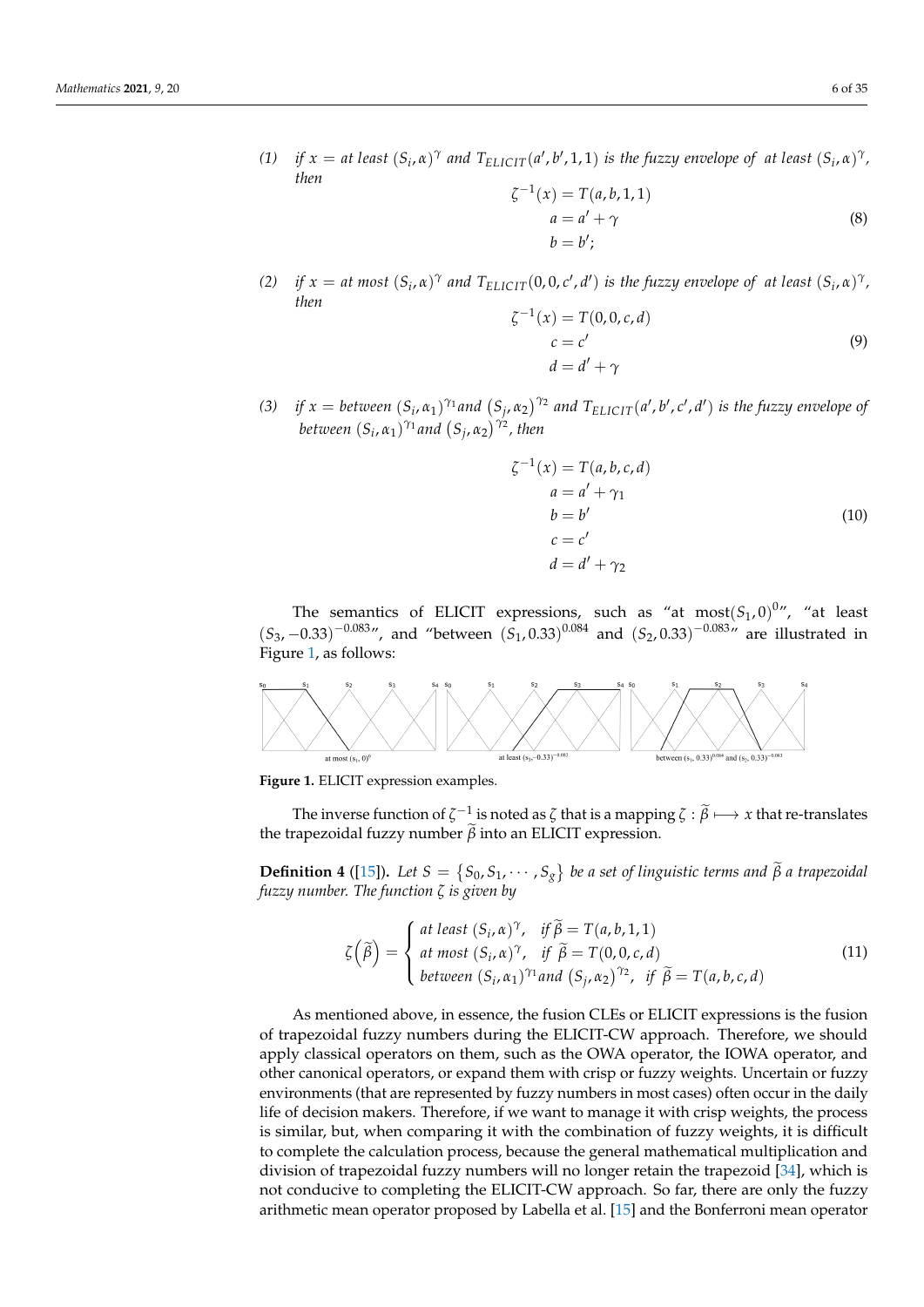(1) *if $x =$ at least $(S_i, \alpha)^{\gamma}$ and $T_{ELICIT}(a', b', 1, 1)$ is the fuzzy envelope of at least $(S_i, \alpha)^{\gamma}$, then*

$$\begin{aligned}\zeta^{-1}(x) &= T(a, b, 1, 1) \\ a &= a' + \gamma \\ b &= b';\end{aligned} \tag{8}$$

(2) *if $x =$ at most $(S_i, \alpha)^{\gamma}$ and $T_{ELICIT}(0, 0, c', d')$ is the fuzzy envelope of at least $(S_i, \alpha)^{\gamma}$, then*

$$\begin{aligned}\zeta^{-1}(x) &= T(0, 0, c, d) \\ c &= c' \\ d &= d' + \gamma\end{aligned} \tag{9}$$

(3) *if $x =$ between $(S_i, \alpha_1)^{\gamma_1}$ and $(S_j, \alpha_2)^{\gamma_2}$ and $T_{ELICIT}(a', b', c', d')$ is the fuzzy envelope of between $(S_i, \alpha_1)^{\gamma_1}$ and $(S_j, \alpha_2)^{\gamma_2}$, then*

$$\begin{aligned}\zeta^{-1}(x) &= T(a, b, c, d) \\ a &= a' + \gamma_1 \\ b &= b' \\ c &= c' \\ d &= d' + \gamma_2\end{aligned} \tag{10}$$

The semantics of ELICIT expressions, such as "at most$(S_1, 0)^0$", "at least $(S_3, -0.33)^{-0.083}$", and "between $(S_1, 0.33)^{0.084}$ and $(S_2, 0.33)^{-0.083}$" are illustrated in Figure 1, as follows:

**Figure 1.** ELICIT expression examples.

The inverse function of $\zeta^{-1}$ is noted as $\zeta$ that is a mapping $\zeta : \widetilde{\beta} \longmapsto x$ that re-translates the trapezoidal fuzzy number $\widetilde{\beta}$ into an ELICIT expression.

**Definition 4** ([15]). *Let $S = \{S_0, S_1, \cdots, S_g\}$ be a set of linguistic terms and $\widetilde{\beta}$ a trapezoidal fuzzy number. The function $\zeta$ is given by*

$$\zeta\left(\widetilde{\beta}\right) = \begin{cases} \text{at least } (S_i, \alpha)^{\gamma}, & \text{if } \widetilde{\beta} = T(a, b, 1, 1) \\ \text{at most } (S_i, \alpha)^{\gamma}, & \text{if } \widetilde{\beta} = T(0, 0, c, d) \\ \text{between } (S_i, \alpha_1)^{\gamma_1} \text{and } (S_j, \alpha_2)^{\gamma_2}, & \text{if } \widetilde{\beta} = T(a, b, c, d) \end{cases} \tag{11}$$

As mentioned above, in essence, the fusion CLEs or ELICIT expressions is the fusion of trapezoidal fuzzy numbers during the ELICIT-CW approach. Therefore, we should apply classical operators on them, such as the OWA operator, the IOWA operator, and other canonical operators, or expand them with crisp or fuzzy weights. Uncertain or fuzzy environments (that are represented by fuzzy numbers in most cases) often occur in the daily life of decision makers. Therefore, if we want to manage it with crisp weights, the process is similar, but, when comparing it with the combination of fuzzy weights, it is difficult to complete the calculation process, because the general mathematical multiplication and division of trapezoidal fuzzy numbers will no longer retain the trapezoid [34], which is not conducive to completing the ELICIT-CW approach. So far, there are only the fuzzy arithmetic mean operator proposed by Labella et al. [15] and the Bonferroni mean operator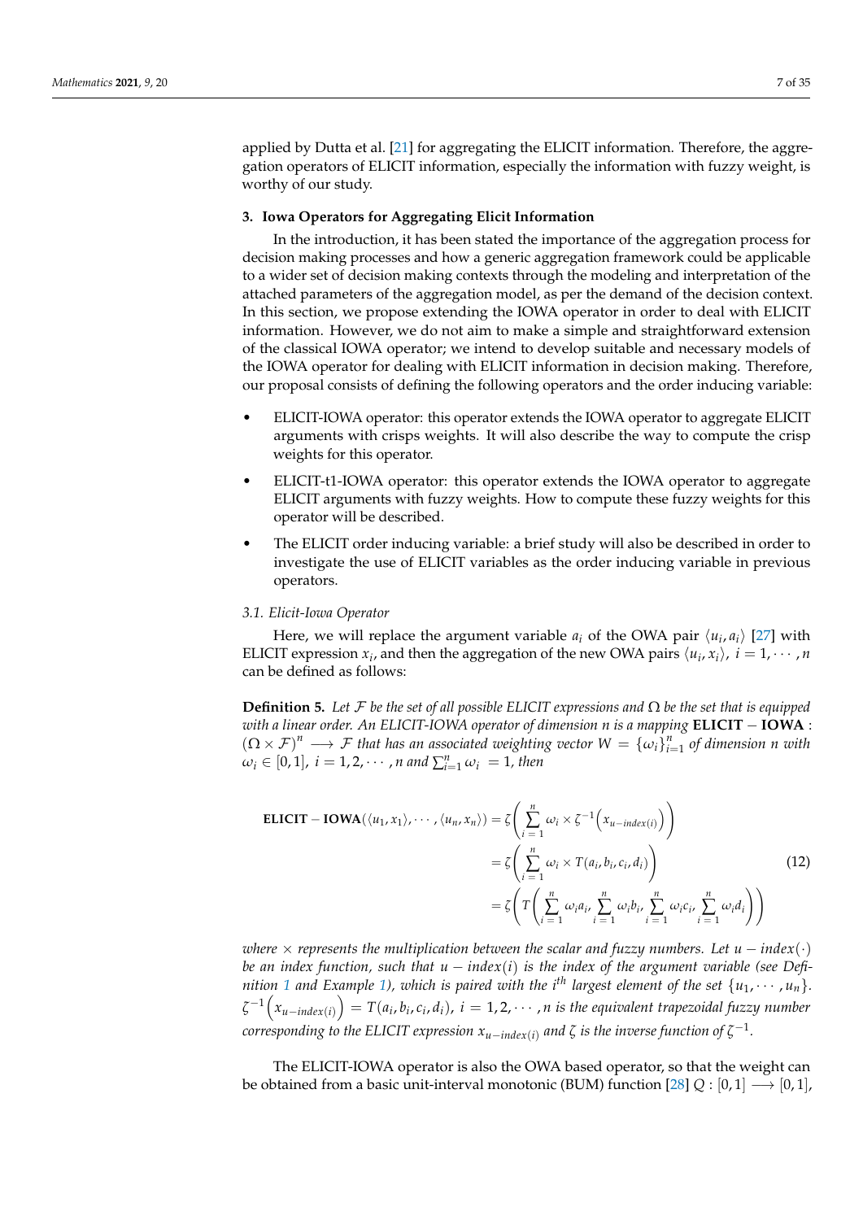applied by Dutta et al. [21] for aggregating the ELICIT information. Therefore, the aggregation operators of ELICIT information, especially the information with fuzzy weight, is worthy of our study.

## 3. Iowa Operators for Aggregating Elicit Information

In the introduction, it has been stated the importance of the aggregation process for decision making processes and how a generic aggregation framework could be applicable to a wider set of decision making contexts through the modeling and interpretation of the attached parameters of the aggregation model, as per the demand of the decision context. In this section, we propose extending the IOWA operator in order to deal with ELICIT information. However, we do not aim to make a simple and straightforward extension of the classical IOWA operator; we intend to develop suitable and necessary models of the IOWA operator for dealing with ELICIT information in decision making. Therefore, our proposal consists of defining the following operators and the order inducing variable:

- ELICIT-IOWA operator: this operator extends the IOWA operator to aggregate ELICIT arguments with crisps weights. It will also describe the way to compute the crisp weights for this operator.
- ELICIT-t1-IOWA operator: this operator extends the IOWA operator to aggregate ELICIT arguments with fuzzy weights. How to compute these fuzzy weights for this operator will be described.
- The ELICIT order inducing variable: a brief study will also be described in order to investigate the use of ELICIT variables as the order inducing variable in previous operators.

### 3.1. Elicit-Iowa Operator

Here, we will replace the argument variable $a_i$ of the OWA pair $\langle u_i, a_i \rangle$ [27] with ELICIT expression $x_i$, and then the aggregation of the new OWA pairs $\langle u_i, x_i \rangle$, $i = 1, \cdots, n$ can be defined as follows:

**Definition 5.** *Let $\mathcal{F}$ be the set of all possible ELICIT expressions and $\Omega$ be the set that is equipped with a linear order. An ELICIT-IOWA operator of dimension n is a mapping* $\mathbf{ELICIT-IOWA}: (\Omega \times \mathcal{F})^n \longrightarrow \mathcal{F}$ *that has an associated weighting vector $W = \{\omega_i\}_{i=1}^{n}$ of dimension n with $\omega_i \in [0,1]$, $i = 1, 2, \cdots, n$ and $\sum_{i=1}^{n} \omega_i = 1$, then*

$$
\begin{aligned}
\mathbf{ELICIT-IOWA}(\langle u_1, x_1 \rangle, \cdots, \langle u_n, x_n \rangle) &= \zeta\left( \sum_{i=1}^{n} \omega_i \times \zeta^{-1}\left(x_{u-index(i)}\right) \right) \\
&= \zeta\left( \sum_{i=1}^{n} \omega_i \times T(a_i, b_i, c_i, d_i) \right) \\
&= \zeta\left( T\left( \sum_{i=1}^{n} \omega_i a_i, \sum_{i=1}^{n} \omega_i b_i, \sum_{i=1}^{n} \omega_i c_i, \sum_{i=1}^{n} \omega_i d_i \right) \right)
\end{aligned}
\tag{12}
$$

*where $\times$ represents the multiplication between the scalar and fuzzy numbers. Let $u-index(\cdot)$ be an index function, such that $u-index(i)$ is the index of the argument variable (see Definition 1 and Example 1), which is paired with the $i^{th}$ largest element of the set $\{u_1, \cdots, u_n\}$. $\zeta^{-1}\left(x_{u-index(i)}\right) = T(a_i, b_i, c_i, d_i)$, $i = 1, 2, \cdots, n$ is the equivalent trapezoidal fuzzy number corresponding to the ELICIT expression $x_{u-index(i)}$ and $\zeta$ is the inverse function of $\zeta^{-1}$.*

The ELICIT-IOWA operator is also the OWA based operator, so that the weight can be obtained from a basic unit-interval monotonic (BUM) function [28] $Q : [0,1] \longrightarrow [0,1]$,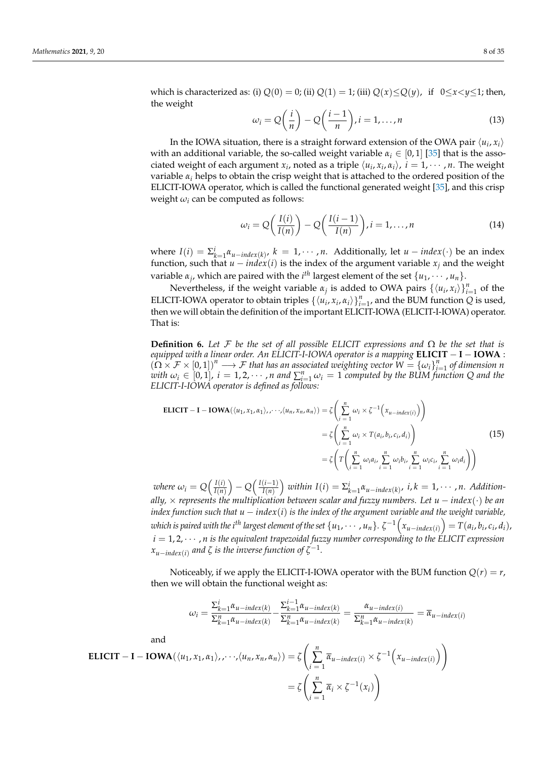which is characterized as: (i) $Q(0) = 0$; (ii) $Q(1) = 1$; (iii) $Q(x) \leq Q(y)$, if $0 \leq x < y \leq 1$; then, the weight

$$\omega_i = Q\left(\frac{i}{n}\right) - Q\left(\frac{i-1}{n}\right), i = 1, \ldots, n \tag{13}$$

In the IOWA situation, there is a straight forward extension of the OWA pair $\langle u_i, x_i \rangle$ with an additional variable, the so-called weight variable $\alpha_i \in [0, 1]$ [35] that is the associated weight of each argument $x_i$, noted as a triple $\langle u_i, x_i, \alpha_i \rangle$, $i = 1, \cdots, n$. The weight variable $\alpha_i$ helps to obtain the crisp weight that is attached to the ordered position of the ELICIT-IOWA operator, which is called the functional generated weight [35], and this crisp weight $\omega_i$ can be computed as follows:

$$\omega_i = Q\left(\frac{I(i)}{I(n)}\right) - Q\left(\frac{I(i-1)}{I(n)}\right), i = 1, \ldots, n \tag{14}$$

where $I(i) = \Sigma_{k=1}^{i} \alpha_{u-index(k)}$, $k = 1, \cdots, n$. Additionally, let $u - index(\cdot)$ be an index function, such that $u - index(i)$ is the index of the argument variable $x_j$ and the weight variable $\alpha_j$, which are paired with the $i^{th}$ largest element of the set $\{u_1, \cdots, u_n\}$.

Nevertheless, if the weight variable $\alpha_j$ is added to OWA pairs $\{\langle u_i, x_i \rangle\}_{i=1}^{n}$ of the ELICIT-IOWA operator to obtain triples $\{\langle u_i, x_i, \alpha_i \rangle\}_{i=1}^{n}$, and the BUM function $Q$ is used, then we will obtain the definition of the important ELICIT-IOWA (ELICIT-I-IOWA) operator. That is:

**Definition 6.** *Let $\mathcal{F}$ be the set of all possible ELICIT expressions and $\Omega$ be the set that is equipped with a linear order. An ELICIT-I-IOWA operator is a mapping $\mathbf{ELICIT-I-IOWA} : (\Omega \times \mathcal{F} \times [0,1])^n \longrightarrow \mathcal{F}$ that has an associated weighting vector $W = \{\omega_i\}_{i=1}^{n}$ of dimension $n$ with $\omega_i \in [0, 1]$, $i = 1, 2, \cdots, n$ and $\sum_{i=1}^{n} \omega_i = 1$ computed by the BUM function $Q$ and the ELICIT-I-IOWA operator is defined as follows:*

$$\begin{aligned}
\mathbf{ELICIT-I-IOWA}(\langle u_1, x_1, \alpha_1 \rangle, \cdots, \langle u_n, x_n, \alpha_n \rangle) &= \zeta\left(\sum_{i=1}^{n} \omega_i \times \zeta^{-1}\left(x_{u-index(i)}\right)\right) \\
&= \zeta\left(\sum_{i=1}^{n} \omega_i \times T(a_i, b_i, c_i, d_i)\right) \\
&= \zeta\left(T\left(\sum_{i=1}^{n} \omega_i a_i, \sum_{i=1}^{n} \omega_i b_i, \sum_{i=1}^{n} \omega_i c_i, \sum_{i=1}^{n} \omega_i d_i\right)\right)
\end{aligned} \tag{15}$$

*where $\omega_i = Q\left(\frac{I(i)}{I(n)}\right) - Q\left(\frac{I(i-1)}{I(n)}\right)$ within $I(i) = \Sigma_{k=1}^{i} \alpha_{u-index(k)}$, $i, k = 1, \cdots, n$. Additionally, $\times$ represents the multiplication between scalar and fuzzy numbers. Let $u - index(\cdot)$ be an index function such that $u - index(i)$ is the index of the argument variable and the weight variable, which is paired with the $i^{th}$ largest element of the set $\{u_1, \cdots, u_n\}$. $\zeta^{-1}\left(x_{u-index(i)}\right) = T(a_i, b_i, c_i, d_i)$, $i = 1, 2, \cdots, n$ is the equivalent trapezoidal fuzzy number corresponding to the ELICIT expression $x_{u-index(i)}$ and $\zeta$ is the inverse function of $\zeta^{-1}$.*

Noticeably, if we apply the ELICIT-I-IOWA operator with the BUM function $Q(r) = r$, then we will obtain the functional weight as:

$$\omega_i = \frac{\Sigma_{k=1}^{i} \alpha_{u-index(k)}}{\Sigma_{k=1}^{n} \alpha_{u-index(k)}} - \frac{\Sigma_{k=1}^{i-1} \alpha_{u-index(k)}}{\Sigma_{k=1}^{n} \alpha_{u-index(k)}} = \frac{\alpha_{u-index(i)}}{\Sigma_{k=1}^{n} \alpha_{u-index(k)}} = \overline{\alpha}_{u-index(i)}$$

and

$$\begin{aligned}
\mathbf{ELICIT-I-IOWA}(\langle u_1, x_1, \alpha_1 \rangle, \cdots, \langle u_n, x_n, \alpha_n \rangle) &= \zeta\left(\sum_{i=1}^{n} \overline{\alpha}_{u-index(i)} \times \zeta^{-1}\left(x_{u-index(i)}\right)\right) \\
&= \zeta\left(\sum_{i=1}^{n} \overline{\alpha}_i \times \zeta^{-1}(x_i)\right)
\end{aligned}$$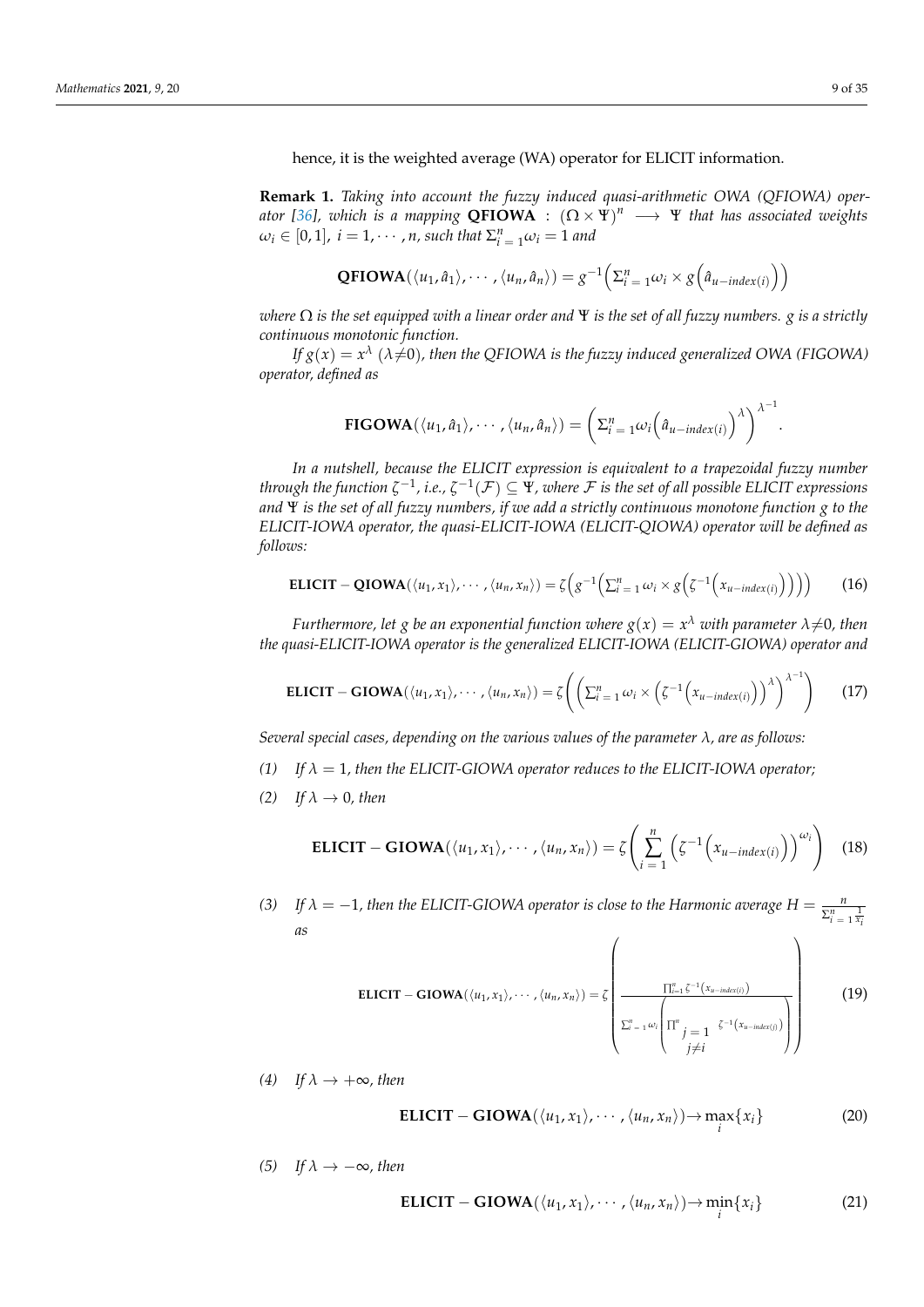hence, it is the weighted average (WA) operator for ELICIT information.

**Remark 1.** *Taking into account the fuzzy induced quasi-arithmetic OWA (QFIOWA) operator [36], which is a mapping* $\mathbf{QFIOWA} : (\Omega \times \Psi)^n \longrightarrow \Psi$ *that has associated weights* $\omega_i \in [0,1],\ i = 1, \cdots, n$, *such that* $\Sigma_{i=1}^{n}\omega_i = 1$ *and*

$$\mathbf{QFIOWA}(\langle u_1, \hat{a}_1\rangle, \cdots, \langle u_n, \hat{a}_n\rangle) = g^{-1}\Big(\Sigma_{i=1}^{n}\omega_i \times g\Big(\hat{a}_{u-index(i)}\Big)\Big)$$

*where* $\Omega$ *is the set equipped with a linear order and* $\Psi$ *is the set of all fuzzy numbers.* $g$ *is a strictly continuous monotonic function.*

*If* $g(x) = x^{\lambda}$ $(\lambda \neq 0)$, *then the QFIOWA is the fuzzy induced generalized OWA (FIGOWA) operator, defined as*

$$\mathbf{FIGOWA}(\langle u_1, \hat{a}_1\rangle, \cdots, \langle u_n, \hat{a}_n\rangle) = \left(\Sigma_{i=1}^{n}\omega_i\Big(\hat{a}_{u-index(i)}\Big)^{\lambda}\right)^{\lambda^{-1}}.$$

*In a nutshell, because the ELICIT expression is equivalent to a trapezoidal fuzzy number through the function* $\zeta^{-1}$, *i.e.,* $\zeta^{-1}(\mathcal{F}) \subseteq \Psi$, *where* $\mathcal{F}$ *is the set of all possible ELICIT expressions and* $\Psi$ *is the set of all fuzzy numbers, if we add a strictly continuous monotone function* $g$ *to the ELICIT-IOWA operator, the quasi-ELICIT-IOWA (ELICIT-QIOWA) operator will be defined as follows:*

$$\mathbf{ELICIT-QIOWA}(\langle u_1, x_1\rangle, \cdots, \langle u_n, x_n\rangle) = \zeta\Big(g^{-1}\Big(\sum_{i=1}^{n}\omega_i \times g\Big(\zeta^{-1}\Big(x_{u-index(i)}\Big)\Big)\Big)\Big) \quad (16)$$

*Furthermore, let* $g$ *be an exponential function where* $g(x) = x^{\lambda}$ *with parameter* $\lambda \neq 0$, *then the quasi-ELICIT-IOWA operator is the generalized ELICIT-IOWA (ELICIT-GIOWA) operator and*

$$\mathbf{ELICIT-GIOWA}(\langle u_1, x_1\rangle, \cdots, \langle u_n, x_n\rangle) = \zeta\left(\left(\sum_{i=1}^{n}\omega_i \times \Big(\zeta^{-1}\Big(x_{u-index(i)}\Big)\Big)^{\lambda}\right)^{\lambda^{-1}}\right) \quad (17)$$

*Several special cases, depending on the various values of the parameter* $\lambda$, *are as follows:*

*(1) If* $\lambda = 1$, *then the ELICIT-GIOWA operator reduces to the ELICIT-IOWA operator;*

*(2) If* $\lambda \to 0$, *then*

$$\mathbf{ELICIT-GIOWA}(\langle u_1, x_1\rangle, \cdots, \langle u_n, x_n\rangle) = \zeta\left(\sum_{i=1}^{n}\Big(\zeta^{-1}\Big(x_{u-index(i)}\Big)\Big)^{\omega_i}\right) \quad (18)$$

*(3) If* $\lambda = -1$, *then the ELICIT-GIOWA operator is close to the Harmonic average* $H = \frac{n}{\Sigma_{i=1}^{n}\frac{1}{x_i}}$ *as*

$$\mathbf{ELICIT-GIOWA}(\langle u_1, x_1\rangle, \cdots, \langle u_n, x_n\rangle) = \zeta\left(\frac{\prod_{i=1}^{n}\zeta^{-1}\big(x_{u-index(i)}\big)}{\Sigma_{i=1}^{n}\omega_i\left(\prod_{\substack{j=1 \\ j\neq i}}^{n}\zeta^{-1}\big(x_{u-index(j)}\big)\right)}\right) \quad (19)$$

*(4) If* $\lambda \to +\infty$, *then*

$$\mathbf{ELICIT-GIOWA}(\langle u_1, x_1\rangle, \cdots, \langle u_n, x_n\rangle) \to \max_i\{x_i\} \quad (20)$$

*(5) If* $\lambda \to -\infty$, *then*

$$\mathbf{ELICIT-GIOWA}(\langle u_1, x_1\rangle, \cdots, \langle u_n, x_n\rangle) \to \min_i\{x_i\} \quad (21)$$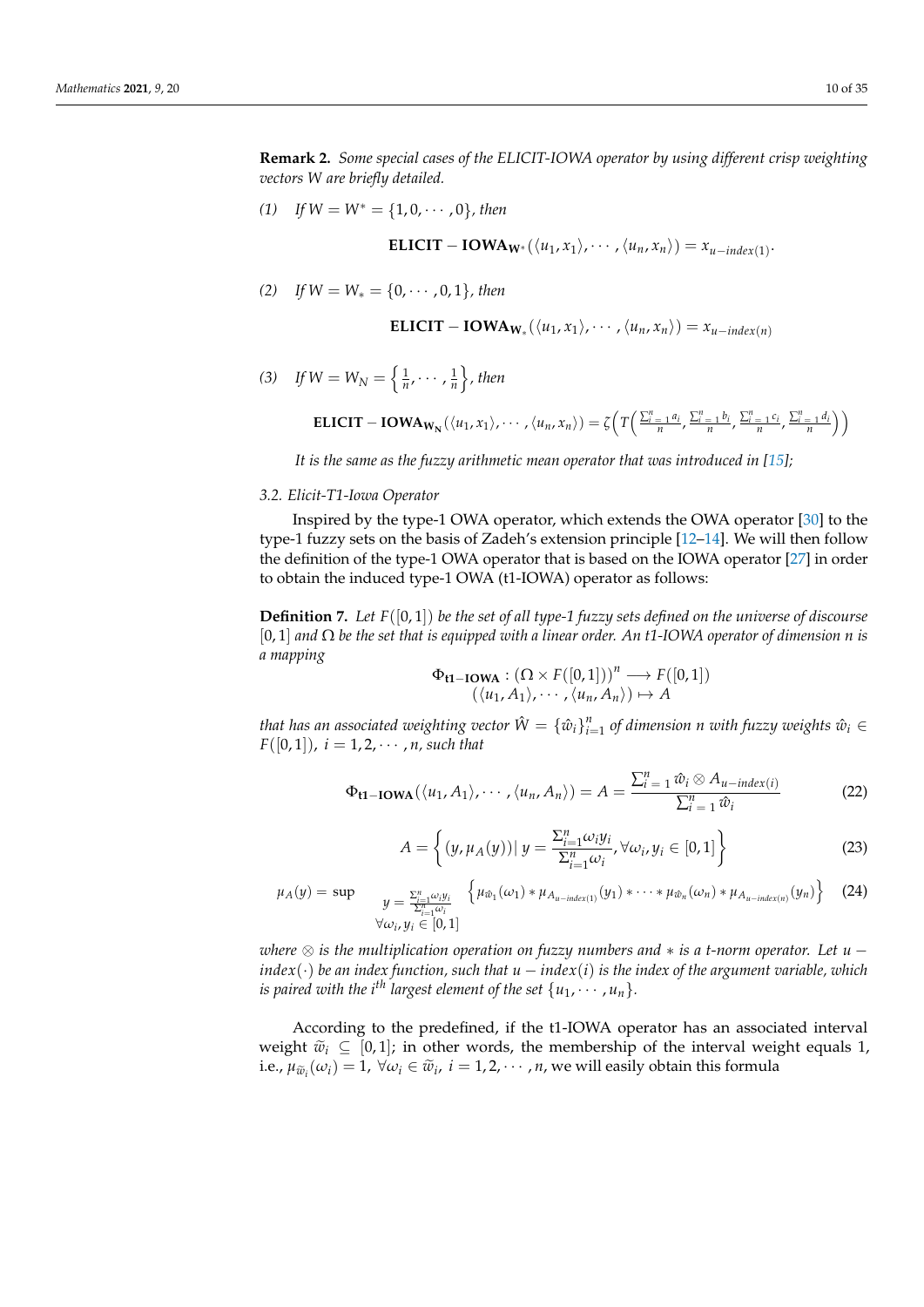**Remark 2.** *Some special cases of the ELICIT-IOWA operator by using different crisp weighting vectors W are briefly detailed.*

*(1)* *If* $W = W^* = \{1, 0, \cdots, 0\}$, *then*

$$\mathbf{ELICIT-IOWA_{W^*}}(\langle u_1, x_1 \rangle, \cdots, \langle u_n, x_n \rangle) = x_{u-index(1)}.$$

*(2)* *If* $W = W_* = \{0, \cdots, 0, 1\}$, *then*

$$\mathbf{ELICIT-IOWA_{W_*}}(\langle u_1, x_1 \rangle, \cdots, \langle u_n, x_n \rangle) = x_{u-index(n)}$$

*(3)* *If* $W = W_N = \left\{ \frac{1}{n}, \cdots, \frac{1}{n} \right\}$, *then*

$$\mathbf{ELICIT-IOWA_{W_N}}(\langle u_1, x_1 \rangle, \cdots, \langle u_n, x_n \rangle) = \zeta\Big(T\Big(\frac{\sum_{i=1}^n a_i}{n}, \frac{\sum_{i=1}^n b_i}{n}, \frac{\sum_{i=1}^n c_i}{n}, \frac{\sum_{i=1}^n d_i}{n}\Big)\Big)$$

*It is the same as the fuzzy arithmetic mean operator that was introduced in [15];*

### 3.2. Elicit-T1-Iowa Operator

Inspired by the type-1 OWA operator, which extends the OWA operator [30] to the type-1 fuzzy sets on the basis of Zadeh's extension principle [12–14]. We will then follow the definition of the type-1 OWA operator that is based on the IOWA operator [27] in order to obtain the induced type-1 OWA (t1-IOWA) operator as follows:

**Definition 7.** *Let* $F([0,1])$ *be the set of all type-1 fuzzy sets defined on the universe of discourse* $[0,1]$ *and* $\Omega$ *be the set that is equipped with a linear order. An t1-IOWA operator of dimension n is a mapping*

$$\Phi_{\mathbf{t1-IOWA}} : (\Omega \times F([0,1]))^n \longrightarrow F([0,1])$$
$$(\langle u_1, A_1 \rangle, \cdots, \langle u_n, A_n \rangle) \mapsto A$$

*that has an associated weighting vector* $\hat{W} = \{\hat{w}_i\}_{i=1}^n$ *of dimension n with fuzzy weights* $\hat{w}_i \in F([0,1])$, $i = 1, 2, \cdots, n$, *such that*

$$\Phi_{\mathbf{t1-IOWA}}(\langle u_1, A_1 \rangle, \cdots, \langle u_n, A_n \rangle) = A = \frac{\sum_{i=1}^n \hat{w}_i \otimes A_{u-index(i)}}{\sum_{i=1}^n \hat{w}_i} \tag{22}$$

$$A = \left\{ (y, \mu_A(y)) \,|\, y = \frac{\Sigma_{i=1}^n \omega_i y_i}{\Sigma_{i=1}^n \omega_i}, \forall \omega_i, y_i \in [0,1] \right\} \tag{23}$$

$$\mu_A(y) = \sup_{\substack{y = \frac{\Sigma_{i=1}^n \omega_i y_i}{\Sigma_{i=1}^n \omega_i} \\ \forall \omega_i, y_i \in [0,1]}} \left\{ \mu_{\hat{w}_1}(\omega_1) * \mu_{A_{u-index(1)}}(y_1) * \cdots * \mu_{\hat{w}_n}(\omega_n) * \mu_{A_{u-index(n)}}(y_n) \right\} \tag{24}$$

*where* $\otimes$ *is the multiplication operation on fuzzy numbers and* $*$ *is a t-norm operator. Let* $u-index(\cdot)$ *be an index function, such that* $u-index(i)$ *is the index of the argument variable, which is paired with the* $i^{th}$ *largest element of the set* $\{u_1, \cdots, u_n\}$.

According to the predefined, if the t1-IOWA operator has an associated interval weight $\widetilde{w}_i \subseteq [0,1]$; in other words, the membership of the interval weight equals 1, i.e., $\mu_{\widetilde{w}_i}(\omega_i) = 1$, $\forall \omega_i \in \widetilde{w}_i$, $i = 1, 2, \cdots, n$, we will easily obtain this formula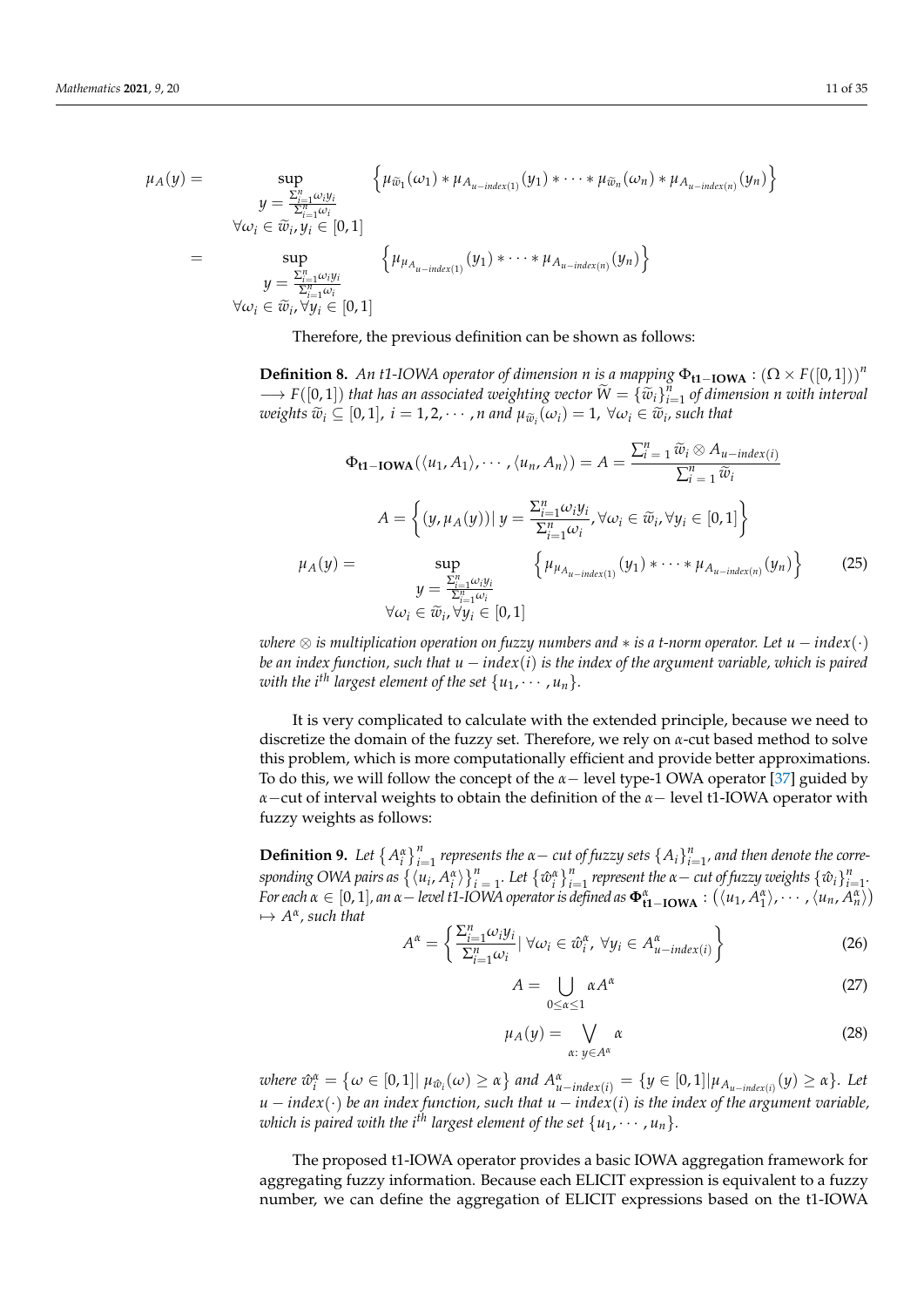$$
\begin{aligned}
\mu_A(y) = & \sup_{\substack{y=\frac{\sum_{i=1}^{n}\omega_i y_i}{\sum_{i=1}^{n}\omega_i} \\ \forall \omega_i \in \widetilde{w}_i, y_i \in [0,1]}} \left\{ \mu_{\widetilde{w}_1}(\omega_1) * \mu_{A_{u-index(1)}}(y_1) * \cdots * \mu_{\widetilde{w}_n}(\omega_n) * \mu_{A_{u-index(n)}}(y_n) \right\} \\
= & \sup_{\substack{y=\frac{\sum_{i=1}^{n}\omega_i y_i}{\sum_{i=1}^{n}\omega_i} \\ \forall \omega_i \in \widetilde{w}_i, \forall y_i \in [0,1]}} \left\{ \mu_{A_{u-index(1)}}(y_1) * \cdots * \mu_{A_{u-index(n)}}(y_n) \right\}
\end{aligned}
$$

Therefore, the previous definition can be shown as follows:

**Definition 8.** *An t1-IOWA operator of dimension n is a mapping* $\Phi_{\mathbf{t1-IOWA}} : (\Omega \times F([0,1]))^n \longrightarrow F([0,1])$ *that has an associated weighting vector* $\widetilde{W} = \{\widetilde{w}_i\}_{i=1}^{n}$ *of dimension n with interval weights* $\widetilde{w}_i \subseteq [0,1]$, $i = 1, 2, \cdots, n$ *and* $\mu_{\widetilde{w}_i}(\omega_i) = 1$, $\forall \omega_i \in \widetilde{w}_i$, *such that*

$$
\Phi_{\mathbf{t1-IOWA}}(\langle u_1, A_1 \rangle, \cdots, \langle u_n, A_n \rangle) = A = \frac{\sum_{i=1}^{n} \widetilde{w}_i \otimes A_{u-index(i)}}{\sum_{i=1}^{n} \widetilde{w}_i}
$$

$$
A = \left\{ (y, \mu_A(y)) \,|\, y = \frac{\sum_{i=1}^{n}\omega_i y_i}{\sum_{i=1}^{n}\omega_i}, \forall \omega_i \in \widetilde{w}_i, \forall y_i \in [0,1] \right\}
$$

$$
\mu_A(y) = \sup_{\substack{y=\frac{\sum_{i=1}^{n}\omega_i y_i}{\sum_{i=1}^{n}\omega_i} \\ \forall \omega_i \in \widetilde{w}_i, \forall y_i \in [0,1]}} \left\{ \mu_{\mu_{A_{u-index(1)}}}(y_1) * \cdots * \mu_{A_{u-index(n)}}(y_n) \right\} \tag{25}
$$

*where* $\otimes$ *is multiplication operation on fuzzy numbers and* $*$ *is a t-norm operator. Let* $u - index(\cdot)$ *be an index function, such that* $u - index(i)$ *is the index of the argument variable, which is paired with the* $i^{th}$ *largest element of the set* $\{u_1, \cdots, u_n\}$.

It is very complicated to calculate with the extended principle, because we need to discretize the domain of the fuzzy set. Therefore, we rely on $\alpha$-cut based method to solve this problem, which is more computationally efficient and provide better approximations. To do this, we will follow the concept of the $\alpha-$ level type-1 OWA operator [37] guided by $\alpha-$cut of interval weights to obtain the definition of the $\alpha-$ level t1-IOWA operator with fuzzy weights as follows:

**Definition 9.** *Let* $\{A_i^{\alpha}\}_{i=1}^{n}$ *represents the* $\alpha-$ *cut of fuzzy sets* $\{A_i\}_{i=1}^{n}$, *and then denote the corresponding OWA pairs as* $\{\langle u_i, A_i^{\alpha} \rangle\}_{i=1}^{n}$. *Let* $\{\hat{w}_i^{\alpha}\}_{i=1}^{n}$ *represent the* $\alpha-$ *cut of fuzzy weights* $\{\hat{w}_i\}_{i=1}^{n}$. *For each* $\alpha \in [0,1]$, *an* $\alpha-$ *level t1-IOWA operator is defined as* $\mathbf{\Phi}_{\mathbf{t1-IOWA}}^{\alpha} : (\langle u_1, A_1^{\alpha} \rangle, \cdots, \langle u_n, A_n^{\alpha} \rangle) \mapsto A^{\alpha}$, *such that*

$$
A^{\alpha} = \left\{ \frac{\sum_{i=1}^{n}\omega_i y_i}{\sum_{i=1}^{n}\omega_i} \,|\, \forall \omega_i \in \hat{w}_i^{\alpha}, \ \forall y_i \in A_{u-index(i)}^{\alpha} \right\} \tag{26}
$$

$$
A = \bigcup_{0 \le \alpha \le 1} \alpha A^{\alpha} \tag{27}
$$

$$
\mu_A(y) = \bigvee_{\alpha:\, y \in A^{\alpha}} \alpha \tag{28}
$$

*where* $\hat{w}_i^{\alpha} = \{\omega \in [0,1] \,|\, \mu_{\hat{w}_i}(\omega) \ge \alpha\}$ *and* $A_{u-index(i)}^{\alpha} = \{y \in [0,1] | \mu_{A_{u-index(i)}}(y) \ge \alpha\}$. *Let* $u - index(\cdot)$ *be an index function, such that* $u - index(i)$ *is the index of the argument variable, which is paired with the* $i^{th}$ *largest element of the set* $\{u_1, \cdots, u_n\}$.

The proposed t1-IOWA operator provides a basic IOWA aggregation framework for aggregating fuzzy information. Because each ELICIT expression is equivalent to a fuzzy number, we can define the aggregation of ELICIT expressions based on the t1-IOWA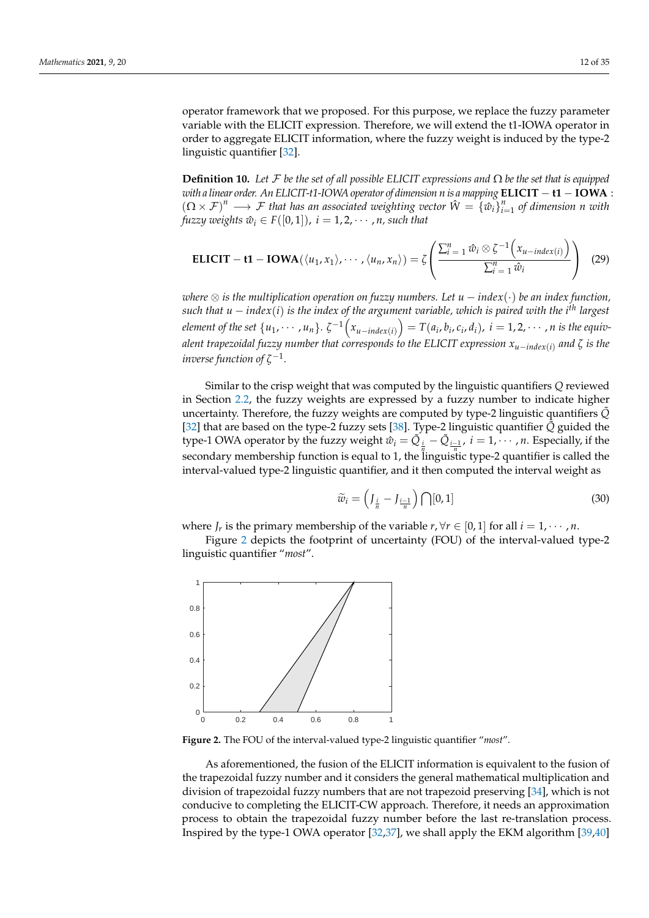operator framework that we proposed. For this purpose, we replace the fuzzy parameter variable with the ELICIT expression. Therefore, we will extend the t1-IOWA operator in order to aggregate ELICIT information, where the fuzzy weight is induced by the type-2 linguistic quantifier [32].

**Definition 10.** *Let $\mathcal{F}$ be the set of all possible ELICIT expressions and $\Omega$ be the set that is equipped with a linear order. An ELICIT-t1-IOWA operator of dimension n is a mapping* $\mathbf{ELICIT-t1-IOWA}$ : $(\Omega \times \mathcal{F})^n \longrightarrow \mathcal{F}$ *that has an associated weighting vector $\hat{W} = \{\hat{w}_i\}_{i=1}^n$ of dimension n with fuzzy weights $\hat{w}_i \in F([0,1])$, $i = 1, 2, \cdots, n$, such that*

$$\mathbf{ELICIT-t1-IOWA}(\langle u_1, x_1 \rangle, \cdots, \langle u_n, x_n \rangle) = \zeta \left( \frac{\sum_{i=1}^{n} \hat{w}_i \otimes \zeta^{-1}\left(x_{u-index(i)}\right)}{\sum_{i=1}^{n} \hat{w}_i} \right) \quad (29)$$

*where $\otimes$ is the multiplication operation on fuzzy numbers. Let $u - index(\cdot)$ be an index function, such that $u - index(i)$ is the index of the argument variable, which is paired with the $i^{th}$ largest element of the set $\{u_1, \cdots, u_n\}$. $\zeta^{-1}\left(x_{u-index(i)}\right) = T(a_i, b_i, c_i, d_i)$, $i = 1, 2, \cdots, n$ is the equivalent trapezoidal fuzzy number that corresponds to the ELICIT expression $x_{u-index(i)}$ and $\zeta$ is the inverse function of $\zeta^{-1}$.*

Similar to the crisp weight that was computed by the linguistic quantifiers $Q$ reviewed in Section 2.2, the fuzzy weights are expressed by a fuzzy number to indicate higher uncertainty. Therefore, the fuzzy weights are computed by type-2 linguistic quantifiers $\tilde{Q}$ [32] that are based on the type-2 fuzzy sets [38]. Type-2 linguistic quantifier $\tilde{Q}$ guided the type-1 OWA operator by the fuzzy weight $\hat{w}_i = \tilde{Q}_{\frac{i}{n}} - \tilde{Q}_{\frac{i-1}{n}}$, $i = 1, \cdots, n$. Especially, if the secondary membership function is equal to 1, the linguistic type-2 quantifier is called the interval-valued type-2 linguistic quantifier, and it then computed the interval weight as

$$\widetilde{w}_i = \left( J_{\frac{i}{n}} - J_{\frac{i-1}{n}} \right) \bigcap [0,1] \quad (30)$$

where $J_r$ is the primary membership of the variable $r, \forall r \in [0,1]$ for all $i = 1, \cdots, n$.

Figure 2 depicts the footprint of uncertainty (FOU) of the interval-valued type-2 linguistic quantifier "*most*".

**Figure 2.** The FOU of the interval-valued type-2 linguistic quantifier "*most*".

As aforementioned, the fusion of the ELICIT information is equivalent to the fusion of the trapezoidal fuzzy number and it considers the general mathematical multiplication and division of trapezoidal fuzzy numbers that are not trapezoid preserving [34], which is not conducive to completing the ELICIT-CW approach. Therefore, it needs an approximation process to obtain the trapezoidal fuzzy number before the last re-translation process. Inspired by the type-1 OWA operator [32,37], we shall apply the EKM algorithm [39,40]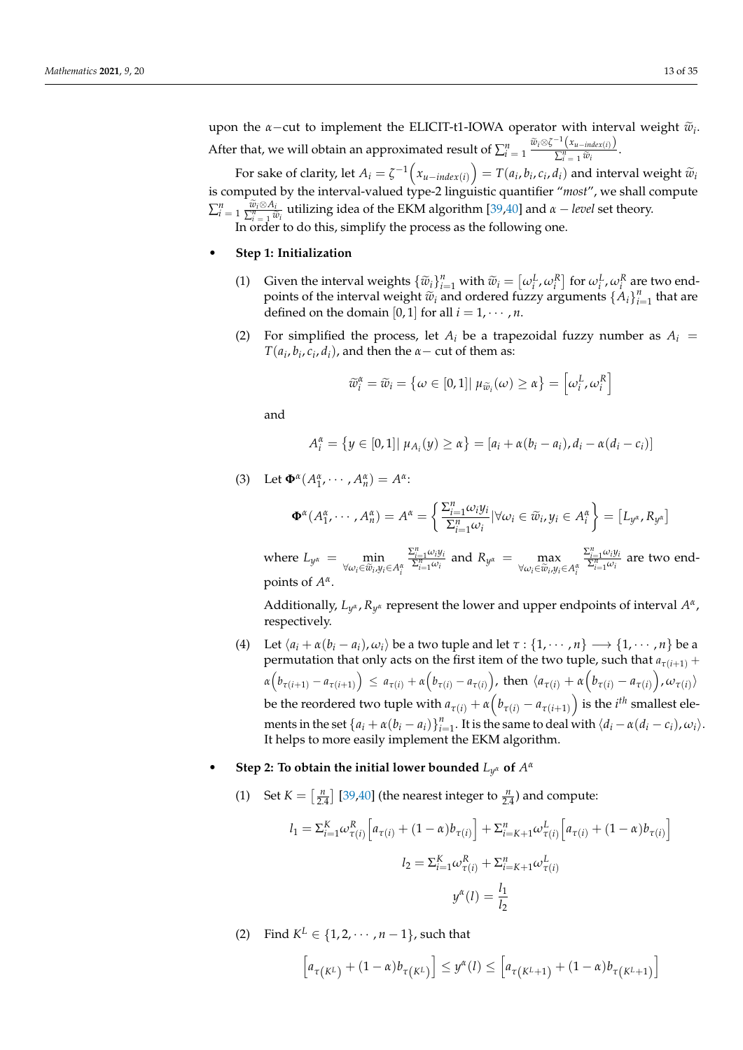upon the $\alpha-$cut to implement the ELICIT-t1-IOWA operator with interval weight $\widetilde{w}_i$. After that, we will obtain an approximated result of $\sum_{i=1}^{n} \frac{\widetilde{w}_i \otimes \zeta^{-1}\left(x_{u-index(i)}\right)}{\sum_{i=1}^{n} \widetilde{w}_i}$.

For sake of clarity, let $A_i = \zeta^{-1}\left(x_{u-index(i)}\right) = T(a_i, b_i, c_i, d_i)$ and interval weight $\widetilde{w}_i$ is computed by the interval-valued type-2 linguistic quantifier "*most*", we shall compute $\sum_{i=1}^{n} \frac{\widetilde{w}_i \otimes A_i}{\sum_{i=1}^{n} \widetilde{w}_i}$ utilizing idea of the EKM algorithm [39,40] and $\alpha - level$ set theory.

In order to do this, simplify the process as the following one.

- **Step 1: Initialization**

(1) Given the interval weights $\{\widetilde{w}_i\}_{i=1}^{n}$ with $\widetilde{w}_i = \left[\omega_i^L, \omega_i^R\right]$ for $\omega_i^L, \omega_i^R$ are two endpoints of the interval weight $\widetilde{w}_i$ and ordered fuzzy arguments $\{A_i\}_{i=1}^{n}$ that are defined on the domain $[0, 1]$ for all $i = 1, \cdots, n$.

(2) For simplified the process, let $A_i$ be a trapezoidal fuzzy number as $A_i = T(a_i, b_i, c_i, d_i)$, and then the $\alpha-$ cut of them as:

$$\widetilde{w}_i^{\alpha} = \widetilde{w}_i = \left\{\omega \in [0,1] \middle|\, \mu_{\widetilde{w}_i}(\omega) \geq \alpha\right\} = \left[\omega_i^L, \omega_i^R\right]$$

and

$$A_i^{\alpha} = \left\{y \in [0,1] \middle|\, \mu_{A_i}(y) \geq \alpha\right\} = [a_i + \alpha(b_i - a_i), d_i - \alpha(d_i - c_i)]$$

(3) Let $\mathbf{\Phi}^{\alpha}(A_1^{\alpha}, \cdots, A_n^{\alpha}) = A^{\alpha}$:

$$\mathbf{\Phi}^{\alpha}(A_1^{\alpha}, \cdots, A_n^{\alpha}) = A^{\alpha} = \left\{ \frac{\Sigma_{i=1}^{n}\omega_i y_i}{\Sigma_{i=1}^{n}\omega_i} \middle| \forall \omega_i \in \widetilde{w}_i, y_i \in A_i^{\alpha} \right\} = \left[L_{y^{\alpha}}, R_{y^{\alpha}}\right]$$

where $L_{y^{\alpha}} = \min\limits_{\forall \omega_i \in \widetilde{w}_i, y_i \in A_i^{\alpha}} \frac{\Sigma_{i=1}^{n}\omega_i y_i}{\Sigma_{i=1}^{n}\omega_i}$ and $R_{y^{\alpha}} = \max\limits_{\forall \omega_i \in \widetilde{w}_i, y_i \in A_i^{\alpha}} \frac{\Sigma_{i=1}^{n}\omega_i y_i}{\Sigma_{i=1}^{n}\omega_i}$ are two endpoints of $A^{\alpha}$.

Additionally, $L_{y^{\alpha}}, R_{y^{\alpha}}$ represent the lower and upper endpoints of interval $A^{\alpha}$, respectively.

(4) Let $\langle a_i + \alpha(b_i - a_i), \omega_i \rangle$ be a two tuple and let $\tau : \{1, \cdots, n\} \longrightarrow \{1, \cdots, n\}$ be a permutation that only acts on the first item of the two tuple, such that $a_{\tau(i+1)} + \alpha\left(b_{\tau(i+1)} - a_{\tau(i+1)}\right) \leq a_{\tau(i)} + \alpha\left(b_{\tau(i)} - a_{\tau(i)}\right)$, then $\langle a_{\tau(i)} + \alpha\left(b_{\tau(i)} - a_{\tau(i)}\right), \omega_{\tau(i)} \rangle$ be the reordered two tuple with $a_{\tau(i)} + \alpha\left(b_{\tau(i)} - a_{\tau(i+1)}\right)$ is the $i^{th}$ smallest elements in the set $\{a_i + \alpha(b_i - a_i)\}_{i=1}^{n}$. It is the same to deal with $\langle d_i - \alpha(d_i - c_i), \omega_i \rangle$. It helps to more easily implement the EKM algorithm.

- **Step 2: To obtain the initial lower bounded $L_{y^{\alpha}}$ of $A^{\alpha}$**

(1) Set $K = \left[\frac{n}{2.4}\right]$ [39,40] (the nearest integer to $\frac{n}{2.4}$) and compute:

$$l_1 = \Sigma_{i=1}^{K}\omega_{\tau(i)}^{R}\left[a_{\tau(i)} + (1-\alpha)b_{\tau(i)}\right] + \Sigma_{i=K+1}^{n}\omega_{\tau(i)}^{L}\left[a_{\tau(i)} + (1-\alpha)b_{\tau(i)}\right]$$

$$l_2 = \Sigma_{i=1}^{K}\omega_{\tau(i)}^{R} + \Sigma_{i=K+1}^{n}\omega_{\tau(i)}^{L}$$

$$y^{\alpha}(l) = \frac{l_1}{l_2}$$

(2) Find $K^L \in \{1, 2, \cdots, n-1\}$, such that

$$\left[a_{\tau\left(K^L\right)} + (1-\alpha)b_{\tau\left(K^L\right)}\right] \leq y^{\alpha}(l) \leq \left[a_{\tau\left(K^L+1\right)} + (1-\alpha)b_{\tau\left(K^L+1\right)}\right]$$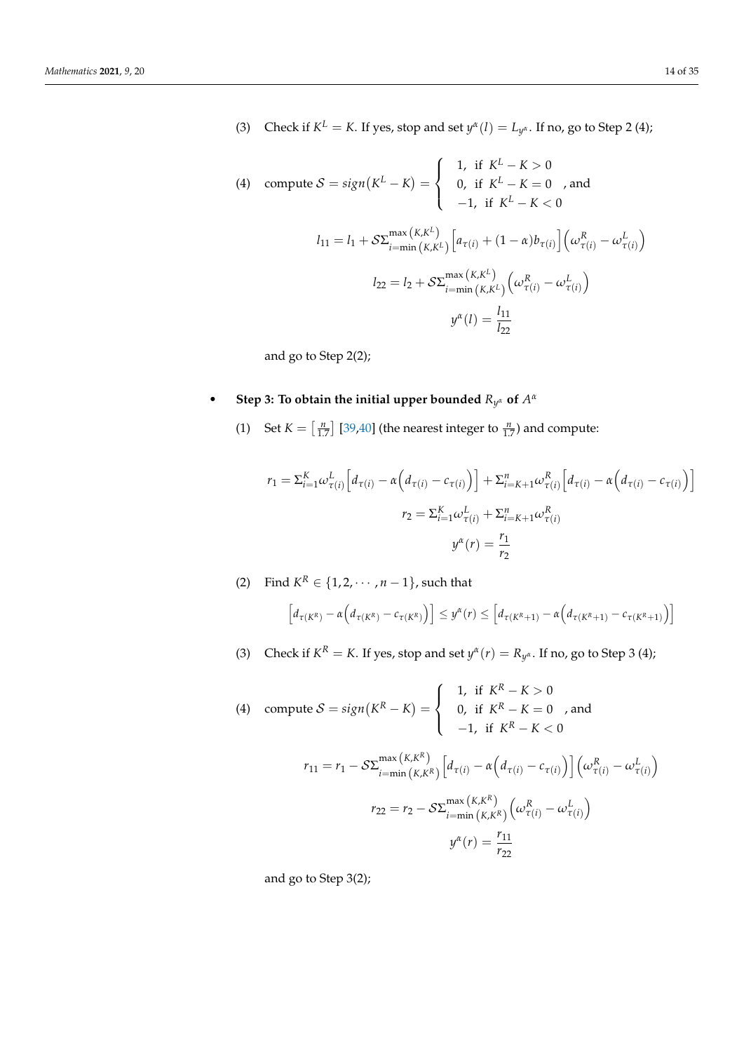(3) Check if $K^L = K$. If yes, stop and set $y^\alpha(l) = L_{y^\alpha}$. If no, go to Step 2 (4);

(4) compute $\mathcal{S} = sign\left(K^L - K\right) = \begin{cases} 1, & \text{if } K^L - K > 0 \\ 0, & \text{if } K^L - K = 0 \\ -1, & \text{if } K^L - K < 0 \end{cases}$, and

$$l_{11} = l_1 + \mathcal{S}\Sigma_{i=\min\left(K,K^L\right)}^{\max\left(K,K^L\right)}\left[a_{\tau(i)} + (1-\alpha)b_{\tau(i)}\right]\left(\omega_{\tau(i)}^R - \omega_{\tau(i)}^L\right)$$

$$l_{22} = l_2 + \mathcal{S}\Sigma_{i=\min\left(K,K^L\right)}^{\max\left(K,K^L\right)}\left(\omega_{\tau(i)}^R - \omega_{\tau(i)}^L\right)$$

$$y^\alpha(l) = \frac{l_{11}}{l_{22}}$$

and go to Step 2(2);

- **Step 3: To obtain the initial upper bounded $R_{y^\alpha}$ of $A^\alpha$**

(1) Set $K = \left[\frac{n}{1.7}\right]$ [39,40] (the nearest integer to $\frac{n}{1.7}$) and compute:

$$r_1 = \Sigma_{i=1}^{K}\omega_{\tau(i)}^L\left[d_{\tau(i)} - \alpha\left(d_{\tau(i)} - c_{\tau(i)}\right)\right] + \Sigma_{i=K+1}^{n}\omega_{\tau(i)}^R\left[d_{\tau(i)} - \alpha\left(d_{\tau(i)} - c_{\tau(i)}\right)\right]$$

$$r_2 = \Sigma_{i=1}^{K}\omega_{\tau(i)}^L + \Sigma_{i=K+1}^{n}\omega_{\tau(i)}^R$$

$$y^\alpha(r) = \frac{r_1}{r_2}$$

(2) Find $K^R \in \{1, 2, \cdots, n-1\}$, such that

$$\left[d_{\tau(K^R)} - \alpha\left(d_{\tau(K^R)} - c_{\tau(K^R)}\right)\right] \leq y^\alpha(r) \leq \left[d_{\tau(K^R+1)} - \alpha\left(d_{\tau(K^R+1)} - c_{\tau(K^R+1)}\right)\right]$$

(3) Check if $K^R = K$. If yes, stop and set $y^\alpha(r) = R_{y^\alpha}$. If no, go to Step 3 (4);

(4) compute $\mathcal{S} = sign\left(K^R - K\right) = \begin{cases} 1, & \text{if } K^R - K > 0 \\ 0, & \text{if } K^R - K = 0 \\ -1, & \text{if } K^R - K < 0 \end{cases}$, and

$$r_{11} = r_1 - \mathcal{S}\Sigma_{i=\min\left(K,K^R\right)}^{\max\left(K,K^R\right)}\left[d_{\tau(i)} - \alpha\left(d_{\tau(i)} - c_{\tau(i)}\right)\right]\left(\omega_{\tau(i)}^R - \omega_{\tau(i)}^L\right)$$

$$r_{22} = r_2 - \mathcal{S}\Sigma_{i=\min\left(K,K^R\right)}^{\max\left(K,K^R\right)}\left(\omega_{\tau(i)}^R - \omega_{\tau(i)}^L\right)$$

$$y^\alpha(r) = \frac{r_{11}}{r_{22}}$$

and go to Step 3(2);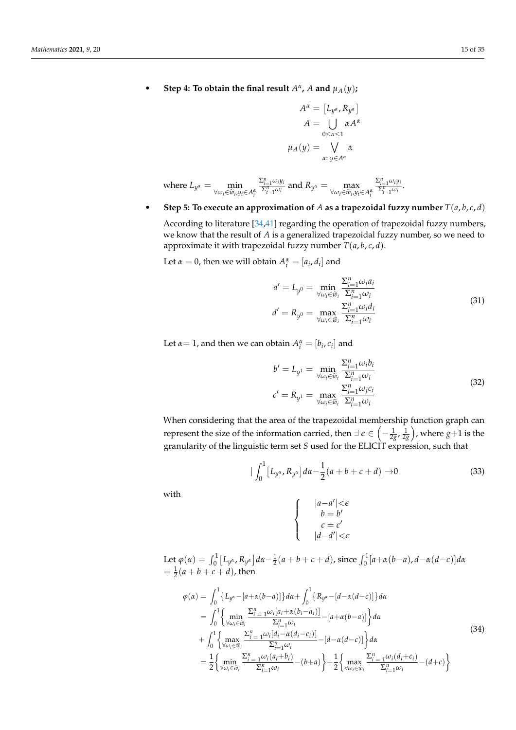- **Step 4: To obtain the final result $A^\alpha$, $A$ and $\mu_A(y)$;**

$$A^\alpha = \left[L_{y^\alpha}, R_{y^\alpha}\right]$$
$$A = \bigcup_{0 \le \alpha \le 1} \alpha A^\alpha$$
$$\mu_A(y) = \bigvee_{\alpha:\, y \in A^\alpha} \alpha$$

where $L_{y^\alpha} = \min_{\forall \omega_i \in \widetilde{w}_i, y_i \in A_i^\alpha} \frac{\Sigma_{i=1}^n \omega_i y_i}{\Sigma_{i=1}^n \omega_i}$ and $R_{y^\alpha} = \max_{\forall \omega_i \in \widetilde{w}_i, y_i \in A_i^\alpha} \frac{\Sigma_{i=1}^n \omega_i y_i}{\Sigma_{i=1}^n \omega_i}$.

- **Step 5: To execute an approximation of $A$ as a trapezoidal fuzzy number $T(a,b,c,d)$**

According to literature [34,41] regarding the operation of trapezoidal fuzzy numbers, we know that the result of $A$ is a generalized trapezoidal fuzzy number, so we need to approximate it with trapezoidal fuzzy number $T(a,b,c,d)$.

Let $\alpha = 0$, then we will obtain $A_i^\alpha = [a_i, d_i]$ and

$$
\begin{aligned}
a' &= L_{y^0} = \min_{\forall \omega_i \in \widetilde{w}_i} \frac{\Sigma_{i=1}^n \omega_i a_i}{\Sigma_{i=1}^n \omega_i} \\
d' &= R_{y^0} = \max_{\forall \omega_i \in \widetilde{w}_i} \frac{\Sigma_{i=1}^n \omega_i d_i}{\Sigma_{i=1}^n \omega_i}
\end{aligned}
\tag{31}
$$

Let $\alpha = 1$, and then we can obtain $A_i^\alpha = [b_i, c_i]$ and

$$
\begin{aligned}
b' &= L_{y^1} = \min_{\forall \omega_i \in \widetilde{w}_i} \frac{\Sigma_{i=1}^n \omega_i b_i}{\Sigma_{i=1}^n \omega_i} \\
c' &= R_{y^1} = \max_{\forall \omega_i \in \widetilde{w}_i} \frac{\Sigma_{i=1}^n \omega_j c_i}{\Sigma_{i=1}^n \omega_i}
\end{aligned}
\tag{32}
$$

When considering that the area of the trapezoidal membership function graph can represent the size of the information carried, then $\exists\, \epsilon \in \left(-\frac{1}{2g}, \frac{1}{2g}\right)$, where $g+1$ is the granularity of the linguistic term set $S$ used for the ELICIT expression, such that

$$\left| \int_0^1 \left[L_{y^\alpha}, R_{y^\alpha}\right] d\alpha - \frac{1}{2}(a+b+c+d) \right| \to 0 \tag{33}$$

with

$$
\begin{cases}
|a - a'| < \epsilon \\
b = b' \\
c = c' \\
|d - d'| < \epsilon
\end{cases}
$$

Let $\varphi(\alpha) = \int_0^1 \left[L_{y^\alpha}, R_{y^\alpha}\right] d\alpha - \frac{1}{2}(a+b+c+d)$, since $\int_0^1 [a+\alpha(b-a), d-\alpha(d-c)] d\alpha = \frac{1}{2}(a+b+c+d)$, then

$$
\begin{aligned}
\varphi(\alpha) &= \int_0^1 \left\{ L_{y^\alpha} - [a+\alpha(b-a)] \right\} d\alpha + \int_0^1 \left\{ R_{y^\alpha} - [d-\alpha(d-c)] \right\} d\alpha \\
&= \int_0^1 \left\{ \min_{\forall \omega_i \in \widetilde{w}_i} \frac{\Sigma_{i=1}^n \omega_i [a_i + \alpha(b_i - a_i)]}{\Sigma_{i=1}^n \omega_i} - [a+\alpha(b-a)] \right\} d\alpha \\
&+ \int_0^1 \left\{ \max_{\forall \omega_i \in \widetilde{w}_i} \frac{\Sigma_{i=1}^n \omega_i [d_i - \alpha(d_i - c_i)]}{\Sigma_{i=1}^n \omega_i} - [d-\alpha(d-c)] \right\} d\alpha \\
&= \frac{1}{2} \left\{ \min_{\forall \omega_i \in \widetilde{w}_i} \frac{\Sigma_{i=1}^n \omega_i (a_i + b_i)}{\Sigma_{i=1}^n \omega_i} - (b+a) \right\} + \frac{1}{2} \left\{ \max_{\forall \omega_i \in \widetilde{w}_i} \frac{\Sigma_{i=1}^n \omega_i (d_i + c_i)}{\Sigma_{i=1}^n \omega_i} - (d+c) \right\}
\end{aligned}
\tag{34}
$$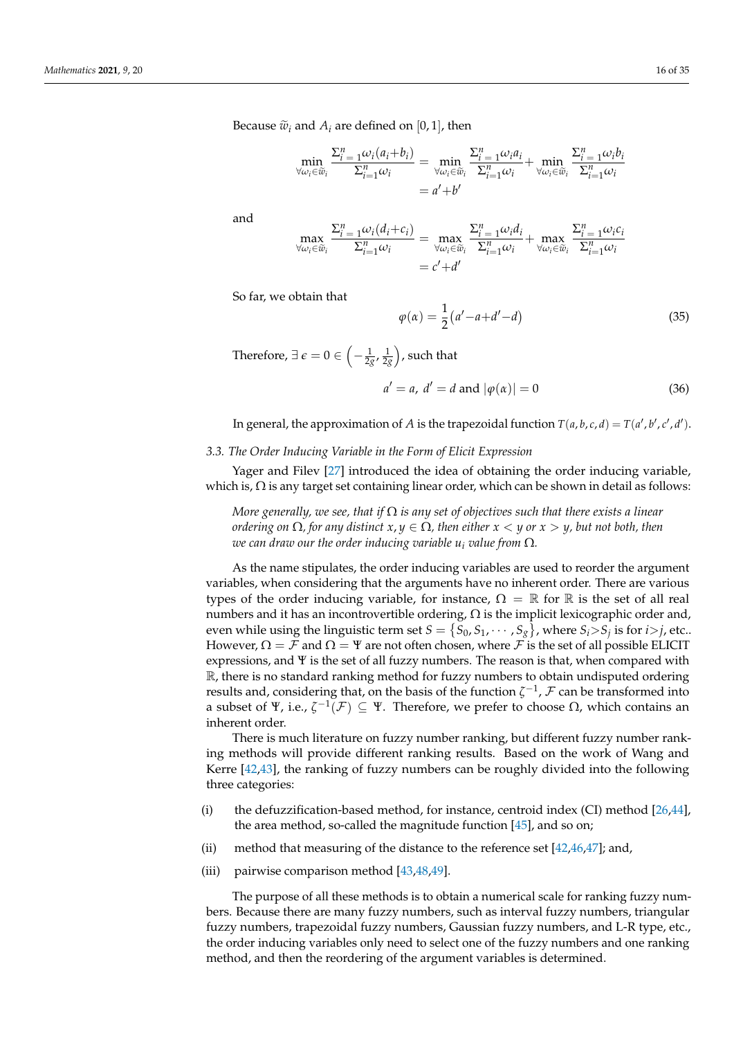Because $\widetilde{w}_i$ and $A_i$ are defined on $[0,1]$, then

$$\min_{\forall \omega_i \in \widetilde{w}_i} \frac{\Sigma_{i=1}^{n} \omega_i (a_i + b_i)}{\Sigma_{i=1}^{n} \omega_i} = \min_{\forall \omega_i \in \widetilde{w}_i} \frac{\Sigma_{i=1}^{n} \omega_i a_i}{\Sigma_{i=1}^{n} \omega_i} + \min_{\forall \omega_i \in \widetilde{w}_i} \frac{\Sigma_{i=1}^{n} \omega_i b_i}{\Sigma_{i=1}^{n} \omega_i} = a' + b'$$

and

$$\max_{\forall \omega_i \in \widetilde{w}_i} \frac{\Sigma_{i=1}^{n} \omega_i (d_i + c_i)}{\Sigma_{i=1}^{n} \omega_i} = \max_{\forall \omega_i \in \widetilde{w}_i} \frac{\Sigma_{i=1}^{n} \omega_i d_i}{\Sigma_{i=1}^{n} \omega_i} + \max_{\forall \omega_i \in \widetilde{w}_i} \frac{\Sigma_{i=1}^{n} \omega_i c_i}{\Sigma_{i=1}^{n} \omega_i} = c' + d'$$

So far, we obtain that

$$\varphi(\alpha) = \frac{1}{2}\left(a' - a + d' - d\right) \tag{35}$$

Therefore, $\exists\, \epsilon = 0 \in \left(-\frac{1}{2g}, \frac{1}{2g}\right)$, such that

$$a' = a,\ d' = d \text{ and } |\varphi(\alpha)| = 0 \tag{36}$$

In general, the approximation of $A$ is the trapezoidal function $T(a,b,c,d) = T(a',b',c',d')$.

### 3.3. The Order Inducing Variable in the Form of Elicit Expression

Yager and Filev [27] introduced the idea of obtaining the order inducing variable, which is, $\Omega$ is any target set containing linear order, which can be shown in detail as follows:

> *More generally, we see, that if $\Omega$ is any set of objectives such that there exists a linear ordering on $\Omega$, for any distinct $x, y \in \Omega$, then either $x < y$ or $x > y$, but not both, then we can draw our the order inducing variable $u_i$ value from $\Omega$.*

As the name stipulates, the order inducing variables are used to reorder the argument variables, when considering that the arguments have no inherent order. There are various types of the order inducing variable, for instance, $\Omega = \mathbb{R}$ for $\mathbb{R}$ is the set of all real numbers and it has an incontrovertible ordering, $\Omega$ is the implicit lexicographic order and, even while using the linguistic term set $S = \{S_0, S_1, \cdots, S_g\}$, where $S_i > S_j$ is for $i > j$, etc.. However, $\Omega = \mathcal{F}$ and $\Omega = \Psi$ are not often chosen, where $\mathcal{F}$ is the set of all possible ELICIT expressions, and $\Psi$ is the set of all fuzzy numbers. The reason is that, when compared with $\mathbb{R}$, there is no standard ranking method for fuzzy numbers to obtain undisputed ordering results and, considering that, on the basis of the function $\zeta^{-1}$, $\mathcal{F}$ can be transformed into a subset of $\Psi$, i.e., $\zeta^{-1}(\mathcal{F}) \subseteq \Psi$. Therefore, we prefer to choose $\Omega$, which contains an inherent order.

There is much literature on fuzzy number ranking, but different fuzzy number ranking methods will provide different ranking results. Based on the work of Wang and Kerre [42,43], the ranking of fuzzy numbers can be roughly divided into the following three categories:

(i) the defuzzification-based method, for instance, centroid index (CI) method [26,44], the area method, so-called the magnitude function [45], and so on;

(ii) method that measuring of the distance to the reference set [42,46,47]; and,

(iii) pairwise comparison method [43,48,49].

The purpose of all these methods is to obtain a numerical scale for ranking fuzzy numbers. Because there are many fuzzy numbers, such as interval fuzzy numbers, triangular fuzzy numbers, trapezoidal fuzzy numbers, Gaussian fuzzy numbers, and L-R type, etc., the order inducing variables only need to select one of the fuzzy numbers and one ranking method, and then the reordering of the argument variables is determined.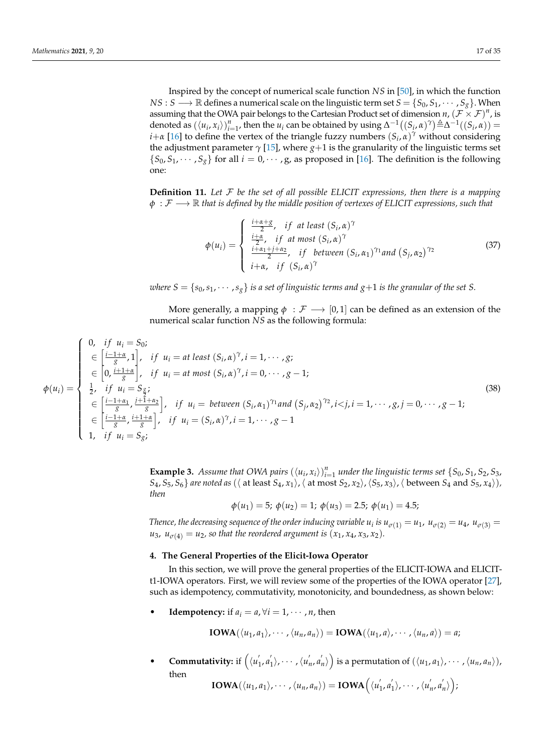Inspired by the concept of numerical scale function $NS$ in [50], in which the function $NS : S \longrightarrow \mathbb{R}$ defines a numerical scale on the linguistic term set $S = \{S_0, S_1, \cdots, S_g\}$. When assuming that the OWA pair belongs to the Cartesian Product set of dimension $n$, $(\mathcal{F} \times \mathcal{F})^n$, is denoted as $(\langle u_i, x_i \rangle)_{i=1}^n$, then the $u_i$ can be obtained by using $\Delta^{-1}((S_i, \alpha)^{\gamma}) \triangleq \Delta^{-1}((S_i, \alpha)) = i{+}\alpha$ [16] to define the vertex of the triangle fuzzy numbers $(S_i, \alpha)^{\gamma}$ without considering the adjustment parameter $\gamma$ [15], where $g{+}1$ is the granularity of the linguistic terms set $\{S_0, S_1, \cdots, S_g\}$ for all $i = 0, \cdots, g$, as proposed in [16]. The definition is the following one:

**Definition 11.** *Let $\mathcal{F}$ be the set of all possible ELICIT expressions, then there is a mapping $\phi : \mathcal{F} \longrightarrow \mathbb{R}$ that is defined by the middle position of vertexes of ELICIT expressions, such that*

$$
\phi(u_i) = \begin{cases} \frac{i+\alpha+g}{2}, & if \;\; at\ least\ (S_i, \alpha)^{\gamma} \\ \frac{i+\alpha}{2}, & if \;\; at\ most\ (S_i, \alpha)^{\gamma} \\ \frac{i+\alpha_1+j+\alpha_2}{2}, & if \;\; between\ (S_i, \alpha_1)^{\gamma_1} and\ (S_j, \alpha_2)^{\gamma_2} \\ i{+}\alpha, & if \;\; (S_i, \alpha)^{\gamma} \end{cases} \tag{37}
$$

*where $S = \{s_0, s_1, \cdots, s_g\}$ is a set of linguistic terms and $g{+}1$ is the granular of the set $S$.*

More generally, a mapping $\phi : \mathcal{F} \longrightarrow [0, 1]$ can be defined as an extension of the numerical scalar function $NS$ as the following formula:

$$
\phi(u_i) = \begin{cases} 0, & if \;\; u_i = S_0; \\ \in \left[\frac{i-1+\alpha}{g}, 1\right], & if \;\; u_i = at\ least\ (S_i, \alpha)^{\gamma}, i = 1, \cdots, g; \\ \in \left[0, \frac{i+1+\alpha}{g}\right], & if \;\; u_i = at\ most\ (S_i, \alpha)^{\gamma}, i = 0, \cdots, g-1; \\ \frac{1}{2}, & if \;\; u_i = S_{\frac{g}{2}}; \\ \in \left[\frac{i-1+\alpha_1}{g}, \frac{j+1+\alpha_2}{g}\right], & if \;\; u_i = \ between\ (S_i, \alpha_1)^{\gamma_1} and\ (S_j, \alpha_2)^{\gamma_2}, i{<}j, i = 1, \cdots, g, j = 0, \cdots, g-1; \\ \in \left[\frac{i-1+\alpha}{g}, \frac{i+1+\alpha}{g}\right], & if \;\; u_i = (S_i, \alpha)^{\gamma}, i = 1, \cdots, g-1 \\ 1, & if \;\; u_i = S_g; \end{cases} \tag{38}
$$

**Example 3.** *Assume that OWA pairs $(\langle u_i, x_i \rangle)_{i=1}^n$ under the linguistic terms set $\{S_0, S_1, S_2, S_3, S_4, S_5, S_6\}$ are noted as $(\langle$ at least $S_4, x_1 \rangle, \langle$ at most $S_2, x_2 \rangle, \langle S_5, x_3 \rangle, \langle$ between $S_4$ and $S_5, x_4 \rangle)$, then*

$$\phi(u_1) = 5;\ \phi(u_2) = 1;\ \phi(u_3) = 2.5;\ \phi(u_1) = 4.5;$$

*Thence, the decreasing sequence of the order inducing variable $u_i$ is $u_{\sigma(1)} = u_1$, $u_{\sigma(2)} = u_4$, $u_{\sigma(3)} = u_3$, $u_{\sigma(4)} = u_2$, so that the reordered argument is $(x_1, x_4, x_3, x_2)$.*

## 4. The General Properties of the Elicit-Iowa Operator

In this section, we will prove the general properties of the ELICIT-IOWA and ELICIT-t1-IOWA operators. First, we will review some of the properties of the IOWA operator [27], such as idempotency, commutativity, monotonicity, and boundedness, as shown below:

- **Idempotency:** if $a_i = a, \forall i = 1, \cdots, n$, then

$$\mathbf{IOWA}(\langle u_1, a_1 \rangle, \cdots, \langle u_n, a_n \rangle) = \mathbf{IOWA}(\langle u_1, a \rangle, \cdots, \langle u_n, a \rangle) = a;$$

- **Commutativity:** if $\left(\langle u_1^{'}, a_1^{'} \rangle, \cdots, \langle u_n^{'}, a_n^{'} \rangle\right)$ is a permutation of $(\langle u_1, a_1 \rangle, \cdots, \langle u_n, a_n \rangle)$, then

$$\mathbf{IOWA}(\langle u_1, a_1 \rangle, \cdots, \langle u_n, a_n \rangle) = \mathbf{IOWA}\left(\langle u_1^{'}, a_1^{'} \rangle, \cdots, \langle u_n^{'}, a_n^{'} \rangle\right);$$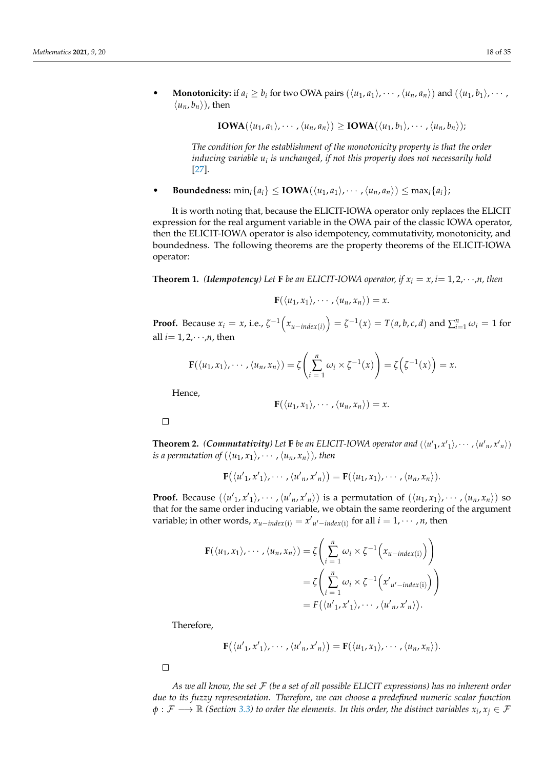- **Monotonicity:** if $a_i \geq b_i$ for two OWA pairs $(\langle u_1, a_1\rangle, \cdots, \langle u_n, a_n\rangle)$ and $(\langle u_1, b_1\rangle, \cdots, \langle u_n, b_n\rangle)$, then

$$\mathbf{IOWA}(\langle u_1, a_1\rangle, \cdots, \langle u_n, a_n\rangle) \geq \mathbf{IOWA}(\langle u_1, b_1\rangle, \cdots, \langle u_n, b_n\rangle);$$

  *The condition for the establishment of the monotonicity property is that the order inducing variable $u_i$ is unchanged, if not this property does not necessarily hold* [27].

- **Boundedness:** $\min_i\{a_i\} \leq \mathbf{IOWA}(\langle u_1, a_1\rangle, \cdots, \langle u_n, a_n\rangle) \leq \max_i\{a_i\}$;

It is worth noting that, because the ELICIT-IOWA operator only replaces the ELICIT expression for the real argument variable in the OWA pair of the classic IOWA operator, then the ELICIT-IOWA operator is also idempotency, commutativity, monotonicity, and boundedness. The following theorems are the property theorems of the ELICIT-IOWA operator:

**Theorem 1.** ***(Idempotency)*** *Let $\mathbf{F}$ be an ELICIT-IOWA operator, if $x_i = x$, $i = 1, 2, \cdots, n$, then*

$$\mathbf{F}(\langle u_1, x_1\rangle, \cdots, \langle u_n, x_n\rangle) = x.$$

**Proof.** Because $x_i = x$, i.e., $\zeta^{-1}\left(x_{u-index(i)}\right) = \zeta^{-1}(x) = T(a, b, c, d)$ and $\sum_{i=1}^{n} \omega_i = 1$ for all $i = 1, 2, \cdots, n$, then

$$\mathbf{F}(\langle u_1, x_1\rangle, \cdots, \langle u_n, x_n\rangle) = \zeta\left(\sum_{i=1}^{n} \omega_i \times \zeta^{-1}(x)\right) = \zeta\left(\zeta^{-1}(x)\right) = x.$$

Hence,

$$\mathbf{F}(\langle u_1, x_1\rangle, \cdots, \langle u_n, x_n\rangle) = x.$$

□

**Theorem 2.** ***(Commutativity)*** *Let $\mathbf{F}$ be an ELICIT-IOWA operator and $(\langle u'_1, x'_1\rangle, \cdots, \langle u'_n, x'_n\rangle)$ is a permutation of $(\langle u_1, x_1\rangle, \cdots, \langle u_n, x_n\rangle)$, then*

$$\mathbf{F}\left(\langle u'_1, x'_1\rangle, \cdots, \langle u'_n, x'_n\rangle\right) = \mathbf{F}(\langle u_1, x_1\rangle, \cdots, \langle u_n, x_n\rangle).$$

**Proof.** Because $(\langle u'_1, x'_1\rangle, \cdots, \langle u'_n, x'_n\rangle)$ is a permutation of $(\langle u_1, x_1\rangle, \cdots, \langle u_n, x_n\rangle)$ so that for the same order inducing variable, we obtain the same reordering of the argument variable; in other words, $x_{u-index(\mathrm{i})} = x'_{u'-index(\mathrm{i})}$ for all $i = 1, \cdots, n$, then

$$\begin{aligned}
\mathbf{F}(\langle u_1, x_1\rangle, \cdots, \langle u_n, x_n\rangle) &= \zeta\left(\sum_{i=1}^{n} \omega_i \times \zeta^{-1}\left(x_{u-index(\mathrm{i})}\right)\right) \\
&= \zeta\left(\sum_{i=1}^{n} \omega_i \times \zeta^{-1}\left(x'_{u'-index(\mathrm{i})}\right)\right) \\
&= F\left(\langle u'_1, x'_1\rangle, \cdots, \langle u'_n, x'_n\rangle\right).
\end{aligned}$$

Therefore,

$$\mathbf{F}\left(\langle u'_1, x'_1\rangle, \cdots, \langle u'_n, x'_n\rangle\right) = \mathbf{F}(\langle u_1, x_1\rangle, \cdots, \langle u_n, x_n\rangle).$$

□

*As we all know, the set $\mathcal{F}$ (be a set of all possible ELICIT expressions) has no inherent order due to its fuzzy representation. Therefore, we can choose a predefined numeric scalar function $\phi : \mathcal{F} \longrightarrow \mathbb{R}$ (Section 3.3) to order the elements. In this order, the distinct variables $x_i, x_j \in \mathcal{F}$*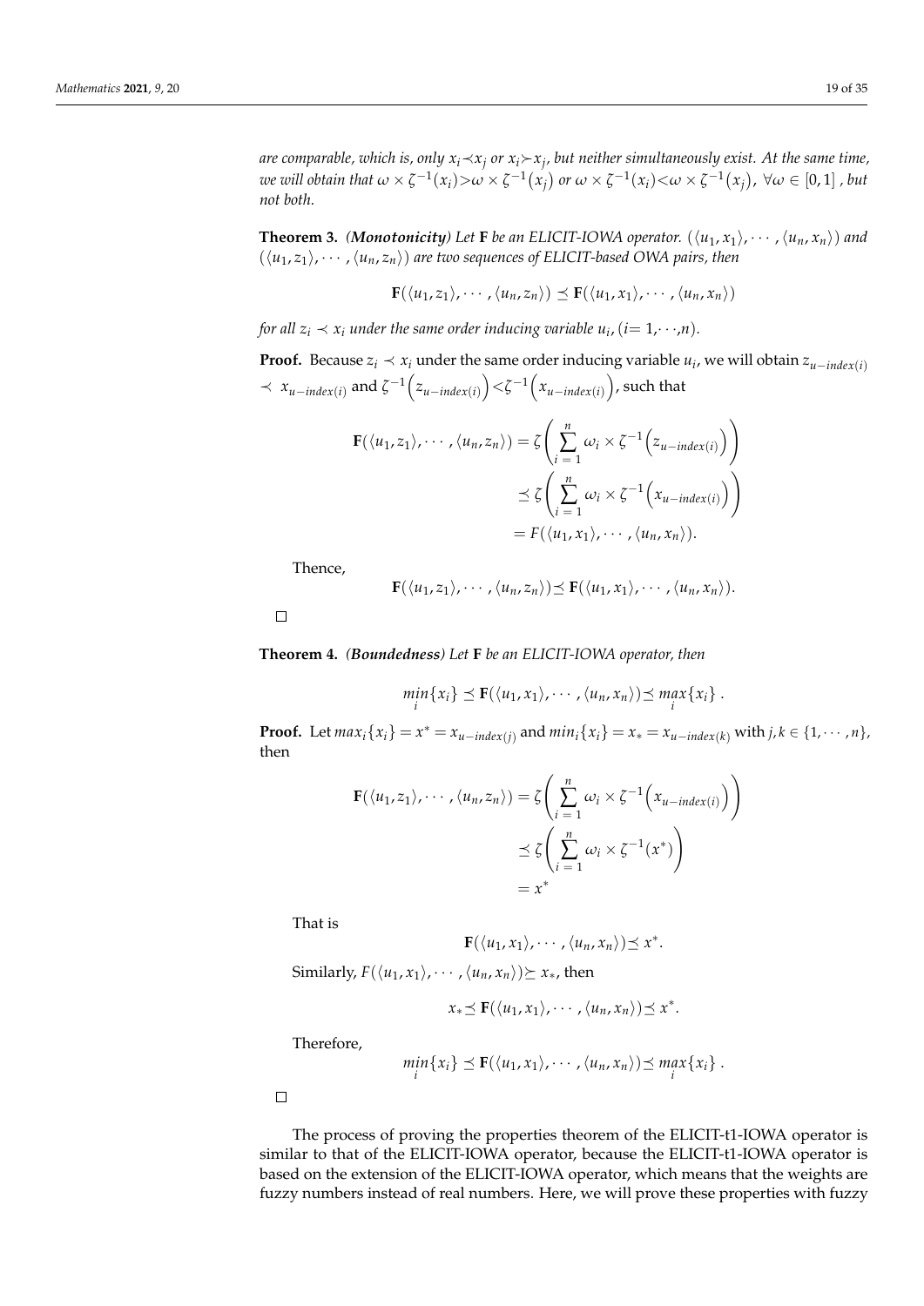*are comparable, which is, only $x_i \prec x_j$ or $x_i \succ x_j$, but neither simultaneously exist. At the same time, we will obtain that $\omega \times \zeta^{-1}(x_i) > \omega \times \zeta^{-1}(x_j)$ or $\omega \times \zeta^{-1}(x_i) < \omega \times \zeta^{-1}(x_j)$, $\forall \omega \in [0,1]$ , but not both.*

**Theorem 3.** *(**Monotonicity**) Let $\mathbf{F}$ be an ELICIT-IOWA operator. $(\langle u_1, x_1\rangle, \cdots, \langle u_n, x_n\rangle)$ and $(\langle u_1, z_1\rangle, \cdots, \langle u_n, z_n\rangle)$ are two sequences of ELICIT-based OWA pairs, then*

$$\mathbf{F}(\langle u_1, z_1\rangle, \cdots, \langle u_n, z_n\rangle) \preceq \mathbf{F}(\langle u_1, x_1\rangle, \cdots, \langle u_n, x_n\rangle)$$

*for all $z_i \prec x_i$ under the same order inducing variable $u_i$, ($i = 1, \cdots, n$).*

**Proof.** Because $z_i \prec x_i$ under the same order inducing variable $u_i$, we will obtain $z_{u-index(i)} \prec x_{u-index(i)}$ and $\zeta^{-1}\left(z_{u-index(i)}\right) < \zeta^{-1}\left(x_{u-index(i)}\right)$, such that

$$\begin{aligned}
\mathbf{F}(\langle u_1, z_1\rangle, \cdots, \langle u_n, z_n\rangle) &= \zeta\left(\sum_{i=1}^{n} \omega_i \times \zeta^{-1}\left(z_{u-index(i)}\right)\right) \\
&\preceq \zeta\left(\sum_{i=1}^{n} \omega_i \times \zeta^{-1}\left(x_{u-index(i)}\right)\right) \\
&= F(\langle u_1, x_1\rangle, \cdots, \langle u_n, x_n\rangle).
\end{aligned}$$

Thence,

$$\mathbf{F}(\langle u_1, z_1\rangle, \cdots, \langle u_n, z_n\rangle) \preceq \mathbf{F}(\langle u_1, x_1\rangle, \cdots, \langle u_n, x_n\rangle).$$

□

**Theorem 4.** *(**Boundedness**) Let $\mathbf{F}$ be an ELICIT-IOWA operator, then*

$$\min_i\{x_i\} \preceq \mathbf{F}(\langle u_1, x_1\rangle, \cdots, \langle u_n, x_n\rangle) \preceq \max_i\{x_i\}.$$

**Proof.** Let $max_i\{x_i\} = x^* = x_{u-index(j)}$ and $min_i\{x_i\} = x_* = x_{u-index(k)}$ with $j, k \in \{1, \cdots, n\}$, then

$$\begin{aligned}
\mathbf{F}(\langle u_1, z_1\rangle, \cdots, \langle u_n, z_n\rangle) &= \zeta\left(\sum_{i=1}^{n} \omega_i \times \zeta^{-1}\left(x_{u-index(i)}\right)\right) \\
&\preceq \zeta\left(\sum_{i=1}^{n} \omega_i \times \zeta^{-1}(x^*)\right) \\
&= x^*
\end{aligned}$$

That is

$$\mathbf{F}(\langle u_1, x_1\rangle, \cdots, \langle u_n, x_n\rangle) \preceq x^*.$$

Similarly, $F(\langle u_1, x_1\rangle, \cdots, \langle u_n, x_n\rangle) \succeq x_*$, then

$$x_* \preceq \mathbf{F}(\langle u_1, x_1\rangle, \cdots, \langle u_n, x_n\rangle) \preceq x^*.$$

Therefore,

$$\min_i\{x_i\} \preceq \mathbf{F}(\langle u_1, x_1\rangle, \cdots, \langle u_n, x_n\rangle) \preceq \max_i\{x_i\}.$$

□

The process of proving the properties theorem of the ELICIT-t1-IOWA operator is similar to that of the ELICIT-IOWA operator, because the ELICIT-t1-IOWA operator is based on the extension of the ELICIT-IOWA operator, which means that the weights are fuzzy numbers instead of real numbers. Here, we will prove these properties with fuzzy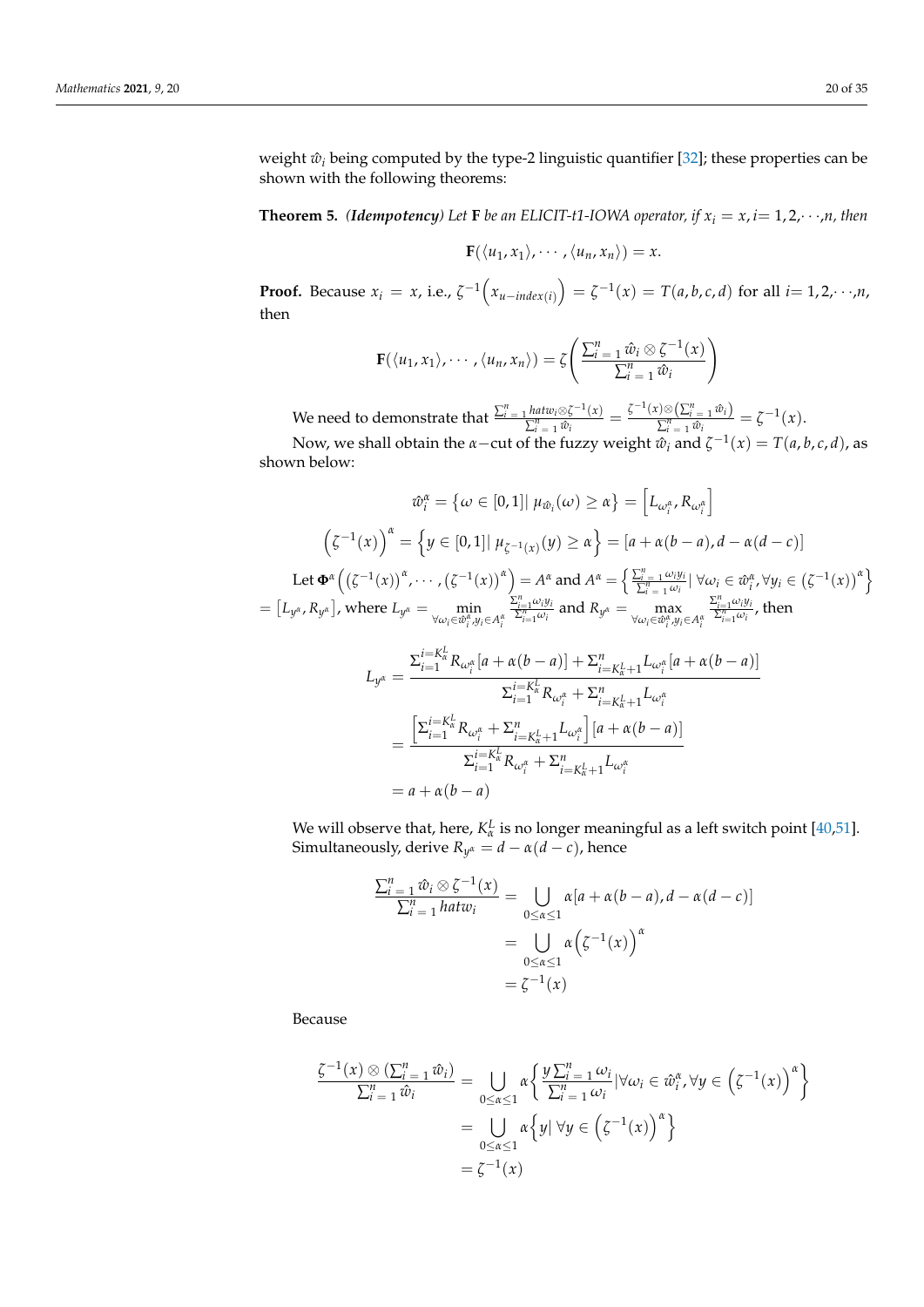weight $\hat{w}_i$ being computed by the type-2 linguistic quantifier [32]; these properties can be shown with the following theorems:

**Theorem 5.** *(**Idempotency**) Let* $\mathbf{F}$ *be an ELICIT-t1-IOWA operator, if* $x_i = x, i = 1, 2, \cdots, n$*, then*

$$\mathbf{F}(\langle u_1, x_1 \rangle, \cdots, \langle u_n, x_n \rangle) = x.$$

**Proof.** Because $x_i = x$, i.e., $\zeta^{-1}\left(x_{u-index(i)}\right) = \zeta^{-1}(x) = T(a, b, c, d)$ for all $i = 1, 2, \cdots, n$, then

$$\mathbf{F}(\langle u_1, x_1 \rangle, \cdots, \langle u_n, x_n \rangle) = \zeta\left(\frac{\sum_{i=1}^{n} \hat{w}_i \otimes \zeta^{-1}(x)}{\sum_{i=1}^{n} \hat{w}_i}\right)$$

We need to demonstrate that $\frac{\sum_{i=1}^{n} hatw_i \otimes \zeta^{-1}(x)}{\sum_{i=1}^{n} \hat{w}_i} = \frac{\zeta^{-1}(x) \otimes \left(\sum_{i=1}^{n} \hat{w}_i\right)}{\sum_{i=1}^{n} \hat{w}_i} = \zeta^{-1}(x)$.

Now, we shall obtain the $\alpha-$cut of the fuzzy weight $\hat{w}_i$ and $\zeta^{-1}(x) = T(a, b, c, d)$, as shown below:

$$\hat{w}_i^\alpha = \{\omega \in [0,1] | \mu_{\hat{w}_i}(\omega) \geq \alpha\} = \left[L_{\omega_i^\alpha}, R_{\omega_i^\alpha}\right]$$

$$\left(\zeta^{-1}(x)\right)^\alpha = \left\{y \in [0,1] | \mu_{\zeta^{-1}(x)}(y) \geq \alpha\right\} = [a + \alpha(b-a), d - \alpha(d-c)]$$

Let $\Phi^\alpha\left(\left(\zeta^{-1}(x)\right)^\alpha, \cdots, \left(\zeta^{-1}(x)\right)^\alpha\right) = A^\alpha$ and $A^\alpha = \left\{\frac{\sum_{i=1}^{n} \omega_i y_i}{\sum_{i=1}^{n} \omega_i} | \forall \omega_i \in \hat{w}_i^\alpha, \forall y_i \in \left(\zeta^{-1}(x)\right)^\alpha\right\}$ $= [L_{y^\alpha}, R_{y^\alpha}]$, where $L_{y^\alpha} = \min_{\forall \omega_i \in \hat{w}_i^\alpha, y_i \in A_i^\alpha} \frac{\sum_{i=1}^{n} \omega_i y_i}{\sum_{i=1}^{n} \omega_i}$ and $R_{y^\alpha} = \max_{\forall \omega_i \in \hat{w}_i^\alpha, y_i \in A_i^\alpha} \frac{\sum_{i=1}^{n} \omega_i y_i}{\sum_{i=1}^{n} \omega_i}$, then

$$\begin{aligned}
L_{y^\alpha} &= \frac{\Sigma_{i=1}^{i=K_\alpha^L} R_{\omega_i^\alpha}[a + \alpha(b-a)] + \Sigma_{i=K_\alpha^L+1}^{n} L_{\omega_i^\alpha}[a + \alpha(b-a)]}{\Sigma_{i=1}^{i=K_\alpha^L} R_{\omega_i^\alpha} + \Sigma_{i=K_\alpha^L+1}^{n} L_{\omega_i^\alpha}} \\
&= \frac{\left[\Sigma_{i=1}^{i=K_\alpha^L} R_{\omega_i^\alpha} + \Sigma_{i=K_\alpha^L+1}^{n} L_{\omega_i^\alpha}\right][a + \alpha(b-a)]}{\Sigma_{i=1}^{i=K_\alpha^L} R_{\omega_i^\alpha} + \Sigma_{i=K_\alpha^L+1}^{n} L_{\omega_i^\alpha}} \\
&= a + \alpha(b-a)
\end{aligned}$$

We will observe that, here, $K_\alpha^L$ is no longer meaningful as a left switch point [40,51]. Simultaneously, derive $R_{y^\alpha} = d - \alpha(d-c)$, hence

$$\begin{aligned}
\frac{\sum_{i=1}^{n} \hat{w}_i \otimes \zeta^{-1}(x)}{\sum_{i=1}^{n} hatw_i} &= \bigcup_{0 \leq \alpha \leq 1} \alpha[a + \alpha(b-a), d - \alpha(d-c)] \\
&= \bigcup_{0 \leq \alpha \leq 1} \alpha\left(\zeta^{-1}(x)\right)^\alpha \\
&= \zeta^{-1}(x)
\end{aligned}$$

Because

$$\begin{aligned}
\frac{\zeta^{-1}(x) \otimes (\sum_{i=1}^{n} \hat{w}_i)}{\sum_{i=1}^{n} \hat{w}_i} &= \bigcup_{0 \leq \alpha \leq 1} \alpha\left\{\frac{y \sum_{i=1}^{n} \omega_i}{\sum_{i=1}^{n} \omega_i} | \forall \omega_i \in \hat{w}_i^\alpha, \forall y \in \left(\zeta^{-1}(x)\right)^\alpha\right\} \\
&= \bigcup_{0 \leq \alpha \leq 1} \alpha\left\{y | \forall y \in \left(\zeta^{-1}(x)\right)^\alpha\right\} \\
&= \zeta^{-1}(x)
\end{aligned}$$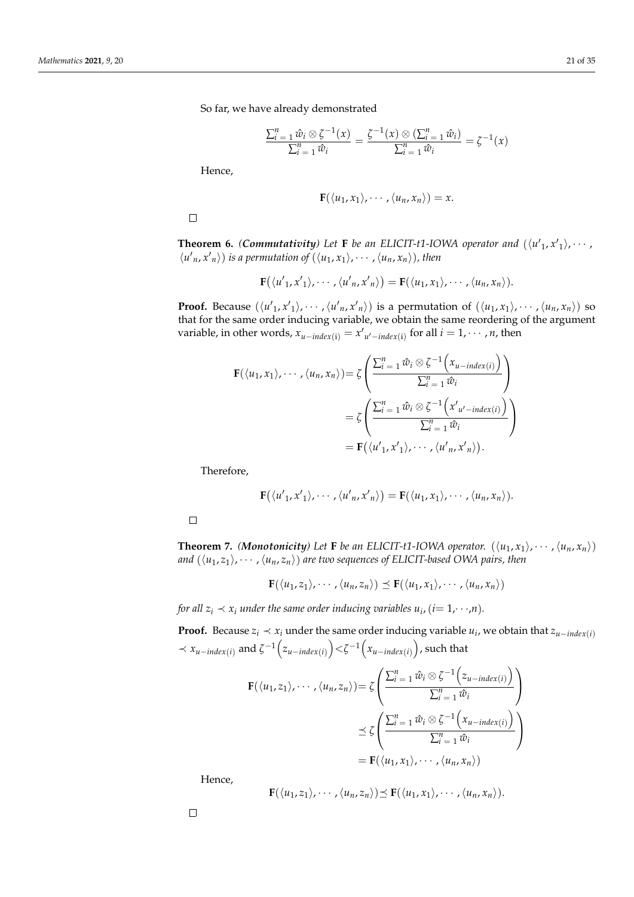So far, we have already demonstrated

$$\frac{\sum_{i=1}^{n} \hat{w}_i \otimes \zeta^{-1}(x)}{\sum_{i=1}^{n} \hat{w}_i} = \frac{\zeta^{-1}(x) \otimes \left(\sum_{i=1}^{n} \hat{w}_i\right)}{\sum_{i=1}^{n} \hat{w}_i} = \zeta^{-1}(x)$$

Hence,

$$\mathbf{F}(\langle u_1, x_1 \rangle, \cdots, \langle u_n, x_n \rangle) = x.$$

□

**Theorem 6.** *(**Commutativity**) Let* $\mathbf{F}$ *be an ELICIT-t1-IOWA operator and* $(\langle u'_1, x'_1 \rangle, \cdots, \langle u'_n, x'_n \rangle)$ *is a permutation of* $(\langle u_1, x_1 \rangle, \cdots, \langle u_n, x_n \rangle)$*, then*

$$\mathbf{F}\left(\langle u'_1, x'_1 \rangle, \cdots, \langle u'_n, x'_n \rangle\right) = \mathbf{F}(\langle u_1, x_1 \rangle, \cdots, \langle u_n, x_n \rangle).$$

**Proof.** Because $(\langle u'_1, x'_1 \rangle, \cdots, \langle u'_n, x'_n \rangle)$ is a permutation of $(\langle u_1, x_1 \rangle, \cdots, \langle u_n, x_n \rangle)$ so that for the same order inducing variable, we obtain the same reordering of the argument variable, in other words, $x_{u-index(i)} = x'_{u'-index(i)}$ for all $i = 1, \cdots, n$, then

$$\begin{aligned}
\mathbf{F}(\langle u_1, x_1 \rangle, \cdots, \langle u_n, x_n \rangle) &= \zeta\left(\frac{\sum_{i=1}^{n} \hat{w}_i \otimes \zeta^{-1}\left(x_{u-index(i)}\right)}{\sum_{i=1}^{n} \hat{w}_i}\right) \\
&= \zeta\left(\frac{\sum_{i=1}^{n} \hat{w}_i \otimes \zeta^{-1}\left(x'_{u'-index(i)}\right)}{\sum_{i=1}^{n} \hat{w}_i}\right) \\
&= \mathbf{F}\left(\langle u'_1, x'_1 \rangle, \cdots, \langle u'_n, x'_n \rangle\right).
\end{aligned}$$

Therefore,

$$\mathbf{F}\left(\langle u'_1, x'_1 \rangle, \cdots, \langle u'_n, x'_n \rangle\right) = \mathbf{F}(\langle u_1, x_1 \rangle, \cdots, \langle u_n, x_n \rangle).$$

□

**Theorem 7.** *(**Monotonicity**) Let* $\mathbf{F}$ *be an ELICIT-t1-IOWA operator.* $(\langle u_1, x_1 \rangle, \cdots, \langle u_n, x_n \rangle)$ *and* $(\langle u_1, z_1 \rangle, \cdots, \langle u_n, z_n \rangle)$ *are two sequences of ELICIT-based OWA pairs, then*

$$\mathbf{F}(\langle u_1, z_1 \rangle, \cdots, \langle u_n, z_n \rangle) \preceq \mathbf{F}(\langle u_1, x_1 \rangle, \cdots, \langle u_n, x_n \rangle)$$

*for all* $z_i \prec x_i$ *under the same order inducing variables* $u_i$*,* $(i = 1, \cdots, n)$*.*

**Proof.** Because $z_i \prec x_i$ under the same order inducing variable $u_i$, we obtain that $z_{u-index(i)} \prec x_{u-index(i)}$ and $\zeta^{-1}\left(z_{u-index(i)}\right) < \zeta^{-1}\left(x_{u-index(i)}\right)$, such that

$$\begin{aligned}
\mathbf{F}(\langle u_1, z_1 \rangle, \cdots, \langle u_n, z_n \rangle) &= \zeta\left(\frac{\sum_{i=1}^{n} \hat{w}_i \otimes \zeta^{-1}\left(z_{u-index(i)}\right)}{\sum_{i=1}^{n} \hat{w}_i}\right) \\
&\preceq \zeta\left(\frac{\sum_{i=1}^{n} \hat{w}_i \otimes \zeta^{-1}\left(x_{u-index(i)}\right)}{\sum_{i=1}^{n} \hat{w}_i}\right) \\
&= \mathbf{F}(\langle u_1, x_1 \rangle, \cdots, \langle u_n, x_n \rangle)
\end{aligned}$$

Hence,

$$\mathbf{F}(\langle u_1, z_1 \rangle, \cdots, \langle u_n, z_n \rangle) \preceq \mathbf{F}(\langle u_1, x_1 \rangle, \cdots, \langle u_n, x_n \rangle).$$

□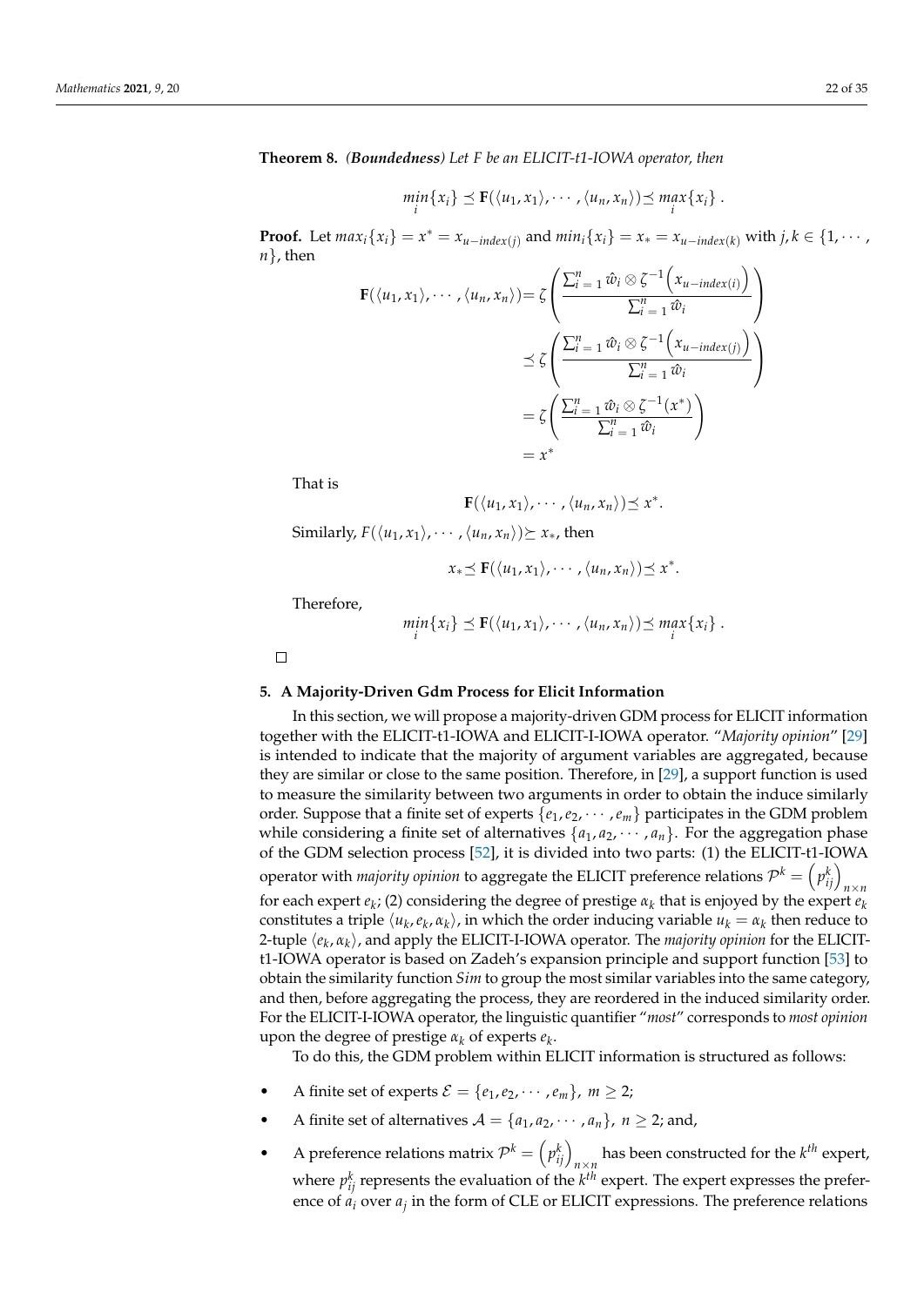**Theorem 8.** ***(Boundedness)*** *Let F be an ELICIT-t1-IOWA operator, then*

$$\min_i\{x_i\} \preceq \mathbf{F}(\langle u_1, x_1\rangle, \cdots, \langle u_n, x_n\rangle) \preceq \max_i\{x_i\}.$$

**Proof.** Let $max_i\{x_i\} = x^* = x_{u-index(j)}$ and $min_i\{x_i\} = x_* = x_{u-index(k)}$ with $j, k \in \{1, \cdots, n\}$, then

$$
\begin{aligned}
\mathbf{F}(\langle u_1, x_1\rangle, \cdots, \langle u_n, x_n\rangle) &= \zeta\left(\frac{\sum_{i=1}^{n} \hat{w}_i \otimes \zeta^{-1}\left(x_{u-index(i)}\right)}{\sum_{i=1}^{n} \hat{w}_i}\right) \\
&\preceq \zeta\left(\frac{\sum_{i=1}^{n} \hat{w}_i \otimes \zeta^{-1}\left(x_{u-index(j)}\right)}{\sum_{i=1}^{n} \hat{w}_i}\right) \\
&= \zeta\left(\frac{\sum_{i=1}^{n} \hat{w}_i \otimes \zeta^{-1}(x^*)}{\sum_{i=1}^{n} \hat{w}_i}\right) \\
&= x^*
\end{aligned}
$$

That is

$$\mathbf{F}(\langle u_1, x_1\rangle, \cdots, \langle u_n, x_n\rangle) \preceq x^*.$$

Similarly, $F(\langle u_1, x_1\rangle, \cdots, \langle u_n, x_n\rangle) \succeq x_*$, then

$$x_* \preceq \mathbf{F}(\langle u_1, x_1\rangle, \cdots, \langle u_n, x_n\rangle) \preceq x^*.$$

Therefore,

$$\min_i\{x_i\} \preceq \mathbf{F}(\langle u_1, x_1\rangle, \cdots, \langle u_n, x_n\rangle) \preceq \max_i\{x_i\}.$$

□

## 5. A Majority-Driven Gdm Process for Elicit Information

In this section, we will propose a majority-driven GDM process for ELICIT information together with the ELICIT-t1-IOWA and ELICIT-I-IOWA operator. "*Majority opinion*" [29] is intended to indicate that the majority of argument variables are aggregated, because they are similar or close to the same position. Therefore, in [29], a support function is used to measure the similarity between two arguments in order to obtain the induce similarly order. Suppose that a finite set of experts $\{e_1, e_2, \cdots, e_m\}$ participates in the GDM problem while considering a finite set of alternatives $\{a_1, a_2, \cdots, a_n\}$. For the aggregation phase of the GDM selection process [52], it is divided into two parts: (1) the ELICIT-t1-IOWA operator with *majority opinion* to aggregate the ELICIT preference relations $\mathcal{P}^k = \left(p_{ij}^k\right)_{n\times n}$ for each expert $e_k$; (2) considering the degree of prestige $\alpha_k$ that is enjoyed by the expert $e_k$ constitutes a triple $\langle u_k, e_k, \alpha_k\rangle$, in which the order inducing variable $u_k = \alpha_k$ then reduce to 2-tuple $\langle e_k, \alpha_k\rangle$, and apply the ELICIT-I-IOWA operator. The *majority opinion* for the ELICIT-t1-IOWA operator is based on Zadeh's expansion principle and support function [53] to obtain the similarity function *Sim* to group the most similar variables into the same category, and then, before aggregating the process, they are reordered in the induced similarity order. For the ELICIT-I-IOWA operator, the linguistic quantifier "*most*" corresponds to *most opinion* upon the degree of prestige $\alpha_k$ of experts $e_k$.

To do this, the GDM problem within ELICIT information is structured as follows:

- A finite set of experts $\mathcal{E} = \{e_1, e_2, \cdots, e_m\}$, $m \geq 2$;
- A finite set of alternatives $\mathcal{A} = \{a_1, a_2, \cdots, a_n\}$, $n \geq 2$; and,
- A preference relations matrix $\mathcal{P}^k = \left(p_{ij}^k\right)_{n\times n}$ has been constructed for the $k^{th}$ expert, where $p_{ij}^k$ represents the evaluation of the $k^{th}$ expert. The expert expresses the preference of $a_i$ over $a_j$ in the form of CLE or ELICIT expressions. The preference relations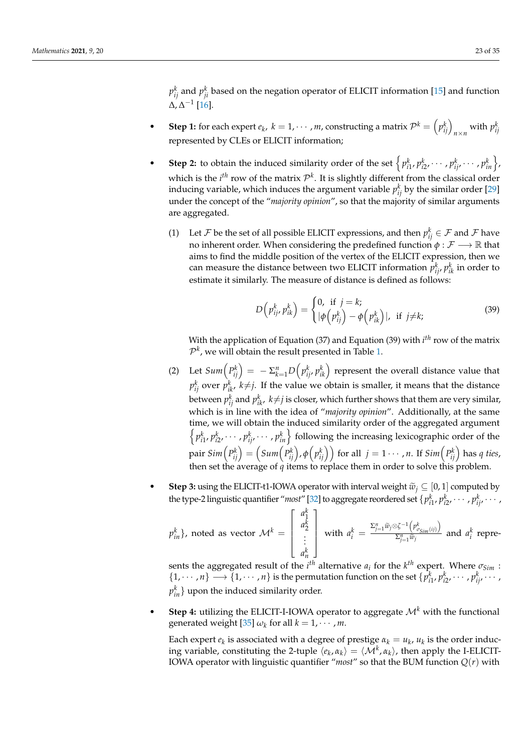$p_{ij}^k$ and $p_{ji}^k$ based on the negation operator of ELICIT information [15] and function $\Delta, \Delta^{-1}$ [16].

- **Step 1:** for each expert $e_k$, $k = 1, \cdots, m$, constructing a matrix $\mathcal{P}^k = \left(p_{ij}^k\right)_{n \times n}$ with $p_{ij}^k$ represented by CLEs or ELICIT information;
- **Step 2:** to obtain the induced similarity order of the set $\left\{p_{i1}^k, p_{i2}^k, \cdots, p_{ij}^k, \cdots, p_{in}^k\right\}$, which is the $i^{th}$ row of the matrix $\mathcal{P}^k$. It is slightly different from the classical order inducing variable, which induces the argument variable $p_{ij}^k$ by the similar order [29] under the concept of the "*majority opinion*", so that the majority of similar arguments are aggregated.

  (1) Let $\mathcal{F}$ be the set of all possible ELICIT expressions, and then $p_{ij}^k \in \mathcal{F}$ and $\mathcal{F}$ have no inherent order. When considering the predefined function $\phi : \mathcal{F} \longrightarrow \mathbb{R}$ that aims to find the middle position of the vertex of the ELICIT expression, then we can measure the distance between two ELICIT information $p_{ij}^k, p_{ik}^k$ in order to estimate it similarly. The measure of distance is defined as follows:

  $$D\left(p_{ij}^k, p_{ik}^k\right) = \begin{cases} 0, & \text{if } j = k; \\ \left|\phi\left(p_{ij}^k\right) - \phi\left(p_{ik}^k\right)\right|, & \text{if } j \neq k; \end{cases} \tag{39}$$

  With the application of Equation (37) and Equation (39) with $i^{th}$ row of the matrix $\mathcal{P}^k$, we will obtain the result presented in Table 1.

  (2) Let $Sum\left(P_{ij}^k\right) = -\Sigma_{k=1}^n D\left(p_{ij}^k, p_{ik}^k\right)$ represent the overall distance value that $p_{ij}^k$ over $p_{ik}^k$, $k \neq j$. If the value we obtain is smaller, it means that the distance between $p_{ij}^k$ and $p_{ik}^k$, $k \neq j$ is closer, which further shows that them are very similar, which is in line with the idea of "*majority opinion*". Additionally, at the same time, we will obtain the induced similarity order of the aggregated argument $\left\{p_{i1}^k, p_{i2}^k, \cdots, p_{ij}^k, \cdots, p_{in}^k\right\}$ following the increasing lexicographic order of the pair $Sim\left(P_{ij}^k\right) = \left(Sum\left(P_{ij}^k\right), \phi\left(p_{ij}^k\right)\right)$ for all $j = 1 \cdots, n$. If $Sim\left(P_{ij}^k\right)$ has $q$ *ties*, then set the average of $q$ items to replace them in order to solve this problem.

- **Step 3:** using the ELICIT-t1-IOWA operator with interval weight $\widetilde{w}_j \subseteq [0, 1]$ computed by the type-2 linguistic quantifier "*most*" [32] to aggregate reordered set $\{p_{i1}^k, p_{i2}^k, \cdots, p_{ij}^k, \cdots, p_{in}^k\}$, noted as vector $\mathcal{M}^k = \begin{bmatrix} a_1^k \\ a_2^k \\ \vdots \\ a_n^k \end{bmatrix}$ with $a_i^k = \frac{\Sigma_{j=1}^n \widetilde{w}_j \otimes \zeta^{-1}\left(p_{\sigma_{Sim}(ij)}^k\right)}{\Sigma_{j=1}^n \widetilde{w}_j}$ and $a_i^k$ represents the aggregated result of the $i^{th}$ alternative $a_i$ for the $k^{th}$ expert. Where $\sigma_{Sim} : \{1, \cdots, n\} \longrightarrow \{1, \cdots, n\}$ is the permutation function on the set $\{p_{i1}^k, p_{i2}^k, \cdots, p_{ij}^k, \cdots, p_{in}^k\}$ upon the induced similarity order.
- **Step 4:** utilizing the ELICIT-I-IOWA operator to aggregate $\mathcal{M}^k$ with the functional generated weight [35] $\omega_k$ for all $k = 1, \cdots, m$.

  Each expert $e_k$ is associated with a degree of prestige $\alpha_k = u_k$, $u_k$ is the order inducing variable, constituting the 2-tuple $\langle e_k, \alpha_k \rangle = \langle \mathcal{M}^k, \alpha_k \rangle$, then apply the I-ELICIT-IOWA operator with linguistic quantifier "*most*" so that the BUM function $Q(r)$ with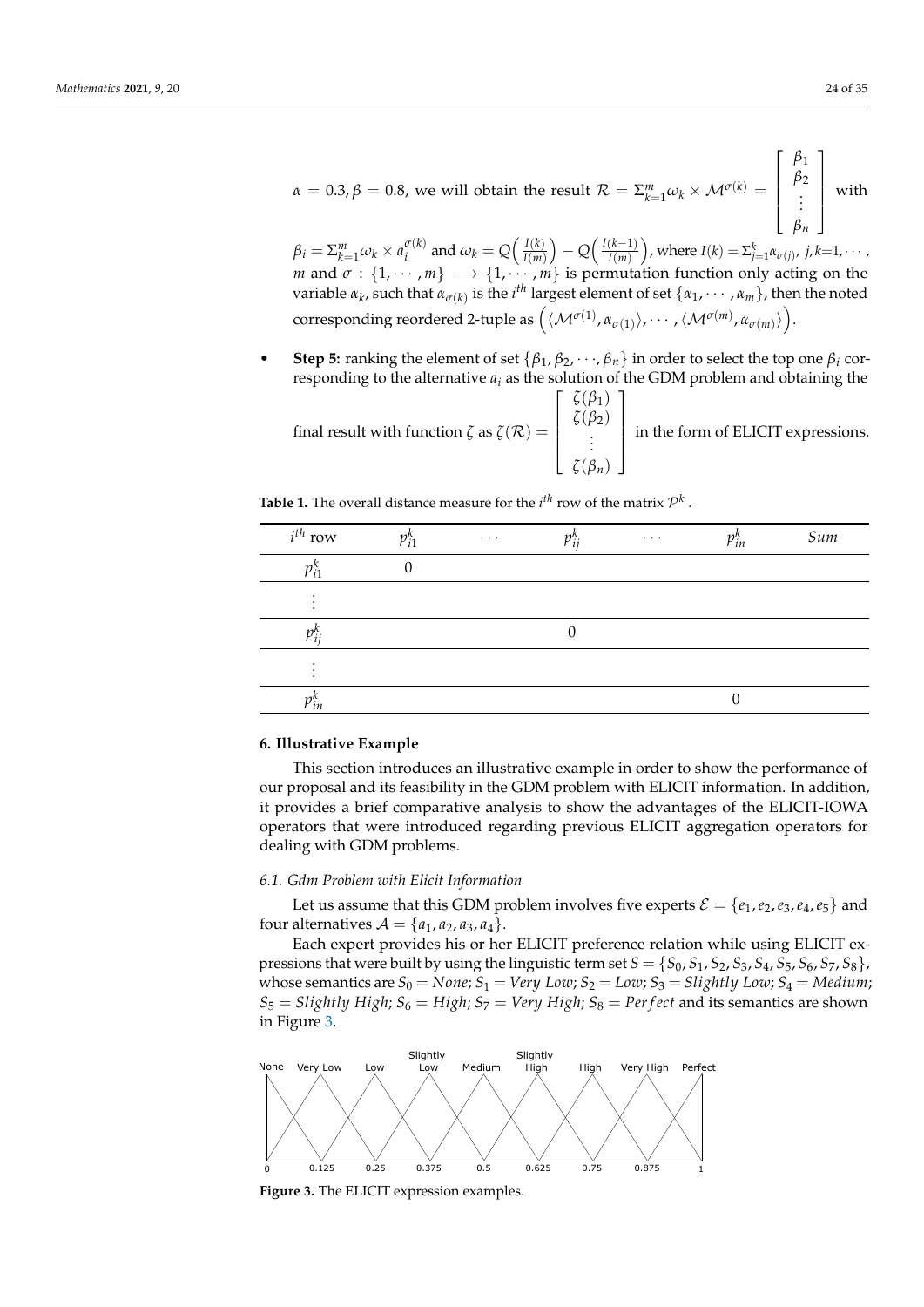$\alpha = 0.3, \beta = 0.8$, we will obtain the result $\mathcal{R} = \Sigma_{k=1}^{m} \omega_k \times \mathcal{M}^{\sigma(k)} = \begin{bmatrix} \beta_1 \\ \beta_2 \\ \vdots \\ \beta_n \end{bmatrix}$ with $\beta_i = \Sigma_{k=1}^{m} \omega_k \times a_i^{\sigma(k)}$ and $\omega_k = Q\left(\frac{I(k)}{I(m)}\right) - Q\left(\frac{I(k-1)}{I(m)}\right)$, where $I(k) = \Sigma_{j=1}^{k} \alpha_{\sigma(j)}$, $j, k = 1, \cdots, m$ and $\sigma : \{1, \cdots, m\} \longrightarrow \{1, \cdots, m\}$ is permutation function only acting on the variable $\alpha_k$, such that $\alpha_{\sigma(k)}$ is the $i^{th}$ largest element of set $\{\alpha_1, \cdots, \alpha_m\}$, then the noted corresponding reordered 2-tuple as $\left(\langle \mathcal{M}^{\sigma(1)}, \alpha_{\sigma(1)} \rangle, \cdots, \langle \mathcal{M}^{\sigma(m)}, \alpha_{\sigma(m)} \rangle\right)$.

- **Step 5:** ranking the element of set $\{\beta_1, \beta_2, \cdots, \beta_n\}$ in order to select the top one $\beta_i$ corresponding to the alternative $a_i$ as the solution of the GDM problem and obtaining the final result with function $\zeta$ as $\zeta(\mathcal{R}) = \begin{bmatrix} \zeta(\beta_1) \\ \zeta(\beta_2) \\ \vdots \\ \zeta(\beta_n) \end{bmatrix}$ in the form of ELICIT expressions.

**Table 1.** The overall distance measure for the $i^{th}$ row of the matrix $\mathcal{P}^k$.

| $i^{th}$ row | $p_{i1}^k$ | $\cdots$ | $p_{ij}^k$ | $\cdots$ | $p_{in}^k$ | *Sum* |
|---|---|---|---|---|---|---|
| $p_{i1}^k$ | 0 | | | | | |
| $\vdots$ | | | | | | |
| $p_{ij}^k$ | | | 0 | | | |
| $\vdots$ | | | | | | |
| $p_{in}^k$ | | | | | 0 | |

## 6. Illustrative Example

This section introduces an illustrative example in order to show the performance of our proposal and its feasibility in the GDM problem with ELICIT information. In addition, it provides a brief comparative analysis to show the advantages of the ELICIT-IOWA operators that were introduced regarding previous ELICIT aggregation operators for dealing with GDM problems.

### 6.1. Gdm Problem with Elicit Information

Let us assume that this GDM problem involves five experts $\mathcal{E} = \{e_1, e_2, e_3, e_4, e_5\}$ and four alternatives $\mathcal{A} = \{a_1, a_2, a_3, a_4\}$.

Each expert provides his or her ELICIT preference relation while using ELICIT expressions that were built by using the linguistic term set $S = \{S_0, S_1, S_2, S_3, S_4, S_5, S_6, S_7, S_8\}$, whose semantics are $S_0 = None$; $S_1 = Very\ Low$; $S_2 = Low$; $S_3 = Slightly\ Low$; $S_4 = Medium$; $S_5 = Slightly\ High$; $S_6 = High$; $S_7 = Very\ High$; $S_8 = Perfect$ and its semantics are shown in Figure 3.

**Figure 3.** The ELICIT expression examples.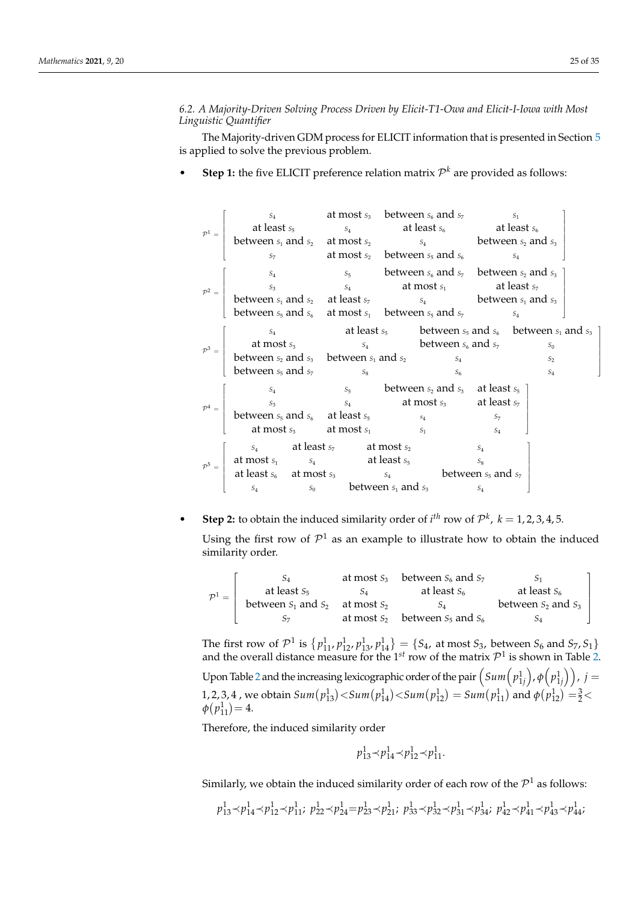### 6.2. A Majority-Driven Solving Process Driven by Elicit-T1-Owa and Elicit-I-Iowa with Most Linguistic Quantifier

The Majority-driven GDM process for ELICIT information that is presented in Section 5 is applied to solve the previous problem.

- **Step 1:** the five ELICIT preference relation matrix $\mathcal{P}^k$ are provided as follows:

$$\mathcal{P}^1 = \begin{bmatrix} s_4 & \text{at most } s_3 & \text{between } s_6 \text{ and } s_7 & s_1 \\ \text{at least } s_5 & s_4 & \text{at least } s_6 & \text{at least } s_6 \\ \text{between } s_1 \text{ and } s_2 & \text{at most } s_2 & s_4 & \text{between } s_2 \text{ and } s_3 \\ s_7 & \text{at most } s_2 & \text{between } s_5 \text{ and } s_6 & s_4 \end{bmatrix}$$

$$\mathcal{P}^2 = \begin{bmatrix} s_4 & s_5 & \text{between } s_6 \text{ and } s_7 & \text{between } s_2 \text{ and } s_3 \\ s_3 & s_4 & \text{at most } s_1 & \text{at least } s_7 \\ \text{between } s_1 \text{ and } s_2 & \text{at least } s_7 & s_4 & \text{between } s_1 \text{ and } s_3 \\ \text{between } s_5 \text{ and } s_6 & \text{at most } s_1 & \text{between } s_5 \text{ and } s_7 & s_4 \end{bmatrix}$$

$$\mathcal{P}^3 = \begin{bmatrix} s_4 & \text{at least } s_5 & \text{between } s_5 \text{ and } s_6 & \text{between } s_1 \text{ and } s_3 \\ \text{at most } s_3 & s_4 & \text{between } s_6 \text{ and } s_7 & s_0 \\ \text{between } s_2 \text{ and } s_3 & \text{between } s_1 \text{ and } s_2 & s_4 & s_2 \\ \text{between } s_5 \text{ and } s_7 & s_8 & s_6 & s_4 \end{bmatrix}$$

$$\mathcal{P}^4 = \begin{bmatrix} s_4 & s_5 & \text{between } s_2 \text{ and } s_3 & \text{at least } s_5 \\ s_3 & s_4 & \text{at most } s_3 & \text{at least } s_7 \\ \text{between } s_5 \text{ and } s_6 & \text{at least } s_5 & s_4 & s_7 \\ \text{at most } s_3 & \text{at most } s_1 & s_1 & s_4 \end{bmatrix}$$

$$\mathcal{P}^5 = \begin{bmatrix} s_4 & \text{at least } s_7 & \text{at most } s_2 & s_4 \\ \text{at most } s_1 & s_4 & \text{at least } s_5 & s_8 \\ \text{at least } s_6 & \text{at most } s_3 & s_4 & \text{between } s_5 \text{ and } s_7 \\ s_4 & s_0 & \text{between } s_1 \text{ and } s_3 & s_4 \end{bmatrix}$$

- **Step 2:** to obtain the induced similarity order of $i^{th}$ row of $\mathcal{P}^k$, $k = 1,2,3,4,5$.

  Using the first row of $\mathcal{P}^1$ as an example to illustrate how to obtain the induced similarity order.

$$\mathcal{P}^1 = \begin{bmatrix} S_4 & \text{at most } S_3 & \text{between } S_6 \text{ and } S_7 & S_1 \\ \text{at least } S_5 & S_4 & \text{at least } S_6 & \text{at least } S_6 \\ \text{between } S_1 \text{ and } S_2 & \text{at most } S_2 & S_4 & \text{between } S_2 \text{ and } S_3 \\ S_7 & \text{at most } S_2 & \text{between } S_5 \text{ and } S_6 & S_4 \end{bmatrix}$$

  The first row of $\mathcal{P}^1$ is $\{p^1_{11}, p^1_{12}, p^1_{13}, p^1_{14}\} = \{S_4, \text{ at most } S_3, \text{ between } S_6 \text{ and } S_7, S_1\}$ and the overall distance measure for the $1^{st}$ row of the matrix $\mathcal{P}^1$ is shown in Table 2.

  Upon Table 2 and the increasing lexicographic order of the pair $\left(Sum\left(p^1_{1j}\right), \phi\left(p^1_{1j}\right)\right)$, $j = 1,2,3,4$, we obtain $Sum(p^1_{13}) < Sum(p^1_{14}) < Sum(p^1_{12}) = Sum(p^1_{11})$ and $\phi(p^1_{12}) = \frac{3}{2} < \phi(p^1_{11}) = 4$.

  Therefore, the induced similarity order

$$p^1_{13} \prec p^1_{14} \prec p^1_{12} \prec p^1_{11}.$$

  Similarly, we obtain the induced similarity order of each row of the $\mathcal{P}^1$ as follows:

$$p^1_{13} \prec p^1_{14} \prec p^1_{12} \prec p^1_{11};\ p^1_{22} \prec p^1_{24} = p^1_{23} \prec p^1_{21};\ p^1_{33} \prec p^1_{32} \prec p^1_{31} \prec p^1_{34};\ p^1_{42} \prec p^1_{41} \prec p^1_{43} \prec p^1_{44};$$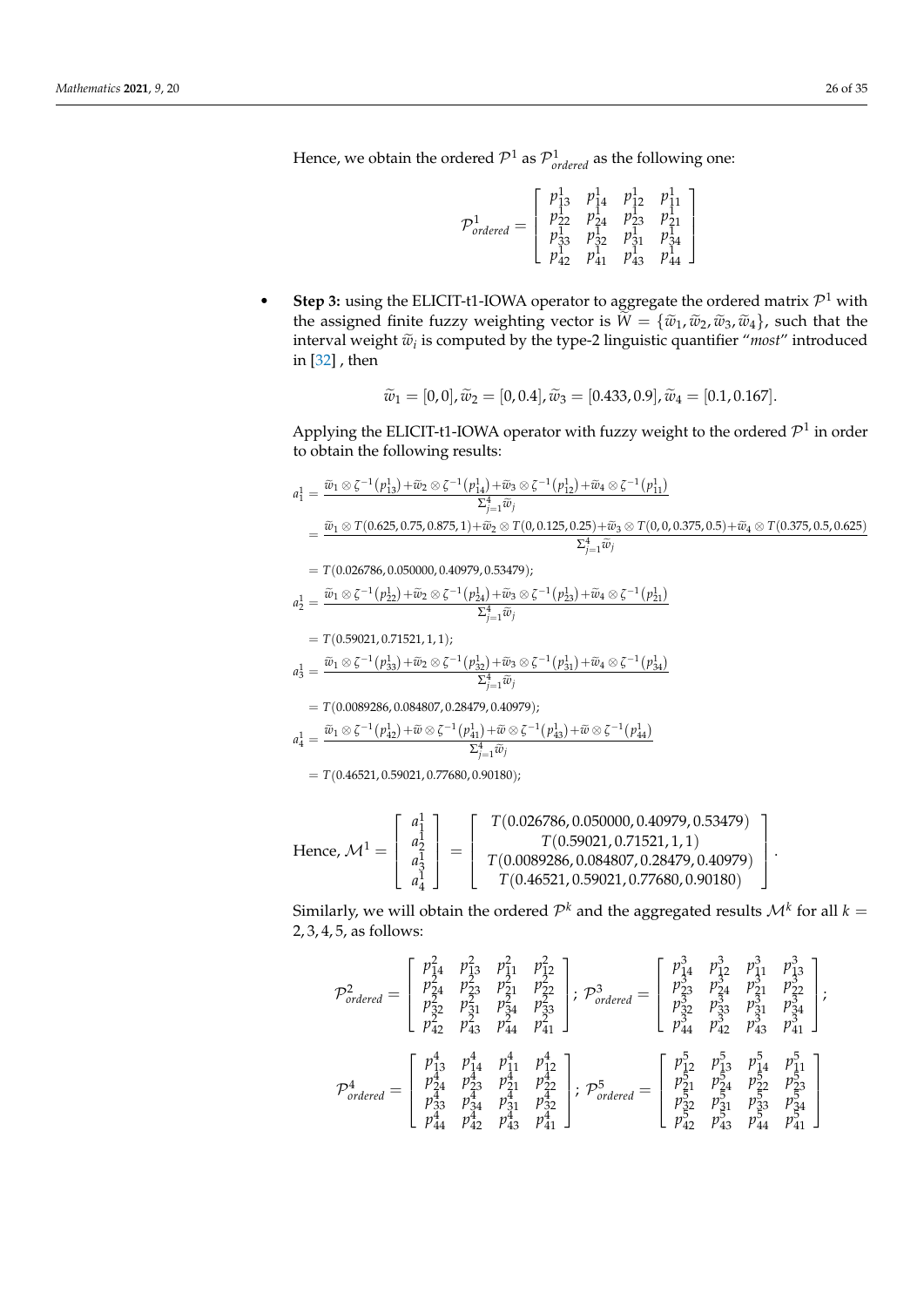Hence, we obtain the ordered $\mathcal{P}^1$ as $\mathcal{P}^1_{ordered}$ as the following one:

$$\mathcal{P}^1_{ordered} = \begin{bmatrix} p^1_{13} & p^1_{14} & p^1_{12} & p^1_{11} \\ p^1_{22} & p^1_{24} & p^1_{23} & p^1_{21} \\ p^1_{33} & p^1_{32} & p^1_{31} & p^1_{34} \\ p^1_{42} & p^1_{41} & p^1_{43} & p^1_{44} \end{bmatrix}$$

- **Step 3:** using the ELICIT-t1-IOWA operator to aggregate the ordered matrix $\mathcal{P}^1$ with the assigned finite fuzzy weighting vector is $\widetilde{W} = \{\widetilde{w}_1, \widetilde{w}_2, \widetilde{w}_3, \widetilde{w}_4\}$, such that the interval weight $\widetilde{w}_i$ is computed by the type-2 linguistic quantifier "*most*" introduced in [32] , then

$$\widetilde{w}_1 = [0, 0], \widetilde{w}_2 = [0, 0.4], \widetilde{w}_3 = [0.433, 0.9], \widetilde{w}_4 = [0.1, 0.167].$$

Applying the ELICIT-t1-IOWA operator with fuzzy weight to the ordered $\mathcal{P}^1$ in order to obtain the following results:

$$a^1_1 = \frac{\widetilde{w}_1 \otimes \zeta^{-1}(p^1_{13}) + \widetilde{w}_2 \otimes \zeta^{-1}(p^1_{14}) + \widetilde{w}_3 \otimes \zeta^{-1}(p^1_{12}) + \widetilde{w}_4 \otimes \zeta^{-1}(p^1_{11})}{\Sigma^4_{j=1}\widetilde{w}_j}$$

$$= \frac{\widetilde{w}_1 \otimes T(0.625, 0.75, 0.875, 1) + \widetilde{w}_2 \otimes T(0, 0.125, 0.25) + \widetilde{w}_3 \otimes T(0, 0, 0.375, 0.5) + \widetilde{w}_4 \otimes T(0.375, 0.5, 0.625)}{\Sigma^4_{j=1}\widetilde{w}_j}$$

$$= T(0.026786, 0.050000, 0.40979, 0.53479);$$

$$a^1_2 = \frac{\widetilde{w}_1 \otimes \zeta^{-1}(p^1_{22}) + \widetilde{w}_2 \otimes \zeta^{-1}(p^1_{24}) + \widetilde{w}_3 \otimes \zeta^{-1}(p^1_{23}) + \widetilde{w}_4 \otimes \zeta^{-1}(p^1_{21})}{\Sigma^4_{j=1}\widetilde{w}_j}$$

$$= T(0.59021, 0.71521, 1, 1);$$

$$a^1_3 = \frac{\widetilde{w}_1 \otimes \zeta^{-1}(p^1_{33}) + \widetilde{w}_2 \otimes \zeta^{-1}(p^1_{32}) + \widetilde{w}_3 \otimes \zeta^{-1}(p^1_{31}) + \widetilde{w}_4 \otimes \zeta^{-1}(p^1_{34})}{\Sigma^4_{j=1}\widetilde{w}_j}$$

$$= T(0.0089286, 0.084807, 0.28479, 0.40979);$$

$$a^1_4 = \frac{\widetilde{w}_1 \otimes \zeta^{-1}(p^1_{42}) + \widetilde{w} \otimes \zeta^{-1}(p^1_{41}) + \widetilde{w} \otimes \zeta^{-1}(p^1_{43}) + \widetilde{w} \otimes \zeta^{-1}(p^1_{44})}{\Sigma^4_{j=1}\widetilde{w}_j}$$

$$= T(0.46521, 0.59021, 0.77680, 0.90180);$$

$$\text{Hence, } \mathcal{M}^1 = \begin{bmatrix} a^1_1 \\ a^1_2 \\ a^1_3 \\ a^1_4 \end{bmatrix} = \begin{bmatrix} T(0.026786, 0.050000, 0.40979, 0.53479) \\ T(0.59021, 0.71521, 1, 1) \\ T(0.0089286, 0.084807, 0.28479, 0.40979) \\ T(0.46521, 0.59021, 0.77680, 0.90180) \end{bmatrix}.$$

Similarly, we will obtain the ordered $\mathcal{P}^k$ and the aggregated results $\mathcal{M}^k$ for all $k = 2, 3, 4, 5$, as follows:

$$\mathcal{P}^2_{ordered} = \begin{bmatrix} p^2_{14} & p^2_{13} & p^2_{11} & p^2_{12} \\ p^2_{24} & p^2_{23} & p^2_{21} & p^2_{22} \\ p^2_{32} & p^2_{31} & p^2_{34} & p^2_{33} \\ p^2_{42} & p^2_{43} & p^2_{44} & p^2_{41} \end{bmatrix}; \ \mathcal{P}^3_{ordered} = \begin{bmatrix} p^3_{14} & p^3_{12} & p^3_{11} & p^3_{13} \\ p^3_{23} & p^3_{24} & p^3_{21} & p^3_{22} \\ p^3_{32} & p^3_{33} & p^3_{31} & p^3_{34} \\ p^3_{44} & p^3_{42} & p^3_{43} & p^3_{41} \end{bmatrix};$$

$$\mathcal{P}^4_{ordered} = \begin{bmatrix} p^4_{13} & p^4_{14} & p^4_{11} & p^4_{12} \\ p^4_{24} & p^4_{23} & p^4_{21} & p^4_{22} \\ p^4_{33} & p^4_{34} & p^4_{31} & p^4_{32} \\ p^4_{44} & p^4_{42} & p^4_{43} & p^4_{41} \end{bmatrix}; \ \mathcal{P}^5_{ordered} = \begin{bmatrix} p^5_{12} & p^5_{13} & p^5_{14} & p^5_{11} \\ p^5_{21} & p^5_{24} & p^5_{22} & p^5_{23} \\ p^5_{32} & p^5_{31} & p^5_{33} & p^5_{34} \\ p^5_{42} & p^5_{43} & p^5_{44} & p^5_{41} \end{bmatrix}$$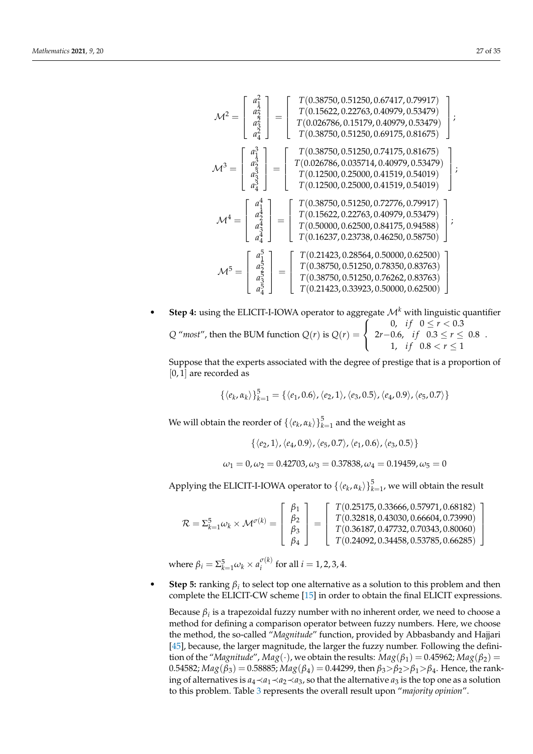$$\mathcal{M}^2 = \begin{bmatrix} a_1^2 \\ a_2^2 \\ a_3^2 \\ a_4^2 \end{bmatrix} = \begin{bmatrix} T(0.38750, 0.51250, 0.67417, 0.79917) \\ T(0.15622, 0.22763, 0.40979, 0.53479) \\ T(0.026786, 0.15179, 0.40979, 0.53479) \\ T(0.38750, 0.51250, 0.69175, 0.81675) \end{bmatrix};$$

$$\mathcal{M}^3 = \begin{bmatrix} a_1^3 \\ a_2^3 \\ a_3^3 \\ a_4^3 \end{bmatrix} = \begin{bmatrix} T(0.38750, 0.51250, 0.74175, 0.81675) \\ T(0.026786, 0.035714, 0.40979, 0.53479) \\ T(0.12500, 0.25000, 0.41519, 0.54019) \\ T(0.12500, 0.25000, 0.41519, 0.54019) \end{bmatrix};$$

$$\mathcal{M}^4 = \begin{bmatrix} a_1^4 \\ a_2^4 \\ a_3^4 \\ a_4^4 \end{bmatrix} = \begin{bmatrix} T(0.38750, 0.51250, 0.72776, 0.79917) \\ T(0.15622, 0.22763, 0.40979, 0.53479) \\ T(0.50000, 0.62500, 0.84175, 0.94588) \\ T(0.16237, 0.23738, 0.46250, 0.58750) \end{bmatrix};$$

$$\mathcal{M}^5 = \begin{bmatrix} a_1^5 \\ a_2^5 \\ a_3^5 \\ a_4^5 \end{bmatrix} = \begin{bmatrix} T(0.21423, 0.28564, 0.50000, 0.62500) \\ T(0.38750, 0.51250, 0.78350, 0.83763) \\ T(0.38750, 0.51250, 0.76262, 0.83763) \\ T(0.21423, 0.33923, 0.50000, 0.62500) \end{bmatrix}$$

- **Step 4:** using the ELICIT-I-IOWA operator to aggregate $\mathcal{M}^k$ with linguistic quantifier $Q$ "*most*", then the BUM function $Q(r)$ is $Q(r) = \begin{cases} 0, & if \;\; 0 \le r < 0.3 \\ 2r - 0.6, & if \;\; 0.3 \le r \le 0.8 \\ 1, & if \;\; 0.8 < r \le 1 \end{cases}$.

  Suppose that the experts associated with the degree of prestige that is a proportion of $[0,1]$ are recorded as

  $$\{\langle e_k, \alpha_k \rangle\}_{k=1}^{5} = \{\langle e_1, 0.6\rangle, \langle e_2, 1\rangle, \langle e_3, 0.5\rangle, \langle e_4, 0.9\rangle, \langle e_5, 0.7\rangle\}$$

  We will obtain the reorder of $\{\langle e_k, \alpha_k \rangle\}_{k=1}^{5}$ and the weight as

  $$\{\langle e_2, 1\rangle, \langle e_4, 0.9\rangle, \langle e_5, 0.7\rangle, \langle e_1, 0.6\rangle, \langle e_3, 0.5\rangle\}$$

  $$\omega_1 = 0, \omega_2 = 0.42703, \omega_3 = 0.37838, \omega_4 = 0.19459, \omega_5 = 0$$

  Applying the ELICIT-I-IOWA operator to $\{\langle e_k, \alpha_k \rangle\}_{k=1}^{5}$, we will obtain the result

  $$\mathcal{R} = \Sigma_{k=1}^{5} \omega_k \times \mathcal{M}^{\sigma(k)} = \begin{bmatrix} \beta_1 \\ \beta_2 \\ \beta_3 \\ \beta_4 \end{bmatrix} = \begin{bmatrix} T(0.25175, 0.33666, 0.57971, 0.68182) \\ T(0.32818, 0.43030, 0.66604, 0.73990) \\ T(0.36187, 0.47732, 0.70343, 0.80060) \\ T(0.24092, 0.34458, 0.53785, 0.66285) \end{bmatrix}$$

  where $\beta_i = \Sigma_{k=1}^{5} \omega_k \times a_i^{\sigma(k)}$ for all $i = 1, 2, 3, 4$.

- **Step 5:** ranking $\beta_i$ to select top one alternative as a solution to this problem and then complete the ELICIT-CW scheme [15] in order to obtain the final ELICIT expressions.

  Because $\beta_i$ is a trapezoidal fuzzy number with no inherent order, we need to choose a method for defining a comparison operator between fuzzy numbers. Here, we choose the method, the so-called "*Magnitude*" function, provided by Abbasbandy and Hajjari [45], because, the larger magnitude, the larger the fuzzy number. Following the definition of the "*Magnitude*", $Mag(\cdot)$, we obtain the results: $Mag(\beta_1) = 0.45962$; $Mag(\beta_2) = 0.54582$; $Mag(\beta_3) = 0.58885$; $Mag(\beta_4) = 0.44299$, then $\beta_3 > \beta_2 > \beta_1 > \beta_4$. Hence, the ranking of alternatives is $a_4 \prec a_1 \prec a_2 \prec a_3$, so that the alternative $a_3$ is the top one as a solution to this problem. Table 3 represents the overall result upon "*majority opinion*".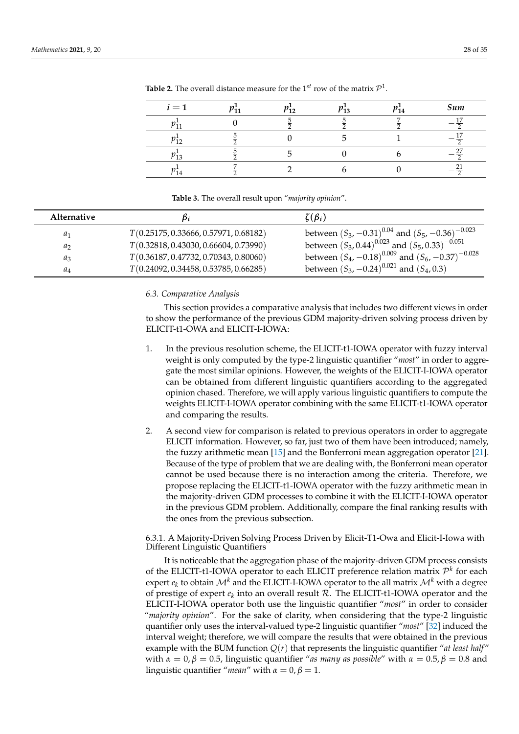**Table 2.** The overall distance measure for the $1^{st}$ row of the matrix $\mathcal{P}^1$.

| $i=1$ | $p_{11}^1$ | $p_{12}^1$ | $p_{13}^1$ | $p_{14}^1$ | *Sum* |
|---|---|---|---|---|---|
| $p_{11}^1$ | 0 | $\frac{5}{2}$ | $\frac{5}{2}$ | $\frac{7}{2}$ | $-\frac{17}{2}$ |
| $p_{12}^1$ | $\frac{5}{2}$ | 0 | 5 | 1 | $-\frac{17}{2}$ |
| $p_{13}^1$ | $\frac{5}{2}$ | 5 | 0 | 6 | $-\frac{27}{2}$ |
| $p_{14}^1$ | $\frac{7}{2}$ | 2 | 6 | 0 | $-\frac{21}{2}$ |

**Table 3.** The overall result upon "*majority opinion*".

| Alternative | $\beta_i$ | $\zeta(\beta_i)$ |
|---|---|---|
| $a_1$ | $T(0.25175, 0.33666, 0.57971, 0.68182)$ | between $(S_3, -0.31)^{0.04}$ and $(S_5, -0.36)^{-0.023}$ |
| $a_2$ | $T(0.32818, 0.43030, 0.66604, 0.73990)$ | between $(S_3, 0.44)^{0.023}$ and $(S_5, 0.33)^{-0.051}$ |
| $a_3$ | $T(0.36187, 0.47732, 0.70343, 0.80060)$ | between $(S_4, -0.18)^{0.009}$ and $(S_6, -0.37)^{-0.028}$ |
| $a_4$ | $T(0.24092, 0.34458, 0.53785, 0.66285)$ | between $(S_3, -0.24)^{0.021}$ and $(S_4, 0.3)$ |

### 6.3. Comparative Analysis

This section provides a comparative analysis that includes two different views in order to show the performance of the previous GDM majority-driven solving process driven by ELICIT-t1-OWA and ELICIT-I-IOWA:

1. In the previous resolution scheme, the ELICIT-t1-IOWA operator with fuzzy interval weight is only computed by the type-2 linguistic quantifier "*most*" in order to aggregate the most similar opinions. However, the weights of the ELICIT-I-IOWA operator can be obtained from different linguistic quantifiers according to the aggregated opinion chased. Therefore, we will apply various linguistic quantifiers to compute the weights ELICIT-I-IOWA operator combining with the same ELICIT-t1-IOWA operator and comparing the results.
2. A second view for comparison is related to previous operators in order to aggregate ELICIT information. However, so far, just two of them have been introduced; namely, the fuzzy arithmetic mean [15] and the Bonferroni mean aggregation operator [21]. Because of the type of problem that we are dealing with, the Bonferroni mean operator cannot be used because there is no interaction among the criteria. Therefore, we propose replacing the ELICIT-t1-IOWA operator with the fuzzy arithmetic mean in the majority-driven GDM processes to combine it with the ELICIT-I-IOWA operator in the previous GDM problem. Additionally, compare the final ranking results with the ones from the previous subsection.

#### 6.3.1. A Majority-Driven Solving Process Driven by Elicit-T1-Owa and Elicit-I-Iowa with Different Linguistic Quantifiers

It is noticeable that the aggregation phase of the majority-driven GDM process consists of the ELICIT-t1-IOWA operator to each ELICIT preference relation matrix $\mathcal{P}^k$ for each expert $e_k$ to obtain $\mathcal{M}^k$ and the ELICIT-I-IOWA operator to the all matrix $\mathcal{M}^k$ with a degree of prestige of expert $e_k$ into an overall result $\mathcal{R}$. The ELICIT-t1-IOWA operator and the ELICIT-I-IOWA operator both use the linguistic quantifier "*most*" in order to consider "*majority opinion*". For the sake of clarity, when considering that the type-2 linguistic quantifier only uses the interval-valued type-2 linguistic quantifier "*most*" [32] induced the interval weight; therefore, we will compare the results that were obtained in the previous example with the BUM function $Q(r)$ that represents the linguistic quantifier "*at least half*" with $\alpha = 0, \beta = 0.5$, linguistic quantifier "*as many as possible*" with $\alpha = 0.5, \beta = 0.8$ and linguistic quantifier "*mean*" with $\alpha = 0, \beta = 1$.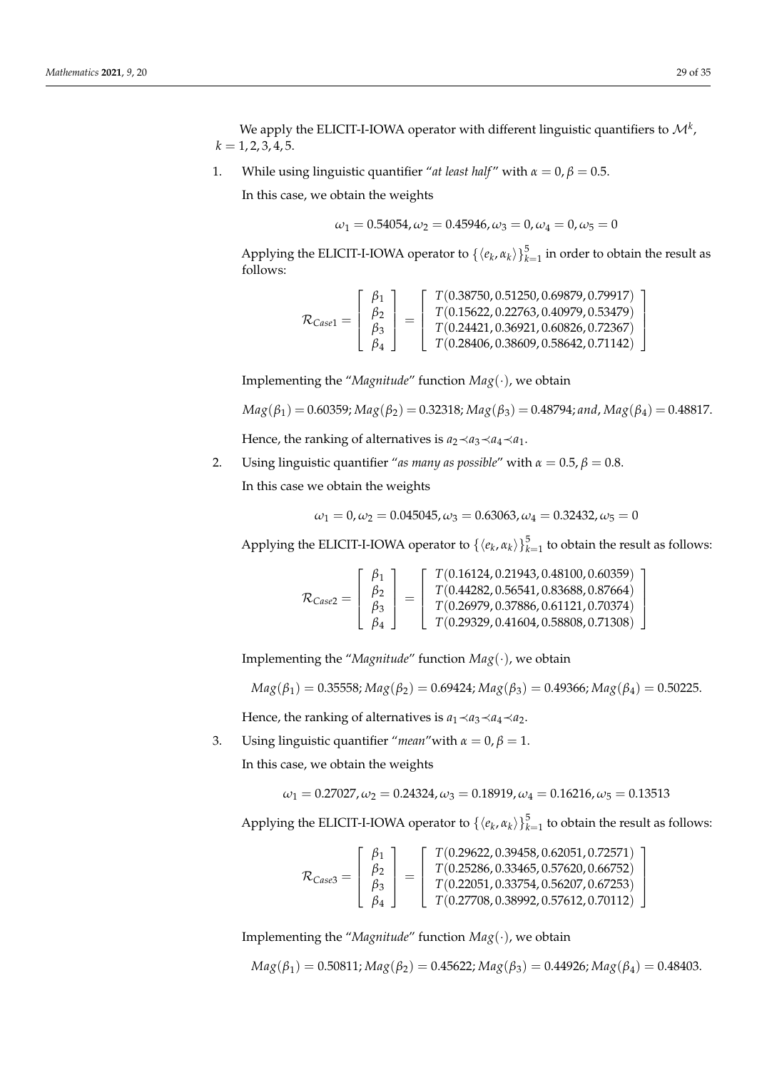We apply the ELICIT-I-IOWA operator with different linguistic quantifiers to $\mathcal{M}^k$, $k = 1, 2, 3, 4, 5$.

1. While using linguistic quantifier "*at least half*" with $\alpha = 0, \beta = 0.5$.

   In this case, we obtain the weights

$$\omega_1 = 0.54054, \omega_2 = 0.45946, \omega_3 = 0, \omega_4 = 0, \omega_5 = 0$$

   Applying the ELICIT-I-IOWA operator to $\{\langle e_k, \alpha_k \rangle\}_{k=1}^{5}$ in order to obtain the result as follows:

$$\mathcal{R}_{Case1} = \begin{bmatrix} \beta_1 \\ \beta_2 \\ \beta_3 \\ \beta_4 \end{bmatrix} = \begin{bmatrix} T(0.38750, 0.51250, 0.69879, 0.79917) \\ T(0.15622, 0.22763, 0.40979, 0.53479) \\ T(0.24421, 0.36921, 0.60826, 0.72367) \\ T(0.28406, 0.38609, 0.58642, 0.71142) \end{bmatrix}$$

   Implementing the "*Magnitude*" function $Mag(\cdot)$, we obtain

$$Mag(\beta_1) = 0.60359; Mag(\beta_2) = 0.32318; Mag(\beta_3) = 0.48794; and, Mag(\beta_4) = 0.48817.$$

   Hence, the ranking of alternatives is $a_2 \prec a_3 \prec a_4 \prec a_1$.

2. Using linguistic quantifier "*as many as possible*" with $\alpha = 0.5, \beta = 0.8$.

   In this case we obtain the weights

$$\omega_1 = 0, \omega_2 = 0.045045, \omega_3 = 0.63063, \omega_4 = 0.32432, \omega_5 = 0$$

   Applying the ELICIT-I-IOWA operator to $\{\langle e_k, \alpha_k \rangle\}_{k=1}^{5}$ to obtain the result as follows:

$$\mathcal{R}_{Case2} = \begin{bmatrix} \beta_1 \\ \beta_2 \\ \beta_3 \\ \beta_4 \end{bmatrix} = \begin{bmatrix} T(0.16124, 0.21943, 0.48100, 0.60359) \\ T(0.44282, 0.56541, 0.83688, 0.87664) \\ T(0.26979, 0.37886, 0.61121, 0.70374) \\ T(0.29329, 0.41604, 0.58808, 0.71308) \end{bmatrix}$$

   Implementing the "*Magnitude*" function $Mag(\cdot)$, we obtain

$$Mag(\beta_1) = 0.35558; Mag(\beta_2) = 0.69424; Mag(\beta_3) = 0.49366; Mag(\beta_4) = 0.50225.$$

   Hence, the ranking of alternatives is $a_1 \prec a_3 \prec a_4 \prec a_2$.

3. Using linguistic quantifier "*mean*" with $\alpha = 0, \beta = 1$.

   In this case, we obtain the weights

$$\omega_1 = 0.27027, \omega_2 = 0.24324, \omega_3 = 0.18919, \omega_4 = 0.16216, \omega_5 = 0.13513$$

   Applying the ELICIT-I-IOWA operator to $\{\langle e_k, \alpha_k \rangle\}_{k=1}^{5}$ to obtain the result as follows:

$$\mathcal{R}_{Case3} = \begin{bmatrix} \beta_1 \\ \beta_2 \\ \beta_3 \\ \beta_4 \end{bmatrix} = \begin{bmatrix} T(0.29622, 0.39458, 0.62051, 0.72571) \\ T(0.25286, 0.33465, 0.57620, 0.66752) \\ T(0.22051, 0.33754, 0.56207, 0.67253) \\ T(0.27708, 0.38992, 0.57612, 0.70112) \end{bmatrix}$$

   Implementing the "*Magnitude*" function $Mag(\cdot)$, we obtain

$$Mag(\beta_1) = 0.50811; Mag(\beta_2) = 0.45622; Mag(\beta_3) = 0.44926; Mag(\beta_4) = 0.48403.$$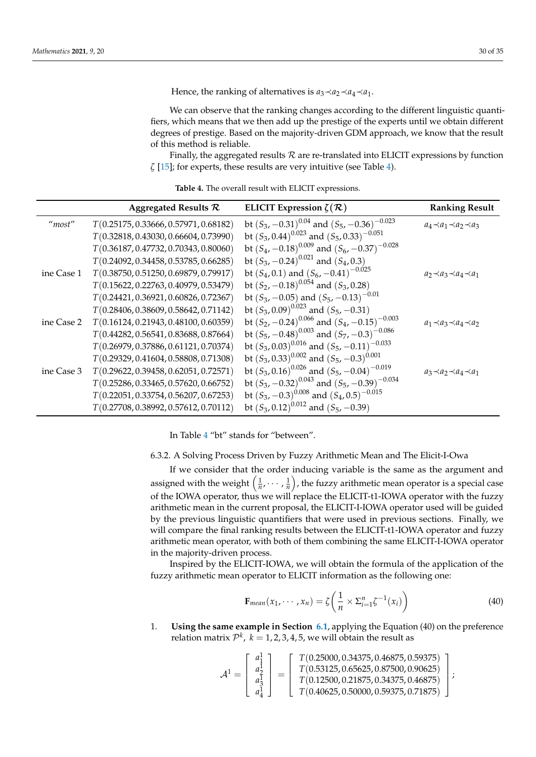Hence, the ranking of alternatives is $a_3 \prec a_2 \prec a_4 \prec a_1$.

We can observe that the ranking changes according to the different linguistic quantifiers, which means that we then add up the prestige of the experts until we obtain different degrees of prestige. Based on the majority-driven GDM approach, we know that the result of this method is reliable.

Finally, the aggregated results $\mathcal{R}$ are re-translated into ELICIT expressions by function $\zeta$ [15]; for experts, these results are very intuitive (see Table 4).

**Table 4.** The overall result with ELICIT expressions.

| | Aggregated Results $\mathcal{R}$ | ELICIT Expression $\zeta(\mathcal{R})$ | Ranking Result |
|---|---|---|---|
| "*most*" | $T(0.25175, 0.33666, 0.57971, 0.68182)$ | bt $(S_3, -0.31)^{0.04}$ and $(S_5, -0.36)^{-0.023}$ | $a_4 \prec a_1 \prec a_2 \prec a_3$ |
| | $T(0.32818, 0.43030, 0.66604, 0.73990)$ | bt $(S_3, 0.44)^{0.023}$ and $(S_5, 0.33)^{-0.051}$ | |
| | $T(0.36187, 0.47732, 0.70343, 0.80060)$ | bt $(S_4, -0.18)^{0.009}$ and $(S_6, -0.37)^{-0.028}$ | |
| | $T(0.24092, 0.34458, 0.53785, 0.66285)$ | bt $(S_3, -0.24)^{0.021}$ and $(S_4, 0.3)$ | |
| ine Case 1 | $T(0.38750, 0.51250, 0.69879, 0.79917)$ | bt $(S_4, 0.1)$ and $(S_6, -0.41)^{-0.025}$ | $a_2 \prec a_3 \prec a_4 \prec a_1$ |
| | $T(0.15622, 0.22763, 0.40979, 0.53479)$ | bt $(S_2, -0.18)^{0.054}$ and $(S_3, 0.28)$ | |
| | $T(0.24421, 0.36921, 0.60826, 0.72367)$ | bt $(S_3, -0.05)$ and $(S_5, -0.13)^{-0.01}$ | |
| | $T(0.28406, 0.38609, 0.58642, 0.71142)$ | bt $(S_3, 0.09)^{0.023}$ and $(S_5, -0.31)$ | |
| ine Case 2 | $T(0.16124, 0.21943, 0.48100, 0.60359)$ | bt $(S_2, -0.24)^{0.066}$ and $(S_4, -0.15)^{-0.003}$ | $a_1 \prec a_3 \prec a_4 \prec a_2$ |
| | $T(0.44282, 0.56541, 0.83688, 0.87664)$ | bt $(S_5, -0.48)^{0.003}$ and $(S_7, -0.3)^{-0.086}$ | |
| | $T(0.26979, 0.37886, 0.61121, 0.70374)$ | bt $(S_3, 0.03)^{0.016}$ and $(S_5, -0.11)^{-0.033}$ | |
| | $T(0.29329, 0.41604, 0.58808, 0.71308)$ | bt $(S_3, 0.33)^{0.002}$ and $(S_5, -0.3)^{0.001}$ | |
| ine Case 3 | $T(0.29622, 0.39458, 0.62051, 0.72571)$ | bt $(S_3, 0.16)^{0.026}$ and $(S_5, -0.04)^{-0.019}$ | $a_3 \prec a_2 \prec a_4 \prec a_1$ |
| | $T(0.25286, 0.33465, 0.57620, 0.66752)$ | bt $(S_3, -0.32)^{0.043}$ and $(S_5, -0.39)^{-0.034}$ | |
| | $T(0.22051, 0.33754, 0.56207, 0.67253)$ | bt $(S_3, -0.3)^{0.008}$ and $(S_4, 0.5)^{-0.015}$ | |
| | $T(0.27708, 0.38992, 0.57612, 0.70112)$ | bt $(S_3, 0.12)^{0.012}$ and $(S_5, -0.39)$ | |

In Table 4 "bt" stands for "between".

#### 6.3.2. A Solving Process Driven by Fuzzy Arithmetic Mean and The Elicit-I-Owa

If we consider that the order inducing variable is the same as the argument and assigned with the weight $\left(\frac{1}{n}, \cdots, \frac{1}{n}\right)$, the fuzzy arithmetic mean operator is a special case of the IOWA operator, thus we will replace the ELICIT-t1-IOWA operator with the fuzzy arithmetic mean in the current proposal, the ELICIT-I-IOWA operator used will be guided by the previous linguistic quantifiers that were used in previous sections. Finally, we will compare the final ranking results between the ELICIT-t1-IOWA operator and fuzzy arithmetic mean operator, with both of them combining the same ELICIT-I-IOWA operator in the majority-driven process.

Inspired by the ELICIT-IOWA, we will obtain the formula of the application of the fuzzy arithmetic mean operator to ELICIT information as the following one:

$$\mathbf{F}_{mean}(x_1, \cdots, x_n) = \zeta\left(\frac{1}{n} \times \Sigma_{i=1}^{n} \zeta^{-1}(x_i)\right) \tag{40}$$

1. **Using the same example in Section 6.1**, applying the Equation (40) on the preference relation matrix $\mathcal{P}^k$, $k = 1, 2, 3, 4, 5$, we will obtain the result as

$$\mathcal{A}^1 = \begin{bmatrix} a_1^1 \\ a_2^1 \\ a_3^1 \\ a_4^1 \end{bmatrix} = \begin{bmatrix} T(0.25000, 0.34375, 0.46875, 0.59375) \\ T(0.53125, 0.65625, 0.87500, 0.90625) \\ T(0.12500, 0.21875, 0.34375, 0.46875) \\ T(0.40625, 0.50000, 0.59375, 0.71875) \end{bmatrix};$$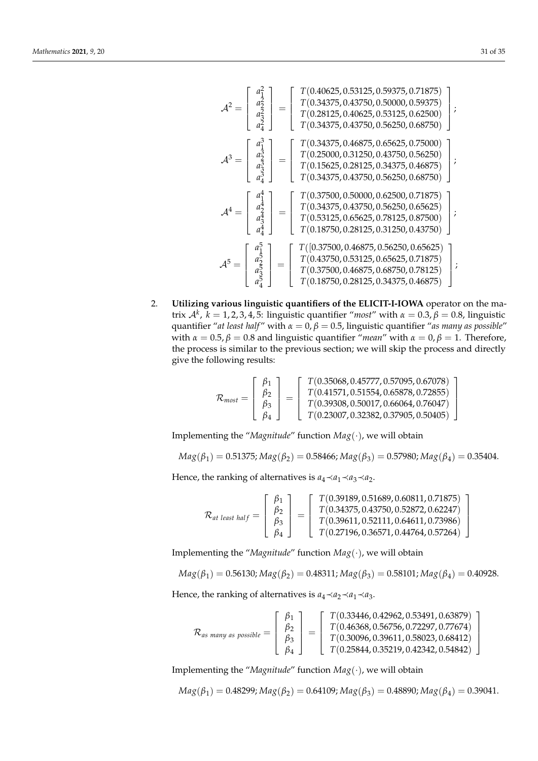$$\mathcal{A}^2 = \begin{bmatrix} a_1^2 \\ a_2^2 \\ a_3^2 \\ a_4^2 \end{bmatrix} = \begin{bmatrix} T(0.40625, 0.53125, 0.59375, 0.71875) \\ T(0.34375, 0.43750, 0.50000, 0.59375) \\ T(0.28125, 0.40625, 0.53125, 0.62500) \\ T(0.34375, 0.43750, 0.56250, 0.68750) \end{bmatrix};$$

$$\mathcal{A}^3 = \begin{bmatrix} a_1^3 \\ a_2^3 \\ a_3^3 \\ a_4^3 \end{bmatrix} = \begin{bmatrix} T(0.34375, 0.46875, 0.65625, 0.75000) \\ T(0.25000, 0.31250, 0.43750, 0.56250) \\ T(0.15625, 0.28125, 0.34375, 0.46875) \\ T(0.34375, 0.43750, 0.56250, 0.68750) \end{bmatrix};$$

$$\mathcal{A}^4 = \begin{bmatrix} a_1^4 \\ a_2^4 \\ a_3^4 \\ a_4^4 \end{bmatrix} = \begin{bmatrix} T(0.37500, 0.50000, 0.62500, 0.71875) \\ T(0.34375, 0.43750, 0.56250, 0.65625) \\ T(0.53125, 0.65625, 0.78125, 0.87500) \\ T(0.18750, 0.28125, 0.31250, 0.43750) \end{bmatrix};$$

$$\mathcal{A}^5 = \begin{bmatrix} a_1^5 \\ a_2^5 \\ a_3^5 \\ a_4^5 \end{bmatrix} = \begin{bmatrix} T([0.37500, 0.46875, 0.56250, 0.65625) \\ T(0.43750, 0.53125, 0.65625, 0.71875) \\ T(0.37500, 0.46875, 0.68750, 0.78125) \\ T(0.18750, 0.28125, 0.34375, 0.46875) \end{bmatrix};$$

2. **Utilizing various linguistic quantifiers of the ELICIT-I-IOWA** operator on the matrix $\mathcal{A}^k$, $k = 1, 2, 3, 4, 5$: linguistic quantifier "*most*" with $\alpha = 0.3, \beta = 0.8$, linguistic quantifier "*at least half*" with $\alpha = 0, \beta = 0.5$, linguistic quantifier "*as many as possible*" with $\alpha = 0.5, \beta = 0.8$ and linguistic quantifier "*mean*" with $\alpha = 0, \beta = 1$. Therefore, the process is similar to the previous section; we will skip the process and directly give the following results:

$$\mathcal{R}_{most} = \begin{bmatrix} \beta_1 \\ \beta_2 \\ \beta_3 \\ \beta_4 \end{bmatrix} = \begin{bmatrix} T(0.35068, 0.45777, 0.57095, 0.67078) \\ T(0.41571, 0.51554, 0.65878, 0.72855) \\ T(0.39308, 0.50017, 0.66064, 0.76047) \\ T(0.23007, 0.32382, 0.37905, 0.50405) \end{bmatrix}$$

Implementing the "*Magnitude*" function $Mag(\cdot)$, we will obtain

$$Mag(\beta_1) = 0.51375; Mag(\beta_2) = 0.58466; Mag(\beta_3) = 0.57980; Mag(\beta_4) = 0.35404.$$

Hence, the ranking of alternatives is $a_4 \prec a_1 \prec a_3 \prec a_2$.

$$\mathcal{R}_{at\ least\ half} = \begin{bmatrix} \beta_1 \\ \beta_2 \\ \beta_3 \\ \beta_4 \end{bmatrix} = \begin{bmatrix} T(0.39189, 0.51689, 0.60811, 0.71875) \\ T(0.34375, 0.43750, 0.52872, 0.62247) \\ T(0.39611, 0.52111, 0.64611, 0.73986) \\ T(0.27196, 0.36571, 0.44764, 0.57264) \end{bmatrix}$$

Implementing the "*Magnitude*" function $Mag(\cdot)$, we will obtain

$$Mag(\beta_1) = 0.56130; Mag(\beta_2) = 0.48311; Mag(\beta_3) = 0.58101; Mag(\beta_4) = 0.40928.$$

Hence, the ranking of alternatives is $a_4 \prec a_2 \prec a_1 \prec a_3$.

$$\mathcal{R}_{as\ many\ as\ possible} = \begin{bmatrix} \beta_1 \\ \beta_2 \\ \beta_3 \\ \beta_4 \end{bmatrix} = \begin{bmatrix} T(0.33446, 0.42962, 0.53491, 0.63879) \\ T(0.46368, 0.56756, 0.72297, 0.77674) \\ T(0.30096, 0.39611, 0.58023, 0.68412) \\ T(0.25844, 0.35219, 0.42342, 0.54842) \end{bmatrix}$$

Implementing the "*Magnitude*" function $Mag(\cdot)$, we will obtain

$$Mag(\beta_1) = 0.48299; Mag(\beta_2) = 0.64109; Mag(\beta_3) = 0.48890; Mag(\beta_4) = 0.39041.$$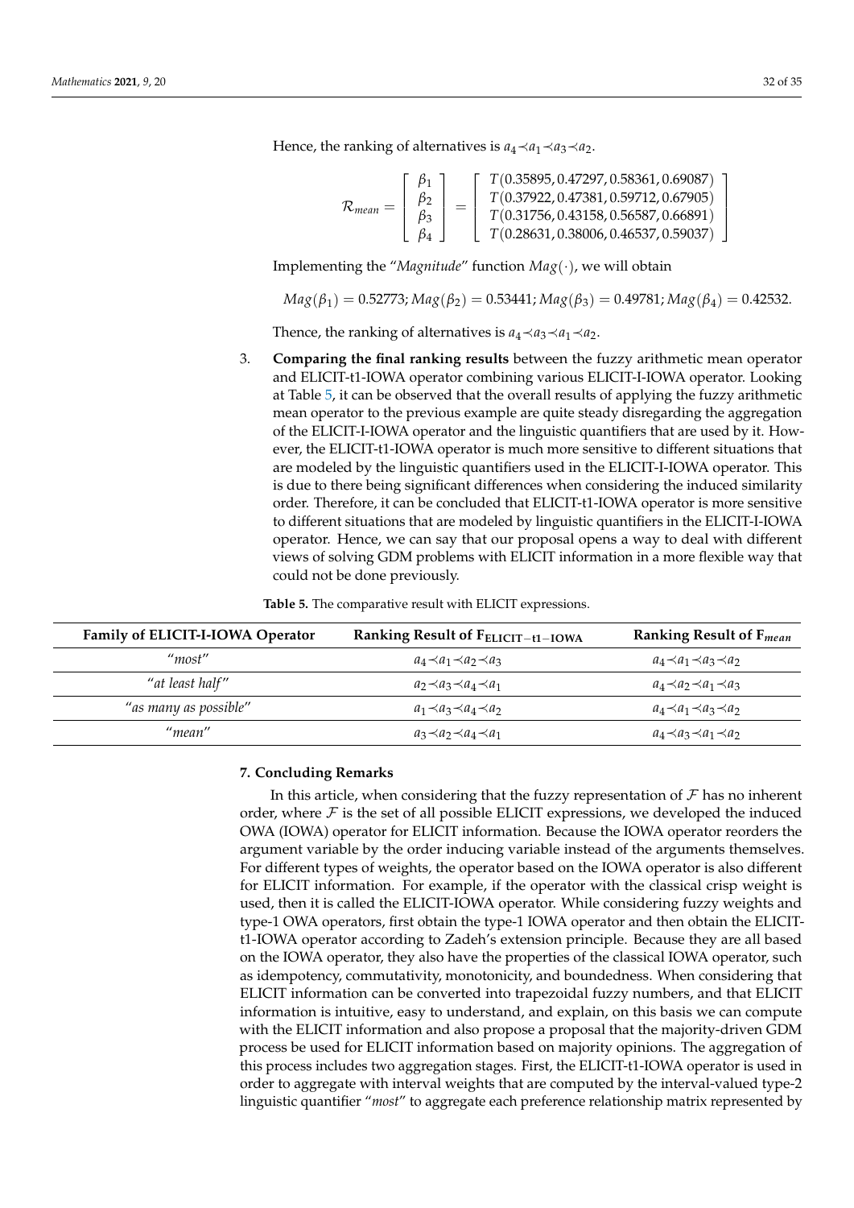Hence, the ranking of alternatives is $a_4 \prec a_1 \prec a_3 \prec a_2$.

$$\mathcal{R}_{mean} = \begin{bmatrix} \beta_1 \\ \beta_2 \\ \beta_3 \\ \beta_4 \end{bmatrix} = \begin{bmatrix} T(0.35895, 0.47297, 0.58361, 0.69087) \\ T(0.37922, 0.47381, 0.59712, 0.67905) \\ T(0.31756, 0.43158, 0.56587, 0.66891) \\ T(0.28631, 0.38006, 0.46537, 0.59037) \end{bmatrix}$$

Implementing the "*Magnitude*" function $Mag(\cdot)$, we will obtain

$$Mag(\beta_1) = 0.52773; Mag(\beta_2) = 0.53441; Mag(\beta_3) = 0.49781; Mag(\beta_4) = 0.42532.$$

Thence, the ranking of alternatives is $a_4 \prec a_3 \prec a_1 \prec a_2$.

3. **Comparing the final ranking results** between the fuzzy arithmetic mean operator and ELICIT-t1-IOWA operator combining various ELICIT-I-IOWA operator. Looking at Table 5, it can be observed that the overall results of applying the fuzzy arithmetic mean operator to the previous example are quite steady disregarding the aggregation of the ELICIT-I-IOWA operator and the linguistic quantifiers that are used by it. However, the ELICIT-t1-IOWA operator is much more sensitive to different situations that are modeled by the linguistic quantifiers used in the ELICIT-I-IOWA operator. This is due to there being significant differences when considering the induced similarity order. Therefore, it can be concluded that ELICIT-t1-IOWA operator is more sensitive to different situations that are modeled by linguistic quantifiers in the ELICIT-I-IOWA operator. Hence, we can say that our proposal opens a way to deal with different views of solving GDM problems with ELICIT information in a more flexible way that could not be done previously.

**Table 5.** The comparative result with ELICIT expressions.

| Family of ELICIT-I-IOWA Operator | Ranking Result of $F_{\text{ELICIT-t1-IOWA}}$ | Ranking Result of $F_{mean}$ |
|---|---|---|
| "*most*" | $a_4 \prec a_1 \prec a_2 \prec a_3$ | $a_4 \prec a_1 \prec a_3 \prec a_2$ |
| "*at least half*" | $a_2 \prec a_3 \prec a_4 \prec a_1$ | $a_4 \prec a_2 \prec a_1 \prec a_3$ |
| "*as many as possible*" | $a_1 \prec a_3 \prec a_4 \prec a_2$ | $a_4 \prec a_1 \prec a_3 \prec a_2$ |
| "*mean*" | $a_3 \prec a_2 \prec a_4 \prec a_1$ | $a_4 \prec a_3 \prec a_1 \prec a_2$ |

## 7. Concluding Remarks

In this article, when considering that the fuzzy representation of $\mathcal{F}$ has no inherent order, where $\mathcal{F}$ is the set of all possible ELICIT expressions, we developed the induced OWA (IOWA) operator for ELICIT information. Because the IOWA operator reorders the argument variable by the order inducing variable instead of the arguments themselves. For different types of weights, the operator based on the IOWA operator is also different for ELICIT information. For example, if the operator with the classical crisp weight is used, then it is called the ELICIT-IOWA operator. While considering fuzzy weights and type-1 OWA operators, first obtain the type-1 IOWA operator and then obtain the ELICIT-t1-IOWA operator according to Zadeh's extension principle. Because they are all based on the IOWA operator, they also have the properties of the classical IOWA operator, such as idempotency, commutativity, monotonicity, and boundedness. When considering that ELICIT information can be converted into trapezoidal fuzzy numbers, and that ELICIT information is intuitive, easy to understand, and explain, on this basis we can compute with the ELICIT information and also propose a proposal that the majority-driven GDM process be used for ELICIT information based on majority opinions. The aggregation of this process includes two aggregation stages. First, the ELICIT-t1-IOWA operator is used in order to aggregate with interval weights that are computed by the interval-valued type-2 linguistic quantifier "*most*" to aggregate each preference relationship matrix represented by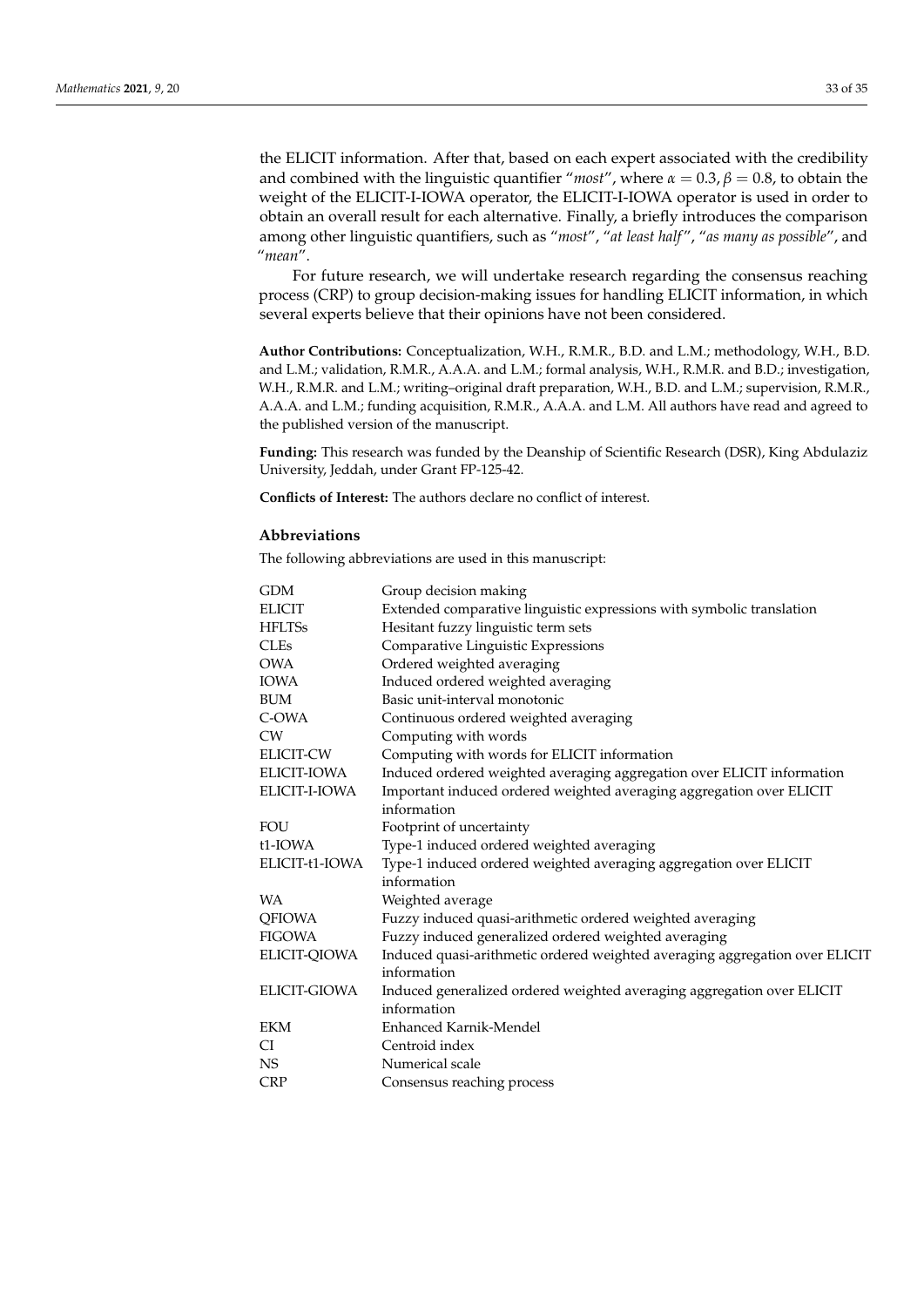the ELICIT information. After that, based on each expert associated with the credibility and combined with the linguistic quantifier "*most*", where $\alpha = 0.3, \beta = 0.8$, to obtain the weight of the ELICIT-I-IOWA operator, the ELICIT-I-IOWA operator is used in order to obtain an overall result for each alternative. Finally, a briefly introduces the comparison among other linguistic quantifiers, such as "*most*", "*at least half*", "*as many as possible*", and "*mean*".

For future research, we will undertake research regarding the consensus reaching process (CRP) to group decision-making issues for handling ELICIT information, in which several experts believe that their opinions have not been considered.

**Author Contributions:** Conceptualization, W.H., R.M.R., B.D. and L.M.; methodology, W.H., B.D. and L.M.; validation, R.M.R., A.A.A. and L.M.; formal analysis, W.H., R.M.R. and B.D.; investigation, W.H., R.M.R. and L.M.; writing–original draft preparation, W.H., B.D. and L.M.; supervision, R.M.R., A.A.A. and L.M.; funding acquisition, R.M.R., A.A.A. and L.M. All authors have read and agreed to the published version of the manuscript.

**Funding:** This research was funded by the Deanship of Scientific Research (DSR), King Abdulaziz University, Jeddah, under Grant FP-125-42.

**Conflicts of Interest:** The authors declare no conflict of interest.

## Abbreviations

The following abbreviations are used in this manuscript:

| | |
|---|---|
| GDM | Group decision making |
| ELICIT | Extended comparative linguistic expressions with symbolic translation |
| HFLTSs | Hesitant fuzzy linguistic term sets |
| CLEs | Comparative Linguistic Expressions |
| OWA | Ordered weighted averaging |
| IOWA | Induced ordered weighted averaging |
| BUM | Basic unit-interval monotonic |
| C-OWA | Continuous ordered weighted averaging |
| CW | Computing with words |
| ELICIT-CW | Computing with words for ELICIT information |
| ELICIT-IOWA | Induced ordered weighted averaging aggregation over ELICIT information |
| ELICIT-I-IOWA | Important induced ordered weighted averaging aggregation over ELICIT information |
| FOU | Footprint of uncertainty |
| t1-IOWA | Type-1 induced ordered weighted averaging |
| ELICIT-t1-IOWA | Type-1 induced ordered weighted averaging aggregation over ELICIT information |
| WA | Weighted average |
| QFIOWA | Fuzzy induced quasi-arithmetic ordered weighted averaging |
| FIGOWA | Fuzzy induced generalized ordered weighted averaging |
| ELICIT-QIOWA | Induced quasi-arithmetic ordered weighted averaging aggregation over ELICIT information |
| ELICIT-GIOWA | Induced generalized ordered weighted averaging aggregation over ELICIT information |
| EKM | Enhanced Karnik-Mendel |
| CI | Centroid index |
| NS | Numerical scale |
| CRP | Consensus reaching process |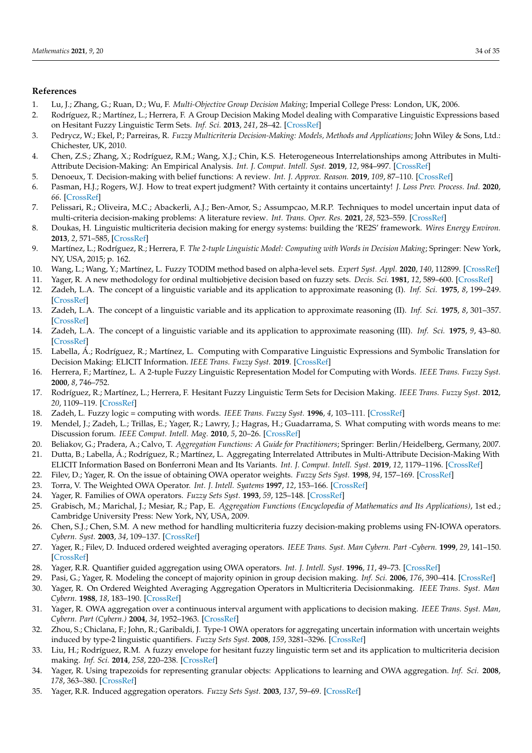## References

1. Lu, J.; Zhang, G.; Ruan, D.; Wu, F. *Multi-Objective Group Decision Making*; Imperial College Press: London, UK, 2006.
2. Rodríguez, R.; Martínez, L.; Herrera, F. A Group Decision Making Model dealing with Comparative Linguistic Expressions based on Hesitant Fuzzy Linguistic Term Sets. *Inf. Sci.* **2013**, *241*, 28–42. [CrossRef]
3. Pedrycz, W.; Ekel, P.; Parreiras, R. *Fuzzy Multicriteria Decision-Making: Models, Methods and Applications*; John Wiley & Sons, Ltd.: Chichester, UK, 2010.
4. Chen, Z.S.; Zhang, X.; Rodríguez, R.M.; Wang, X.J.; Chin, K.S. Heterogeneous Interrelationships among Attributes in Multi-Attribute Decision-Making: An Empirical Analysis. *Int. J. Comput. Intell. Syst.* **2019**, *12*, 984–997. [CrossRef]
5. Denoeux, T. Decision-making with belief functions: A review. *Int. J. Approx. Reason.* **2019**, *109*, 87–110. [CrossRef]
6. Pasman, H.J.; Rogers, W.J. How to treat expert judgment? With certainty it contains uncertainty! *J. Loss Prev. Process. Ind.* **2020**, *66*. [CrossRef]
7. Pelissari, R.; Oliveira, M.C.; Abackerli, A.J.; Ben-Amor, S.; Assumpcao, M.R.P. Techniques to model uncertain input data of multi-criteria decision-making problems: A literature review. *Int. Trans. Oper. Res.* **2021**, *28*, 523–559. [CrossRef]
8. Doukas, H. Linguistic multicriteria decision making for energy systems: building the 'RE2S' framework. *Wires Energy Environ.* **2013**, *2*, 571–585, [CrossRef]
9. Martínez, L.; Rodríguez, R.; Herrera, F. *The 2-tuple Linguistic Model: Computing with Words in Decision Making*; Springer: New York, NY, USA, 2015; p. 162.
10. Wang, L.; Wang, Y.; Martínez, L. Fuzzy TODIM method based on alpha-level sets. *Expert Syst. Appl.* **2020**, *140*, 112899. [CrossRef]
11. Yager, R. A new methodology for ordinal multiobjetive decision based on fuzzy sets. *Decis. Sci.* **1981**, *12*, 589–600. [CrossRef]
12. Zadeh, L.A. The concept of a linguistic variable and its application to approximate reasoning (I). *Inf. Sci.* **1975**, *8*, 199–249. [CrossRef]
13. Zadeh, L.A. The concept of a linguistic variable and its application to approximate reasoning (II). *Inf. Sci.* **1975**, *8*, 301–357. [CrossRef]
14. Zadeh, L.A. The concept of a linguistic variable and its application to approximate reasoning (III). *Inf. Sci.* **1975**, *9*, 43–80. [CrossRef]
15. Labella, Á.; Rodríguez, R.; Martínez, L. Computing with Comparative Linguistic Expressions and Symbolic Translation for Decision Making: ELICIT Information. *IEEE Trans. Fuzzy Syst.* **2019**. [CrossRef]
16. Herrera, F.; Martínez, L. A 2-tuple Fuzzy Linguistic Representation Model for Computing with Words. *IEEE Trans. Fuzzy Syst.* **2000**, *8*, 746–752.
17. Rodríguez, R.; Martínez, L.; Herrera, F. Hesitant Fuzzy Linguistic Term Sets for Decision Making. *IEEE Trans. Fuzzy Syst.* **2012**, *20*, 1109–119. [CrossRef]
18. Zadeh, L. Fuzzy logic = computing with words. *IEEE Trans. Fuzzy Syst.* **1996**, *4*, 103–111. [CrossRef]
19. Mendel, J.; Zadeh, L.; Trillas, E.; Yager, R.; Lawry, J.; Hagras, H.; Guadarrama, S. What computing with words means to me: Discussion forum. *IEEE Comput. Intell. Mag.* **2010**, *5*, 20–26. [CrossRef]
20. Beliakov, G.; Pradera, A.; Calvo, T. *Aggregation Functions: A Guide for Practitioners*; Springer: Berlin/Heidelberg, Germany, 2007.
21. Dutta, B.; Labella, Á.; Rodríguez, R.; Martínez, L. Aggregating Interrelated Attributes in Multi-Attribute Decision-Making With ELICIT Information Based on Bonferroni Mean and Its Variants. *Int. J. Comput. Intell. Syst.* **2019**, *12*, 1179–1196. [CrossRef]
22. Filev, D.; Yager, R. On the issue of obtaining OWA operator weights. *Fuzzy Sets Syst.* **1998**, *94*, 157–169. [CrossRef]
23. Torra, V. The Weighted OWA Operator. *Int. J. Intell. Syatems* **1997**, *12*, 153–166. [CrossRef]
24. Yager, R. Families of OWA operators. *Fuzzy Sets Syst.* **1993**, *59*, 125–148. [CrossRef]
25. Grabisch, M.; Marichal, J.; Mesiar, R.; Pap, E. *Aggregation Functions (Encyclopedia of Mathematics and Its Applications)*, 1st ed.; Cambridge University Press: New York, NY, USA, 2009.
26. Chen, S.J.; Chen, S.M. A new method for handling multicriteria fuzzy decision-making problems using FN-IOWA operators. *Cybern. Syst.* **2003**, *34*, 109–137. [CrossRef]
27. Yager, R.; Filev, D. Induced ordered weighted averaging operators. *IEEE Trans. Syst. Man Cybern. Part -Cybern.* **1999**, *29*, 141–150. [CrossRef]
28. Yager, R.R. Quantifier guided aggregation using OWA operators. *Int. J. Intell. Syst.* **1996**, *11*, 49–73. [CrossRef]
29. Pasi, G.; Yager, R. Modeling the concept of majority opinion in group decision making. *Inf. Sci.* **2006**, *176*, 390–414. [CrossRef]
30. Yager, R. On Ordered Weighted Averaging Aggregation Operators in Multicriteria Decisionmaking. *IEEE Trans. Syst. Man Cybern.* **1988**, *18*, 183–190. [CrossRef]
31. Yager, R. OWA aggregation over a continuous interval argument with applications to decision making. *IEEE Trans. Syst. Man, Cybern. Part (Cybern.)* **2004**, *34*, 1952–1963. [CrossRef]
32. Zhou, S.; Chiclana, F.; John, R.; Garibaldi, J. Type-1 OWA operators for aggregating uncertain information with uncertain weights induced by type-2 linguistic quantifiers. *Fuzzy Sets Syst.* **2008**, *159*, 3281–3296. [CrossRef]
33. Liu, H.; Rodríguez, R.M. A fuzzy envelope for hesitant fuzzy linguistic term set and its application to multicriteria decision making. *Inf. Sci.* **2014**, *258*, 220–238. [CrossRef]
34. Yager, R. Using trapezoids for representing granular objects: Applications to learning and OWA aggregation. *Inf. Sci.* **2008**, *178*, 363–380. [CrossRef]
35. Yager, R.R. Induced aggregation operators. *Fuzzy Sets Syst.* **2003**, *137*, 59–69. [CrossRef]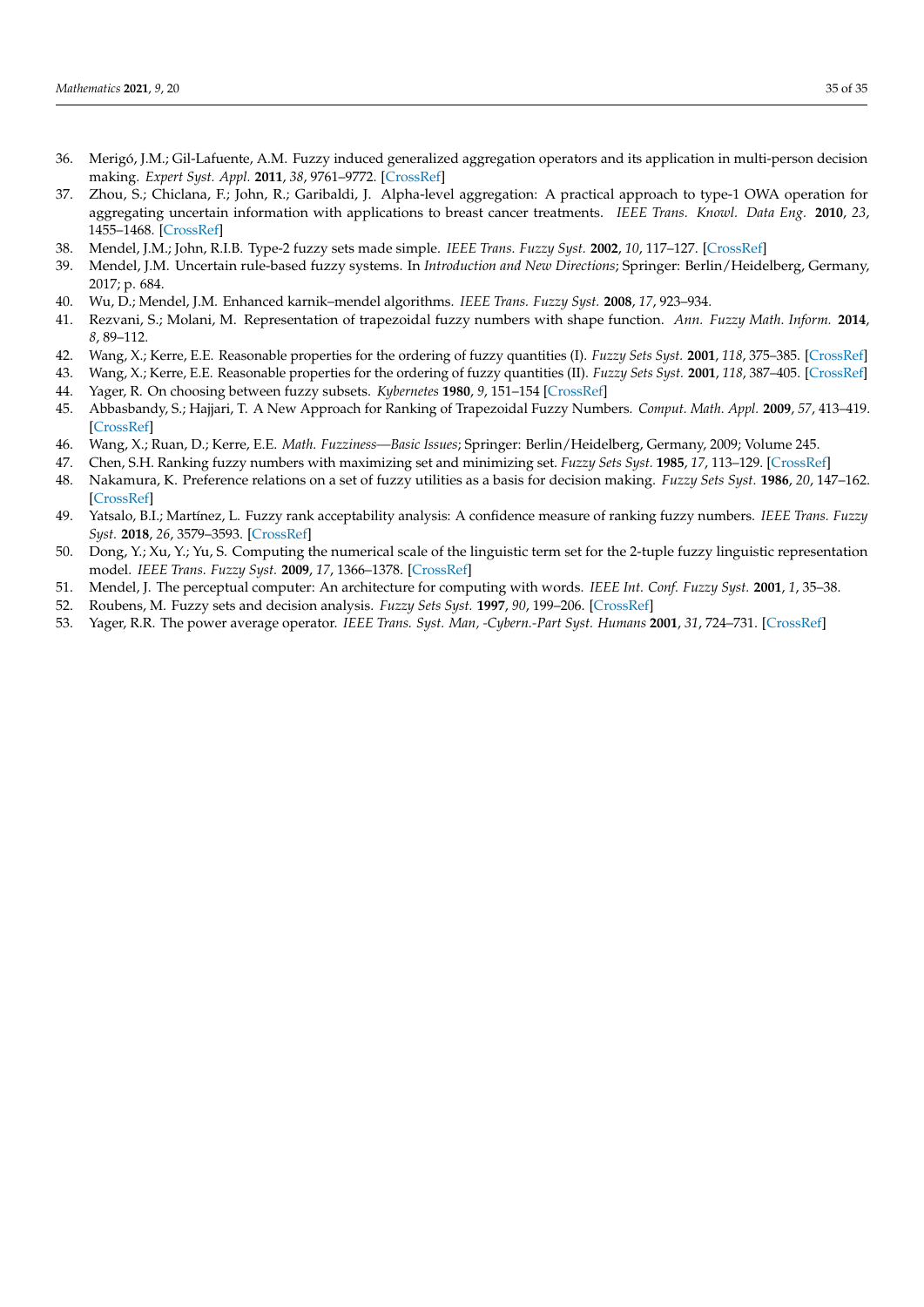36. Merigó, J.M.; Gil-Lafuente, A.M. Fuzzy induced generalized aggregation operators and its application in multi-person decision making. *Expert Syst. Appl.* **2011**, *38*, 9761–9772. [CrossRef]
37. Zhou, S.; Chiclana, F.; John, R.; Garibaldi, J. Alpha-level aggregation: A practical approach to type-1 OWA operation for aggregating uncertain information with applications to breast cancer treatments. *IEEE Trans. Knowl. Data Eng.* **2010**, *23*, 1455–1468. [CrossRef]
38. Mendel, J.M.; John, R.I.B. Type-2 fuzzy sets made simple. *IEEE Trans. Fuzzy Syst.* **2002**, *10*, 117–127. [CrossRef]
39. Mendel, J.M. Uncertain rule-based fuzzy systems. In *Introduction and New Directions*; Springer: Berlin/Heidelberg, Germany, 2017; p. 684.
40. Wu, D.; Mendel, J.M. Enhanced karnik–mendel algorithms. *IEEE Trans. Fuzzy Syst.* **2008**, *17*, 923–934.
41. Rezvani, S.; Molani, M. Representation of trapezoidal fuzzy numbers with shape function. *Ann. Fuzzy Math. Inform.* **2014**, *8*, 89–112.
42. Wang, X.; Kerre, E.E. Reasonable properties for the ordering of fuzzy quantities (I). *Fuzzy Sets Syst.* **2001**, *118*, 375–385. [CrossRef]
43. Wang, X.; Kerre, E.E. Reasonable properties for the ordering of fuzzy quantities (II). *Fuzzy Sets Syst.* **2001**, *118*, 387–405. [CrossRef]
44. Yager, R. On choosing between fuzzy subsets. *Kybernetes* **1980**, *9*, 151–154 [CrossRef]
45. Abbasbandy, S.; Hajjari, T. A New Approach for Ranking of Trapezoidal Fuzzy Numbers. *Comput. Math. Appl.* **2009**, *57*, 413–419. [CrossRef]
46. Wang, X.; Ruan, D.; Kerre, E.E. *Math. Fuzziness—Basic Issues*; Springer: Berlin/Heidelberg, Germany, 2009; Volume 245.
47. Chen, S.H. Ranking fuzzy numbers with maximizing set and minimizing set. *Fuzzy Sets Syst.* **1985**, *17*, 113–129. [CrossRef]
48. Nakamura, K. Preference relations on a set of fuzzy utilities as a basis for decision making. *Fuzzy Sets Syst.* **1986**, *20*, 147–162. [CrossRef]
49. Yatsalo, B.I.; Martínez, L. Fuzzy rank acceptability analysis: A confidence measure of ranking fuzzy numbers. *IEEE Trans. Fuzzy Syst.* **2018**, *26*, 3579–3593. [CrossRef]
50. Dong, Y.; Xu, Y.; Yu, S. Computing the numerical scale of the linguistic term set for the 2-tuple fuzzy linguistic representation model. *IEEE Trans. Fuzzy Syst.* **2009**, *17*, 1366–1378. [CrossRef]
51. Mendel, J. The perceptual computer: An architecture for computing with words. *IEEE Int. Conf. Fuzzy Syst.* **2001**, *1*, 35–38.
52. Roubens, M. Fuzzy sets and decision analysis. *Fuzzy Sets Syst.* **1997**, *90*, 199–206. [CrossRef]
53. Yager, R.R. The power average operator. *IEEE Trans. Syst. Man, -Cybern.-Part Syst. Humans* **2001**, *31*, 724–731. [CrossRef]